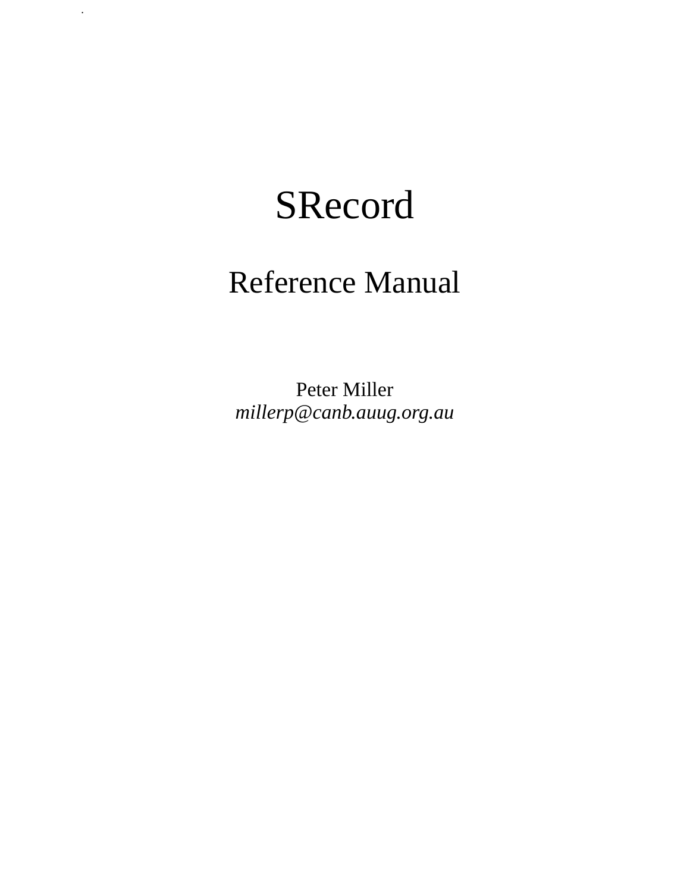# SRecord

## Reference Manual

Peter Miller
*millerp@canb.auug.org.au*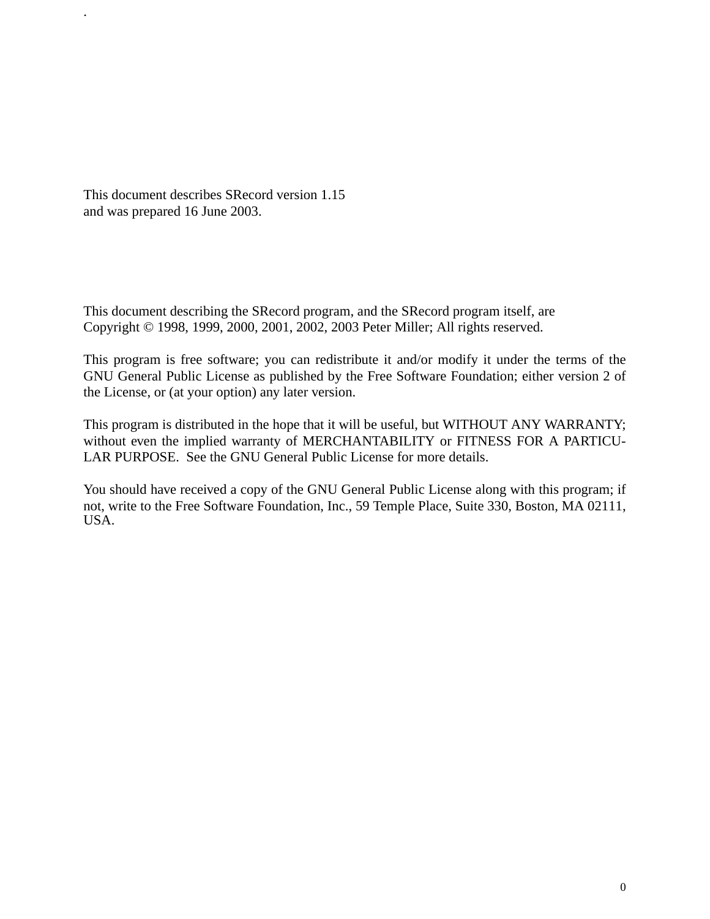.

This document describes SRecord version 1.15
and was prepared 16 June 2003.

This document describing the SRecord program, and the SRecord program itself, are
Copyright © 1998, 1999, 2000, 2001, 2002, 2003 Peter Miller; All rights reserved.

This program is free software; you can redistribute it and/or modify it under the terms of the GNU General Public License as published by the Free Software Foundation; either version 2 of the License, or (at your option) any later version.

This program is distributed in the hope that it will be useful, but WITHOUT ANY WARRANTY; without even the implied warranty of MERCHANTABILITY or FITNESS FOR A PARTICULAR PURPOSE. See the GNU General Public License for more details.

You should have received a copy of the GNU General Public License along with this program; if not, write to the Free Software Foundation, Inc., 59 Temple Place, Suite 330, Boston, MA 02111, USA.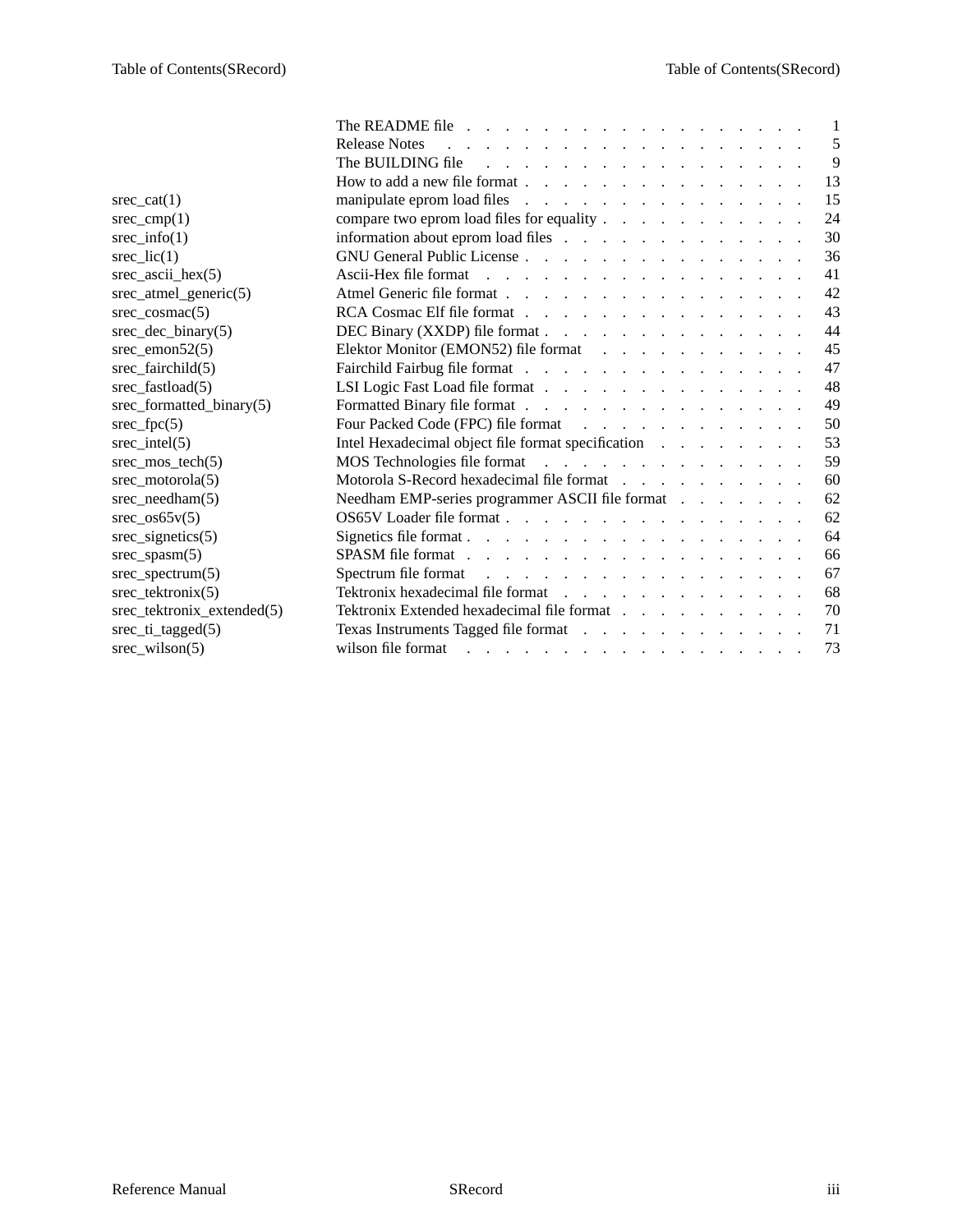| | | |
|---|---|---|
| | The README file | 1 |
| | Release Notes | 5 |
| | The BUILDING file | 9 |
| | How to add a new file format | 13 |
| srec_cat(1) | manipulate eprom load files | 15 |
| srec_cmp(1) | compare two eprom load files for equality | 24 |
| srec_info(1) | information about eprom load files | 30 |
| srec_lic(1) | GNU General Public License | 36 |
| srec_ascii_hex(5) | Ascii-Hex file format | 41 |
| srec_atmel_generic(5) | Atmel Generic file format | 42 |
| srec_cosmac(5) | RCA Cosmac Elf file format | 43 |
| srec_dec_binary(5) | DEC Binary (XXDP) file format | 44 |
| srec_emon52(5) | Elektor Monitor (EMON52) file format | 45 |
| srec_fairchild(5) | Fairchild Fairbug file format | 47 |
| srec_fastload(5) | LSI Logic Fast Load file format | 48 |
| srec_formatted_binary(5) | Formatted Binary file format | 49 |
| srec_fpc(5) | Four Packed Code (FPC) file format | 50 |
| srec_intel(5) | Intel Hexadecimal object file format specification | 53 |
| srec_mos_tech(5) | MOS Technologies file format | 59 |
| srec_motorola(5) | Motorola S-Record hexadecimal file format | 60 |
| srec_needham(5) | Needham EMP-series programmer ASCII file format | 62 |
| srec_os65v(5) | OS65V Loader file format | 62 |
| srec_signetics(5) | Signetics file format | 64 |
| srec_spasm(5) | SPASM file format | 66 |
| srec_spectrum(5) | Spectrum file format | 67 |
| srec_tektronix(5) | Tektronix hexadecimal file format | 68 |
| srec_tektronix_extended(5) | Tektronix Extended hexadecimal file format | 70 |
| srec_ti_tagged(5) | Texas Instruments Tagged file format | 71 |
| srec_wilson(5) | wilson file format | 73 |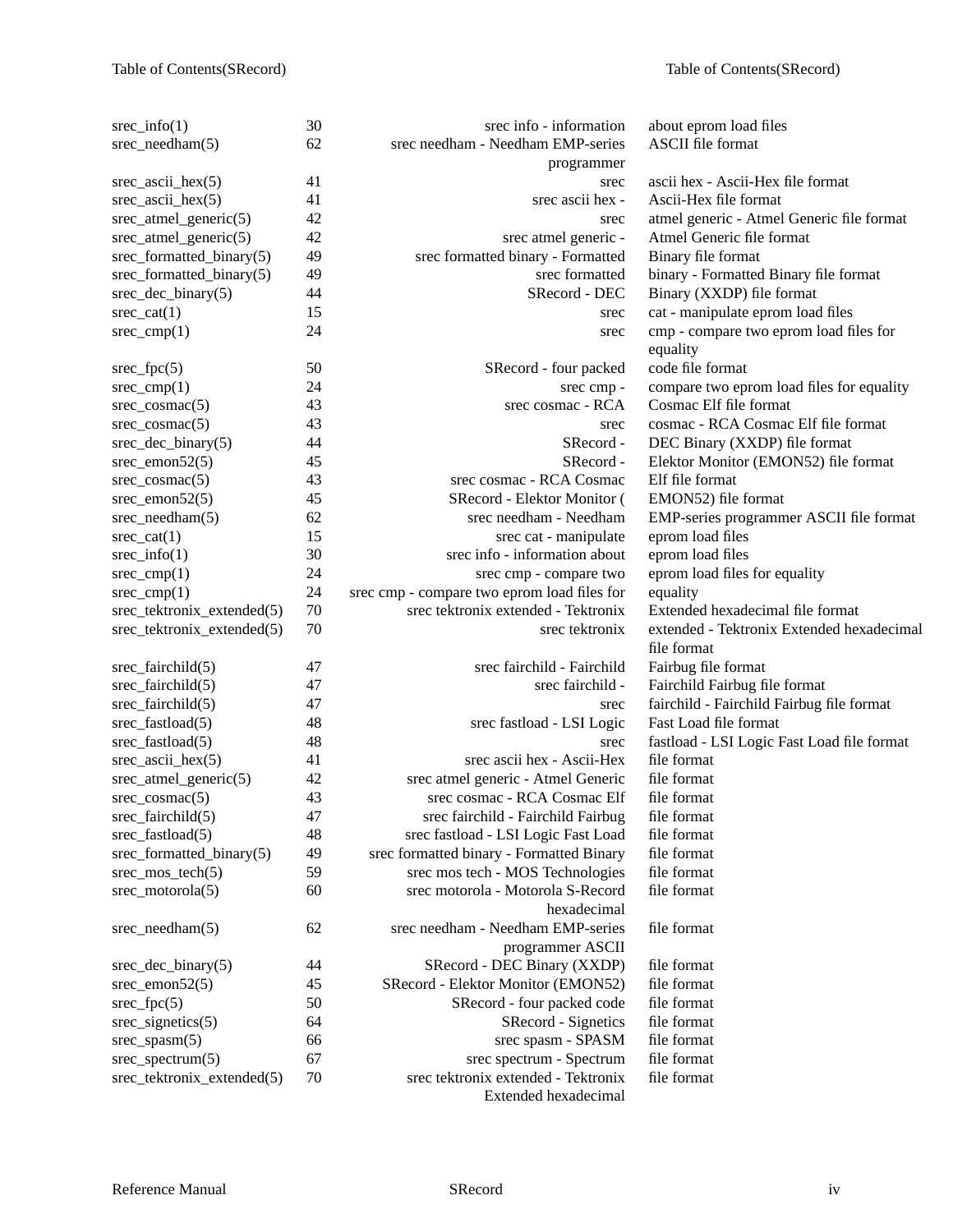| | | | |
|---|---|---|---|
| srec_info(1) | 30 | srec info - information | about eprom load files |
| srec_needham(5) | 62 | srec needham - Needham EMP-series programmer | ASCII file format |
| srec_ascii_hex(5) | 41 | srec | ascii hex - Ascii-Hex file format |
| srec_ascii_hex(5) | 41 | srec ascii hex - | Ascii-Hex file format |
| srec_atmel_generic(5) | 42 | srec | atmel generic - Atmel Generic file format |
| srec_atmel_generic(5) | 42 | srec atmel generic - | Atmel Generic file format |
| srec_formatted_binary(5) | 49 | srec formatted binary - Formatted | Binary file format |
| srec_formatted_binary(5) | 49 | srec formatted | binary - Formatted Binary file format |
| srec_dec_binary(5) | 44 | SRecord - DEC | Binary (XXDP) file format |
| srec_cat(1) | 15 | srec | cat - manipulate eprom load files |
| srec_cmp(1) | 24 | srec | cmp - compare two eprom load files for equality |
| srec_fpc(5) | 50 | SRecord - four packed | code file format |
| srec_cmp(1) | 24 | srec cmp - | compare two eprom load files for equality |
| srec_cosmac(5) | 43 | srec cosmac - RCA | Cosmac Elf file format |
| srec_cosmac(5) | 43 | srec | cosmac - RCA Cosmac Elf file format |
| srec_dec_binary(5) | 44 | SRecord - | DEC Binary (XXDP) file format |
| srec_emon52(5) | 45 | SRecord - | Elektor Monitor (EMON52) file format |
| srec_cosmac(5) | 43 | srec cosmac - RCA Cosmac | Elf file format |
| srec_emon52(5) | 45 | SRecord - Elektor Monitor ( | EMON52) file format |
| srec_needham(5) | 62 | srec needham - Needham | EMP-series programmer ASCII file format |
| srec_cat(1) | 15 | srec cat - manipulate | eprom load files |
| srec_info(1) | 30 | srec info - information about | eprom load files |
| srec_cmp(1) | 24 | srec cmp - compare two | eprom load files for equality |
| srec_cmp(1) | 24 | srec cmp - compare two eprom load files for | equality |
| srec_tektronix_extended(5) | 70 | srec tektronix extended - Tektronix | Extended hexadecimal file format |
| srec_tektronix_extended(5) | 70 | srec tektronix | extended - Tektronix Extended hexadecimal file format |
| srec_fairchild(5) | 47 | srec fairchild - Fairchild | Fairbug file format |
| srec_fairchild(5) | 47 | srec fairchild - | Fairchild Fairbug file format |
| srec_fairchild(5) | 47 | srec | fairchild - Fairchild Fairbug file format |
| srec_fastload(5) | 48 | srec fastload - LSI Logic | Fast Load file format |
| srec_fastload(5) | 48 | srec | fastload - LSI Logic Fast Load file format |
| srec_ascii_hex(5) | 41 | srec ascii hex - Ascii-Hex | file format |
| srec_atmel_generic(5) | 42 | srec atmel generic - Atmel Generic | file format |
| srec_cosmac(5) | 43 | srec cosmac - RCA Cosmac Elf | file format |
| srec_fairchild(5) | 47 | srec fairchild - Fairchild Fairbug | file format |
| srec_fastload(5) | 48 | srec fastload - LSI Logic Fast Load | file format |
| srec_formatted_binary(5) | 49 | srec formatted binary - Formatted Binary | file format |
| srec_mos_tech(5) | 59 | srec mos tech - MOS Technologies | file format |
| srec_motorola(5) | 60 | srec motorola - Motorola S-Record hexadecimal | file format |
| srec_needham(5) | 62 | srec needham - Needham EMP-series programmer ASCII | file format |
| srec_dec_binary(5) | 44 | SRecord - DEC Binary (XXDP) | file format |
| srec_emon52(5) | 45 | SRecord - Elektor Monitor (EMON52) | file format |
| srec_fpc(5) | 50 | SRecord - four packed code | file format |
| srec_signetics(5) | 64 | SRecord - Signetics | file format |
| srec_spasm(5) | 66 | srec spasm - SPASM | file format |
| srec_spectrum(5) | 67 | srec spectrum - Spectrum | file format |
| srec_tektronix_extended(5) | 70 | srec tektronix extended - Tektronix Extended hexadecimal | file format |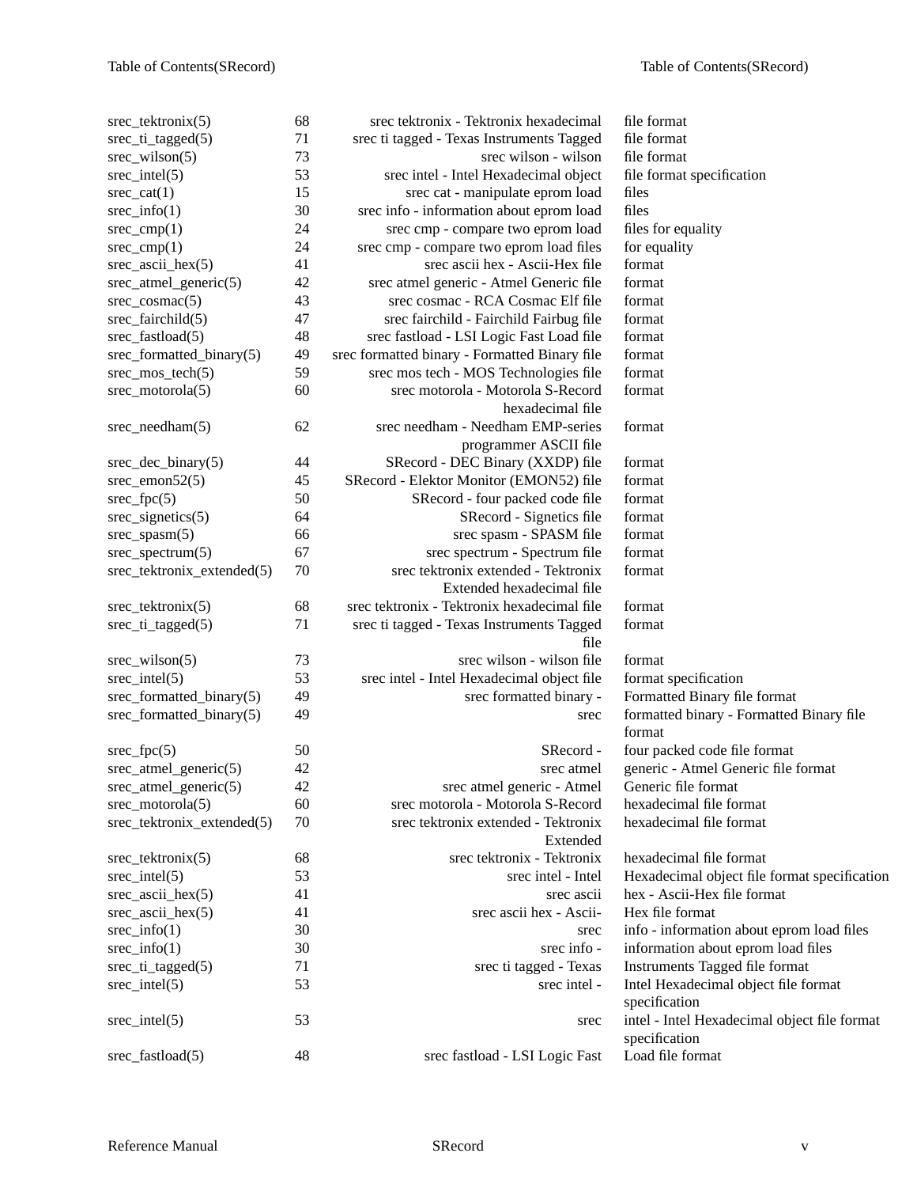| | | | |
|---|---|---|---|
| srec_tektronix(5) | 68 | srec tektronix - Tektronix hexadecimal | file format |
| srec_ti_tagged(5) | 71 | srec ti tagged - Texas Instruments Tagged | file format |
| srec_wilson(5) | 73 | srec wilson - wilson | file format |
| srec_intel(5) | 53 | srec intel - Intel Hexadecimal object | file format specification |
| srec_cat(1) | 15 | srec cat - manipulate eprom load | files |
| srec_info(1) | 30 | srec info - information about eprom load | files |
| srec_cmp(1) | 24 | srec cmp - compare two eprom load | files for equality |
| srec_cmp(1) | 24 | srec cmp - compare two eprom load files | for equality |
| srec_ascii_hex(5) | 41 | srec ascii hex - Ascii-Hex file | format |
| srec_atmel_generic(5) | 42 | srec atmel generic - Atmel Generic file | format |
| srec_cosmac(5) | 43 | srec cosmac - RCA Cosmac Elf file | format |
| srec_fairchild(5) | 47 | srec fairchild - Fairchild Fairbug file | format |
| srec_fastload(5) | 48 | srec fastload - LSI Logic Fast Load file | format |
| srec_formatted_binary(5) | 49 | srec formatted binary - Formatted Binary file | format |
| srec_mos_tech(5) | 59 | srec mos tech - MOS Technologies file | format |
| srec_motorola(5) | 60 | srec motorola - Motorola S-Record hexadecimal file | format |
| srec_needham(5) | 62 | srec needham - Needham EMP-series programmer ASCII file | format |
| srec_dec_binary(5) | 44 | SRecord - DEC Binary (XXDP) file | format |
| srec_emon52(5) | 45 | SRecord - Elektor Monitor (EMON52) file | format |
| srec_fpc(5) | 50 | SRecord - four packed code file | format |
| srec_signetics(5) | 64 | SRecord - Signetics file | format |
| srec_spasm(5) | 66 | srec spasm - SPASM file | format |
| srec_spectrum(5) | 67 | srec spectrum - Spectrum file | format |
| srec_tektronix_extended(5) | 70 | srec tektronix extended - Tektronix Extended hexadecimal file | format |
| srec_tektronix(5) | 68 | srec tektronix - Tektronix hexadecimal file | format |
| srec_ti_tagged(5) | 71 | srec ti tagged - Texas Instruments Tagged file | format |
| srec_wilson(5) | 73 | srec wilson - wilson file | format |
| srec_intel(5) | 53 | srec intel - Intel Hexadecimal object file | format specification |
| srec_formatted_binary(5) | 49 | srec formatted binary - | Formatted Binary file format |
| srec_formatted_binary(5) | 49 | srec | formatted binary - Formatted Binary file format |
| srec_fpc(5) | 50 | SRecord - | four packed code file format |
| srec_atmel_generic(5) | 42 | srec atmel | generic - Atmel Generic file format |
| srec_atmel_generic(5) | 42 | srec atmel generic - Atmel | Generic file format |
| srec_motorola(5) | 60 | srec motorola - Motorola S-Record | hexadecimal file format |
| srec_tektronix_extended(5) | 70 | srec tektronix extended - Tektronix Extended | hexadecimal file format |
| srec_tektronix(5) | 68 | srec tektronix - Tektronix | hexadecimal file format |
| srec_intel(5) | 53 | srec intel - Intel | Hexadecimal object file format specification |
| srec_ascii_hex(5) | 41 | srec ascii | hex - Ascii-Hex file format |
| srec_ascii_hex(5) | 41 | srec ascii hex - Ascii- | Hex file format |
| srec_info(1) | 30 | srec | info - information about eprom load files |
| srec_info(1) | 30 | srec info - | information about eprom load files |
| srec_ti_tagged(5) | 71 | srec ti tagged - Texas | Instruments Tagged file format |
| srec_intel(5) | 53 | srec intel - | Intel Hexadecimal object file format specification |
| srec_intel(5) | 53 | srec | intel - Intel Hexadecimal object file format specification |
| srec_fastload(5) | 48 | srec fastload - LSI Logic Fast | Load file format |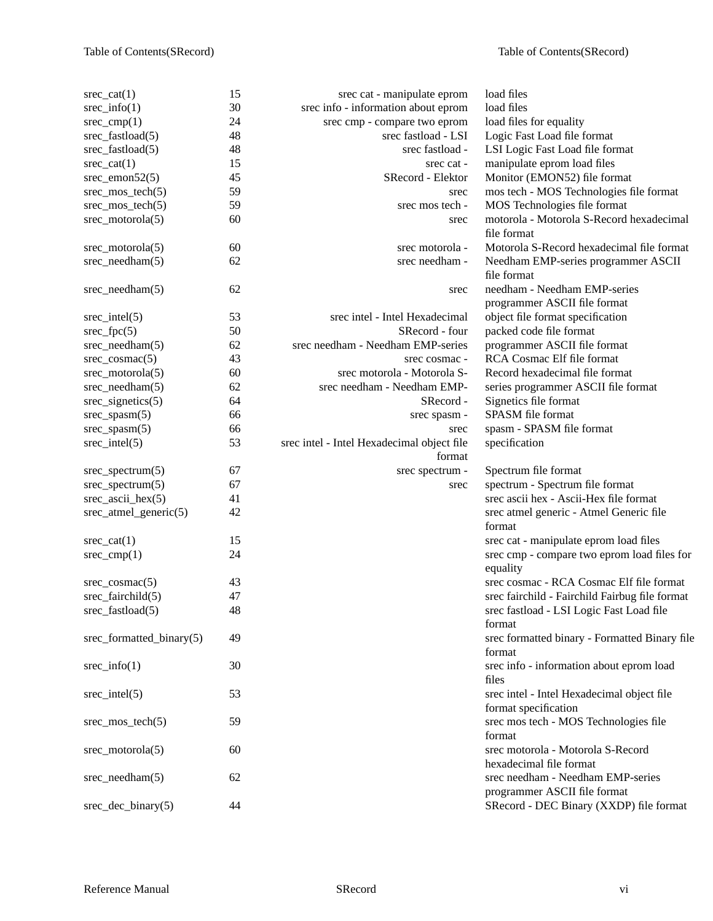| | | | |
|---|---|---|---|
| srec_cat(1) | 15 | srec cat - manipulate eprom | load files |
| srec_info(1) | 30 | srec info - information about eprom | load files |
| srec_cmp(1) | 24 | srec cmp - compare two eprom | load files for equality |
| srec_fastload(5) | 48 | srec fastload - LSI | Logic Fast Load file format |
| srec_fastload(5) | 48 | srec fastload - | LSI Logic Fast Load file format |
| srec_cat(1) | 15 | srec cat - | manipulate eprom load files |
| srec_emon52(5) | 45 | SRecord - Elektor | Monitor (EMON52) file format |
| srec_mos_tech(5) | 59 | srec | mos tech - MOS Technologies file format |
| srec_mos_tech(5) | 59 | srec mos tech - | MOS Technologies file format |
| srec_motorola(5) | 60 | srec | motorola - Motorola S-Record hexadecimal file format |
| srec_motorola(5) | 60 | srec motorola - | Motorola S-Record hexadecimal file format |
| srec_needham(5) | 62 | srec needham - | Needham EMP-series programmer ASCII file format |
| srec_needham(5) | 62 | srec | needham - Needham EMP-series programmer ASCII file format |
| srec_intel(5) | 53 | srec intel - Intel Hexadecimal | object file format specification |
| srec_fpc(5) | 50 | SRecord - four | packed code file format |
| srec_needham(5) | 62 | srec needham - Needham EMP-series | programmer ASCII file format |
| srec_cosmac(5) | 43 | srec cosmac - | RCA Cosmac Elf file format |
| srec_motorola(5) | 60 | srec motorola - Motorola S- | Record hexadecimal file format |
| srec_needham(5) | 62 | srec needham - Needham EMP- | series programmer ASCII file format |
| srec_signetics(5) | 64 | SRecord - | Signetics file format |
| srec_spasm(5) | 66 | srec spasm - | SPASM file format |
| srec_spasm(5) | 66 | srec | spasm - SPASM file format |
| srec_intel(5) | 53 | srec intel - Intel Hexadecimal object file format | specification |
| srec_spectrum(5) | 67 | srec spectrum - | Spectrum file format |
| srec_spectrum(5) | 67 | srec | spectrum - Spectrum file format |
| srec_ascii_hex(5) | 41 | | srec ascii hex - Ascii-Hex file format |
| srec_atmel_generic(5) | 42 | | srec atmel generic - Atmel Generic file format |
| srec_cat(1) | 15 | | srec cat - manipulate eprom load files |
| srec_cmp(1) | 24 | | srec cmp - compare two eprom load files for equality |
| srec_cosmac(5) | 43 | | srec cosmac - RCA Cosmac Elf file format |
| srec_fairchild(5) | 47 | | srec fairchild - Fairchild Fairbug file format |
| srec_fastload(5) | 48 | | srec fastload - LSI Logic Fast Load file format |
| srec_formatted_binary(5) | 49 | | srec formatted binary - Formatted Binary file format |
| srec_info(1) | 30 | | srec info - information about eprom load files |
| srec_intel(5) | 53 | | srec intel - Intel Hexadecimal object file format specification |
| srec_mos_tech(5) | 59 | | srec mos tech - MOS Technologies file format |
| srec_motorola(5) | 60 | | srec motorola - Motorola S-Record hexadecimal file format |
| srec_needham(5) | 62 | | srec needham - Needham EMP-series programmer ASCII file format |
| srec_dec_binary(5) | 44 | | SRecord - DEC Binary (XXDP) file format |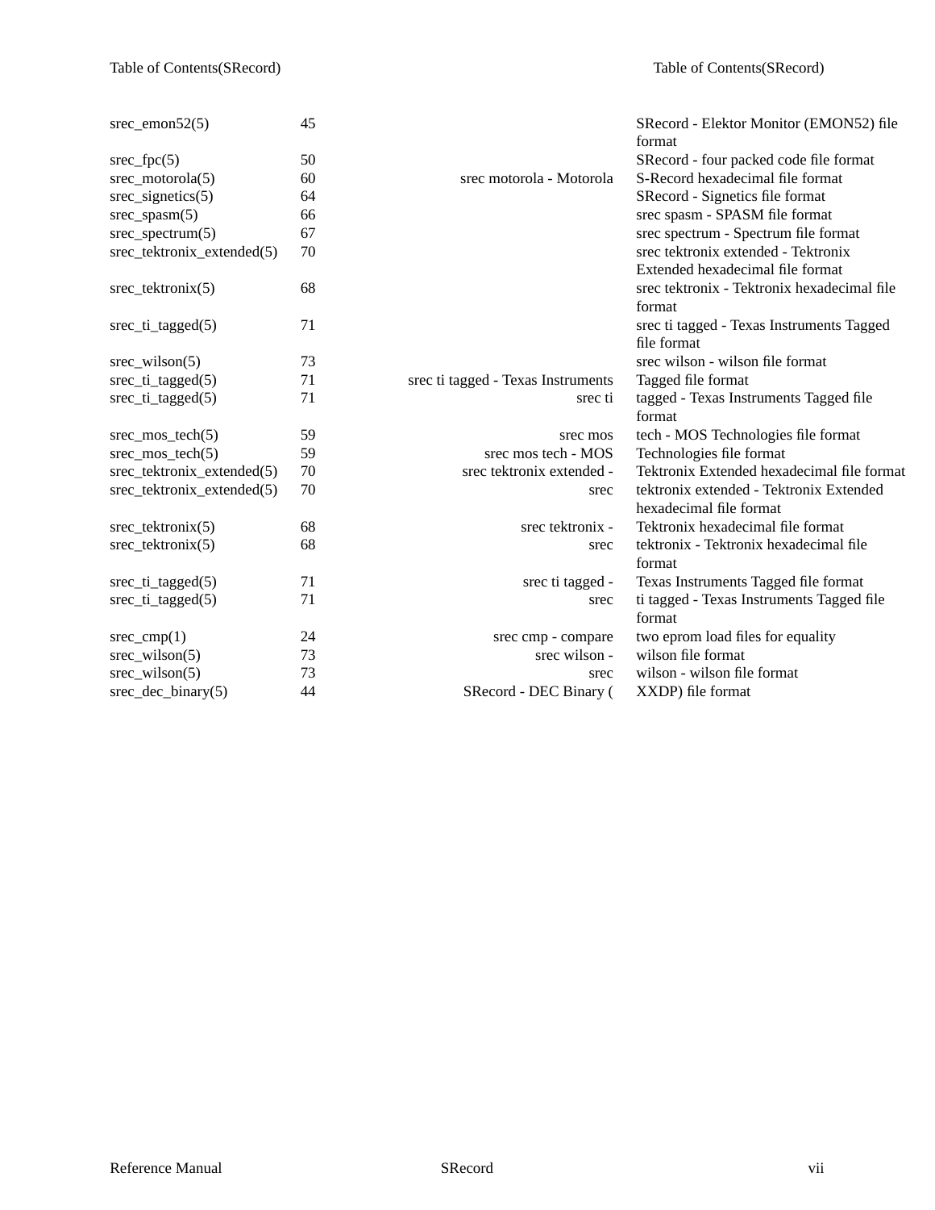| | | | |
|---|---|---|---|
| srec_emon52(5) | 45 | | SRecord - Elektor Monitor (EMON52) file format |
| srec_fpc(5) | 50 | | SRecord - four packed code file format |
| srec_motorola(5) | 60 | srec motorola - Motorola | S-Record hexadecimal file format |
| srec_signetics(5) | 64 | | SRecord - Signetics file format |
| srec_spasm(5) | 66 | | srec spasm - SPASM file format |
| srec_spectrum(5) | 67 | | srec spectrum - Spectrum file format |
| srec_tektronix_extended(5) | 70 | | srec tektronix extended - Tektronix Extended hexadecimal file format |
| srec_tektronix(5) | 68 | | srec tektronix - Tektronix hexadecimal file format |
| srec_ti_tagged(5) | 71 | | srec ti tagged - Texas Instruments Tagged file format |
| srec_wilson(5) | 73 | | srec wilson - wilson file format |
| srec_ti_tagged(5) | 71 | srec ti tagged - Texas Instruments | Tagged file format |
| srec_ti_tagged(5) | 71 | srec ti | tagged - Texas Instruments Tagged file format |
| srec_mos_tech(5) | 59 | srec mos | tech - MOS Technologies file format |
| srec_mos_tech(5) | 59 | srec mos tech - MOS | Technologies file format |
| srec_tektronix_extended(5) | 70 | srec tektronix extended - | Tektronix Extended hexadecimal file format |
| srec_tektronix_extended(5) | 70 | srec | tektronix extended - Tektronix Extended hexadecimal file format |
| srec_tektronix(5) | 68 | srec tektronix - | Tektronix hexadecimal file format |
| srec_tektronix(5) | 68 | srec | tektronix - Tektronix hexadecimal file format |
| srec_ti_tagged(5) | 71 | srec ti tagged - | Texas Instruments Tagged file format |
| srec_ti_tagged(5) | 71 | srec | ti tagged - Texas Instruments Tagged file format |
| srec_cmp(1) | 24 | srec cmp - compare | two eprom load files for equality |
| srec_wilson(5) | 73 | srec wilson - | wilson file format |
| srec_wilson(5) | 73 | srec | wilson - wilson file format |
| srec_dec_binary(5) | 44 | SRecord - DEC Binary ( | XXDP) file format |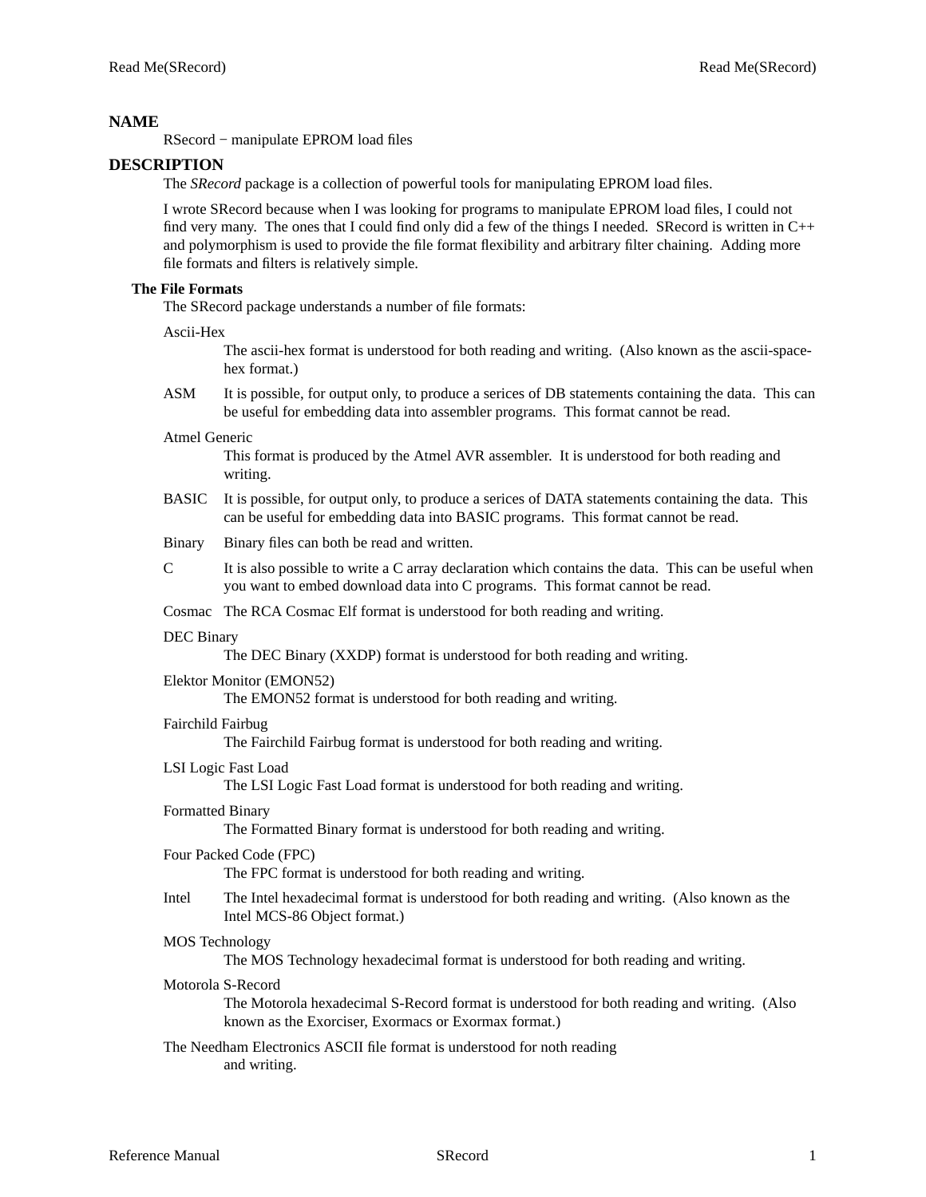## NAME

RSecord − manipulate EPROM load files

## DESCRIPTION

The *SRecord* package is a collection of powerful tools for manipulating EPROM load files.

I wrote SRecord because when I was looking for programs to manipulate EPROM load files, I could not find very many. The ones that I could find only did a few of the things I needed. SRecord is written in C++ and polymorphism is used to provide the file format flexibility and arbitrary filter chaining. Adding more file formats and filters is relatively simple.

### The File Formats

The SRecord package understands a number of file formats:

Ascii-Hex
: The ascii-hex format is understood for both reading and writing. (Also known as the ascii-space-hex format.)

ASM
: It is possible, for output only, to produce a serices of DB statements containing the data. This can be useful for embedding data into assembler programs. This format cannot be read.

Atmel Generic
: This format is produced by the Atmel AVR assembler. It is understood for both reading and writing.

BASIC
: It is possible, for output only, to produce a serices of DATA statements containing the data. This can be useful for embedding data into BASIC programs. This format cannot be read.

Binary
: Binary files can both be read and written.

C
: It is also possible to write a C array declaration which contains the data. This can be useful when you want to embed download data into C programs. This format cannot be read.

Cosmac
: The RCA Cosmac Elf format is understood for both reading and writing.

DEC Binary
: The DEC Binary (XXDP) format is understood for both reading and writing.

Elektor Monitor (EMON52)
: The EMON52 format is understood for both reading and writing.

Fairchild Fairbug
: The Fairchild Fairbug format is understood for both reading and writing.

LSI Logic Fast Load
: The LSI Logic Fast Load format is understood for both reading and writing.

Formatted Binary
: The Formatted Binary format is understood for both reading and writing.

Four Packed Code (FPC)
: The FPC format is understood for both reading and writing.

Intel
: The Intel hexadecimal format is understood for both reading and writing. (Also known as the Intel MCS-86 Object format.)

MOS Technology
: The MOS Technology hexadecimal format is understood for both reading and writing.

Motorola S-Record
: The Motorola hexadecimal S-Record format is understood for both reading and writing. (Also known as the Exorciser, Exormacs or Exormax format.)

The Needham Electronics ASCII file format is understood for noth reading
: and writing.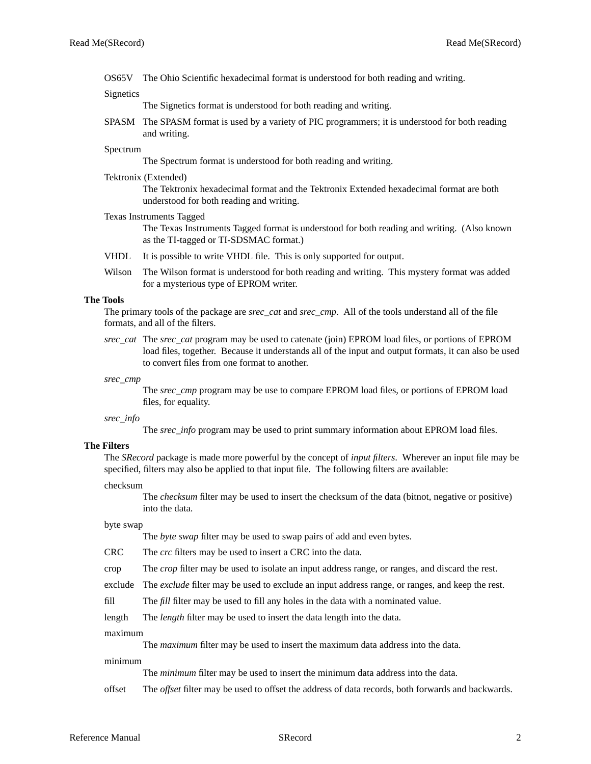**OS65V**
The Ohio Scientific hexadecimal format is understood for both reading and writing.

**Signetics**
The Signetics format is understood for both reading and writing.

**SPASM**
The SPASM format is used by a variety of PIC programmers; it is understood for both reading and writing.

**Spectrum**
The Spectrum format is understood for both reading and writing.

**Tektronix (Extended)**
The Tektronix hexadecimal format and the Tektronix Extended hexadecimal format are both understood for both reading and writing.

**Texas Instruments Tagged**
The Texas Instruments Tagged format is understood for both reading and writing. (Also known as the TI-tagged or TI-SDSMAC format.)

**VHDL**
It is possible to write VHDL file. This is only supported for output.

**Wilson**
The Wilson format is understood for both reading and writing. This mystery format was added for a mysterious type of EPROM writer.

## The Tools

The primary tools of the package are *srec_cat* and *srec_cmp*. All of the tools understand all of the file formats, and all of the filters.

*srec_cat*
The *srec_cat* program may be used to catenate (join) EPROM load files, or portions of EPROM load files, together. Because it understands all of the input and output formats, it can also be used to convert files from one format to another.

*srec_cmp*
The *srec_cmp* program may be use to compare EPROM load files, or portions of EPROM load files, for equality.

*srec_info*
The *srec_info* program may be used to print summary information about EPROM load files.

## The Filters

The *SRecord* package is made more powerful by the concept of *input filters*. Wherever an input file may be specified, filters may also be applied to that input file. The following filters are available:

**checksum**
The *checksum* filter may be used to insert the checksum of the data (bitnot, negative or positive) into the data.

**byte swap**
The *byte swap* filter may be used to swap pairs of add and even bytes.

**CRC**
The *crc* filters may be used to insert a CRC into the data.

**crop**
The *crop* filter may be used to isolate an input address range, or ranges, and discard the rest.

**exclude**
The *exclude* filter may be used to exclude an input address range, or ranges, and keep the rest.

**fill**
The *fill* filter may be used to fill any holes in the data with a nominated value.

**length**
The *length* filter may be used to insert the data length into the data.

**maximum**
The *maximum* filter may be used to insert the maximum data address into the data.

**minimum**
The *minimum* filter may be used to insert the minimum data address into the data.

**offset**
The *offset* filter may be used to offset the address of data records, both forwards and backwards.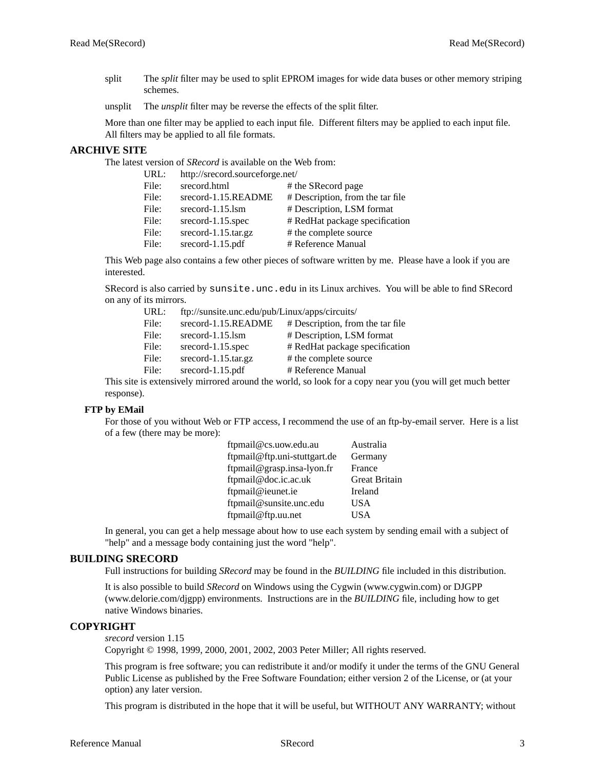split The *split* filter may be used to split EPROM images for wide data buses or other memory striping schemes.

unsplit The *unsplit* filter may be reverse the effects of the split filter.

More than one filter may be applied to each input file. Different filters may be applied to each input file. All filters may be applied to all file formats.

## ARCHIVE SITE

The latest version of *SRecord* is available on the Web from:

| | | |
|---|---|---|
| URL: | http://srecord.sourceforge.net/ | |
| File: | srecord.html | # the SRecord page |
| File: | srecord-1.15.README | # Description, from the tar file |
| File: | srecord-1.15.lsm | # Description, LSM format |
| File: | srecord-1.15.spec | # RedHat package specification |
| File: | srecord-1.15.tar.gz | # the complete source |
| File: | srecord-1.15.pdf | # Reference Manual |

This Web page also contains a few other pieces of software written by me. Please have a look if you are interested.

SRecord is also carried by `sunsite.unc.edu` in its Linux archives. You will be able to find SRecord on any of its mirrors.

| | | |
|---|---|---|
| URL: | ftp://sunsite.unc.edu/pub/Linux/apps/circuits/ | |
| File: | srecord-1.15.README | # Description, from the tar file |
| File: | srecord-1.15.lsm | # Description, LSM format |
| File: | srecord-1.15.spec | # RedHat package specification |
| File: | srecord-1.15.tar.gz | # the complete source |
| File: | srecord-1.15.pdf | # Reference Manual |

This site is extensively mirrored around the world, so look for a copy near you (you will get much better response).

### FTP by EMail

For those of you without Web or FTP access, I recommend the use of an ftp-by-email server. Here is a list of a few (there may be more):

| | |
|---|---|
| ftpmail@cs.uow.edu.au | Australia |
| ftpmail@ftp.uni-stuttgart.de | Germany |
| ftpmail@grasp.insa-lyon.fr | France |
| ftpmail@doc.ic.ac.uk | Great Britain |
| ftpmail@ieunet.ie | Ireland |
| ftpmail@sunsite.unc.edu | USA |
| ftpmail@ftp.uu.net | USA |

In general, you can get a help message about how to use each system by sending email with a subject of "help" and a message body containing just the word "help".

## BUILDING SRECORD

Full instructions for building *SRecord* may be found in the *BUILDING* file included in this distribution.

It is also possible to build *SRecord* on Windows using the Cygwin (www.cygwin.com) or DJGPP (www.delorie.com/djgpp) environments. Instructions are in the *BUILDING* file, including how to get native Windows binaries.

## COPYRIGHT

*srecord* version 1.15
Copyright © 1998, 1999, 2000, 2001, 2002, 2003 Peter Miller; All rights reserved.

This program is free software; you can redistribute it and/or modify it under the terms of the GNU General Public License as published by the Free Software Foundation; either version 2 of the License, or (at your option) any later version.

This program is distributed in the hope that it will be useful, but WITHOUT ANY WARRANTY; without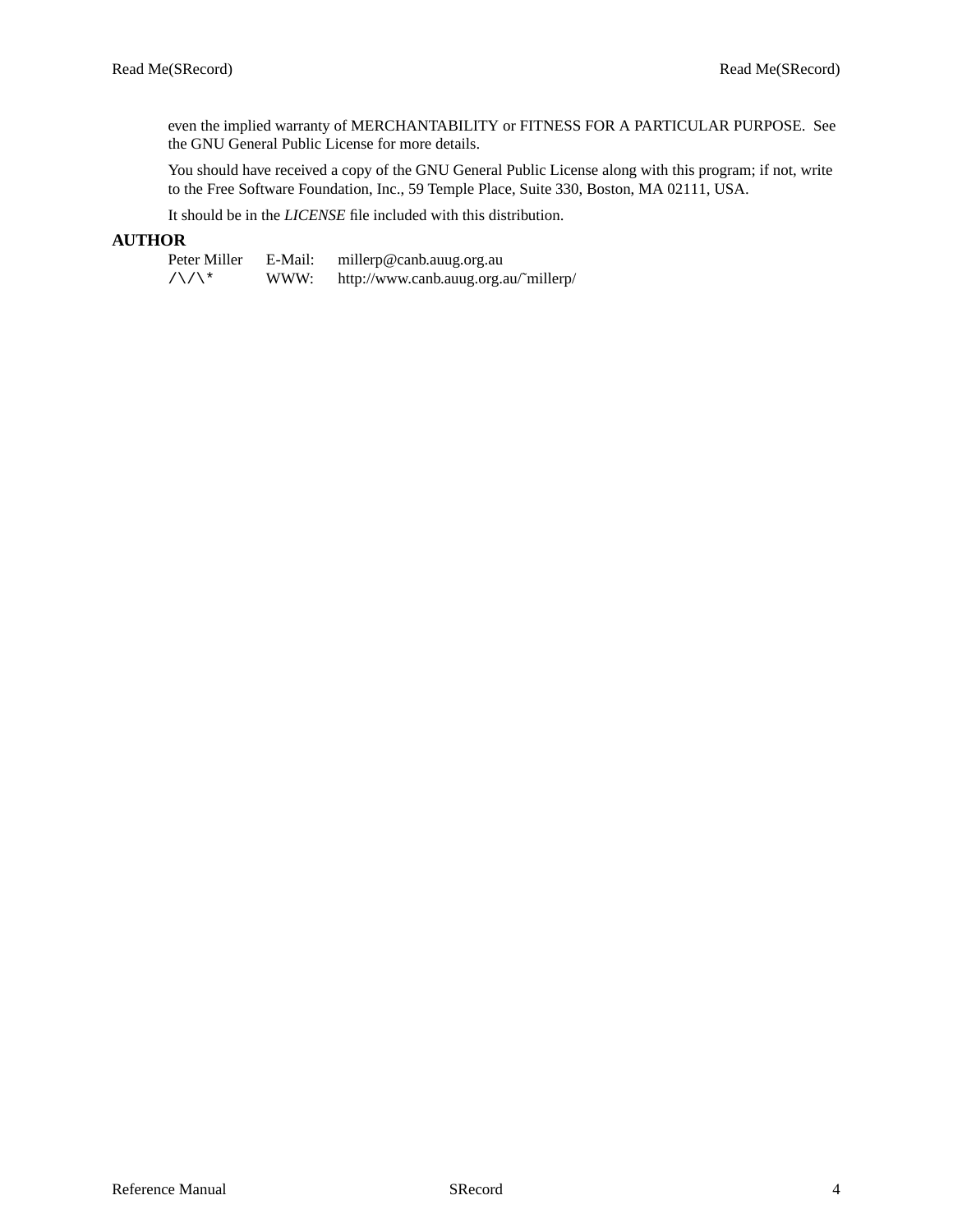even the implied warranty of MERCHANTABILITY or FITNESS FOR A PARTICULAR PURPOSE. See the GNU General Public License for more details.

You should have received a copy of the GNU General Public License along with this program; if not, write to the Free Software Foundation, Inc., 59 Temple Place, Suite 330, Boston, MA 02111, USA.

It should be in the *LICENSE* file included with this distribution.

## AUTHOR

| | | |
|---|---|---|
| Peter Miller | E-Mail: | millerp@canb.auug.org.au |
| /\/\* | WWW: | http://www.canb.auug.org.au/~millerp/ |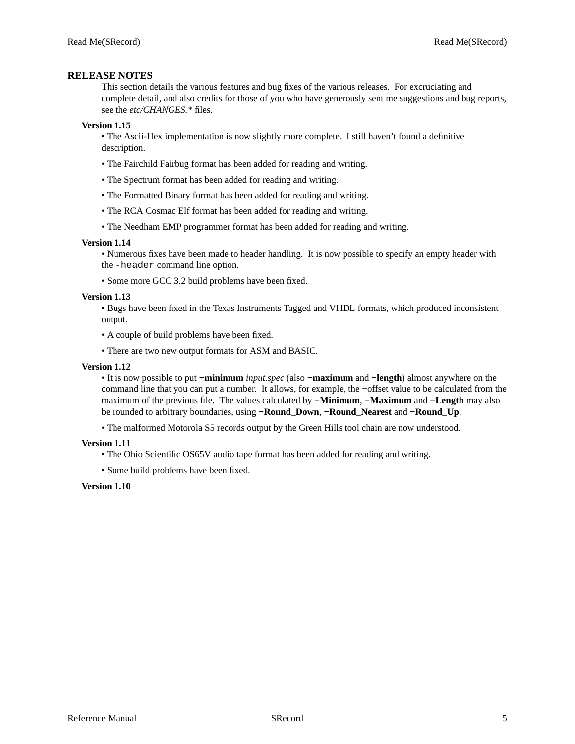## RELEASE NOTES

This section details the various features and bug fixes of the various releases. For excruciating and complete detail, and also credits for those of you who have generously sent me suggestions and bug reports, see the *etc/CHANGES.** files.

### Version 1.15

• The Ascii-Hex implementation is now slightly more complete. I still haven't found a definitive description.

• The Fairchild Fairbug format has been added for reading and writing.

• The Spectrum format has been added for reading and writing.

• The Formatted Binary format has been added for reading and writing.

• The RCA Cosmac Elf format has been added for reading and writing.

• The Needham EMP programmer format has been added for reading and writing.

### Version 1.14

• Numerous fixes have been made to header handling. It is now possible to specify an empty header with the `-header` command line option.

• Some more GCC 3.2 build problems have been fixed.

### Version 1.13

• Bugs have been fixed in the Texas Instruments Tagged and VHDL formats, which produced inconsistent output.

• A couple of build problems have been fixed.

• There are two new output formats for ASM and BASIC.

### Version 1.12

• It is now possible to put **−minimum** *input.spec* (also **−maximum** and **−length**) almost anywhere on the command line that you can put a number. It allows, for example, the −offset value to be calculated from the maximum of the previous file. The values calculated by **−Minimum**, **−Maximum** and **−Length** may also be rounded to arbitrary boundaries, using **−Round_Down**, **−Round_Nearest** and **−Round_Up**.

• The malformed Motorola S5 records output by the Green Hills tool chain are now understood.

### Version 1.11

• The Ohio Scientific OS65V audio tape format has been added for reading and writing.

• Some build problems have been fixed.

### Version 1.10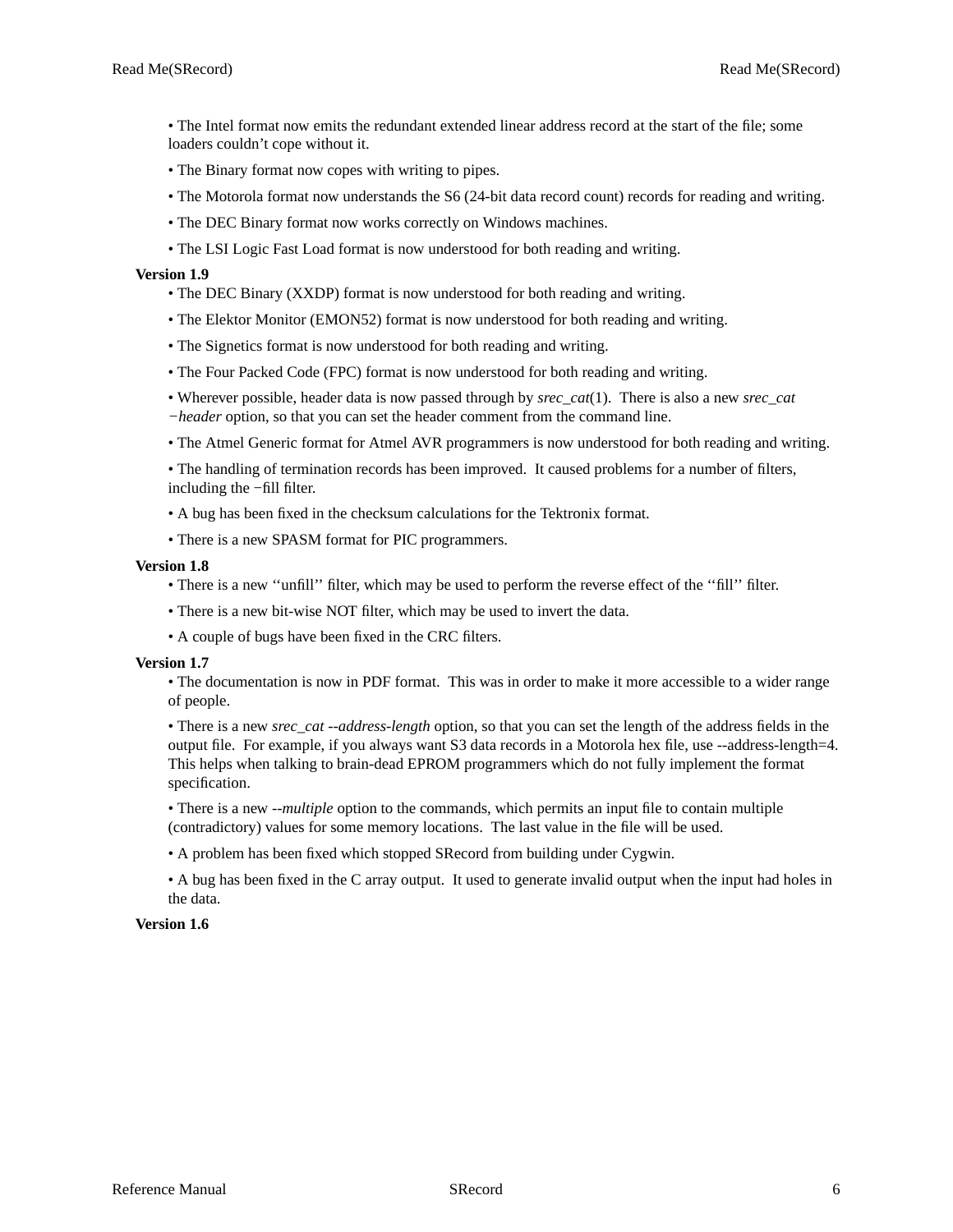• The Intel format now emits the redundant extended linear address record at the start of the file; some loaders couldn't cope without it.

• The Binary format now copes with writing to pipes.

• The Motorola format now understands the S6 (24-bit data record count) records for reading and writing.

• The DEC Binary format now works correctly on Windows machines.

• The LSI Logic Fast Load format is now understood for both reading and writing.

**Version 1.9**

• The DEC Binary (XXDP) format is now understood for both reading and writing.

• The Elektor Monitor (EMON52) format is now understood for both reading and writing.

• The Signetics format is now understood for both reading and writing.

• The Four Packed Code (FPC) format is now understood for both reading and writing.

• Wherever possible, header data is now passed through by *srec_cat*(1). There is also a new *srec_cat −header* option, so that you can set the header comment from the command line.

• The Atmel Generic format for Atmel AVR programmers is now understood for both reading and writing.

• The handling of termination records has been improved. It caused problems for a number of filters, including the −fill filter.

• A bug has been fixed in the checksum calculations for the Tektronix format.

• There is a new SPASM format for PIC programmers.

**Version 1.8**

• There is a new ''unfill'' filter, which may be used to perform the reverse effect of the ''fill'' filter.

• There is a new bit-wise NOT filter, which may be used to invert the data.

• A couple of bugs have been fixed in the CRC filters.

**Version 1.7**

• The documentation is now in PDF format. This was in order to make it more accessible to a wider range of people.

• There is a new *srec_cat --address-length* option, so that you can set the length of the address fields in the output file. For example, if you always want S3 data records in a Motorola hex file, use --address-length=4. This helps when talking to brain-dead EPROM programmers which do not fully implement the format specification.

• There is a new *--multiple* option to the commands, which permits an input file to contain multiple (contradictory) values for some memory locations. The last value in the file will be used.

• A problem has been fixed which stopped SRecord from building under Cygwin.

• A bug has been fixed in the C array output. It used to generate invalid output when the input had holes in the data.

**Version 1.6**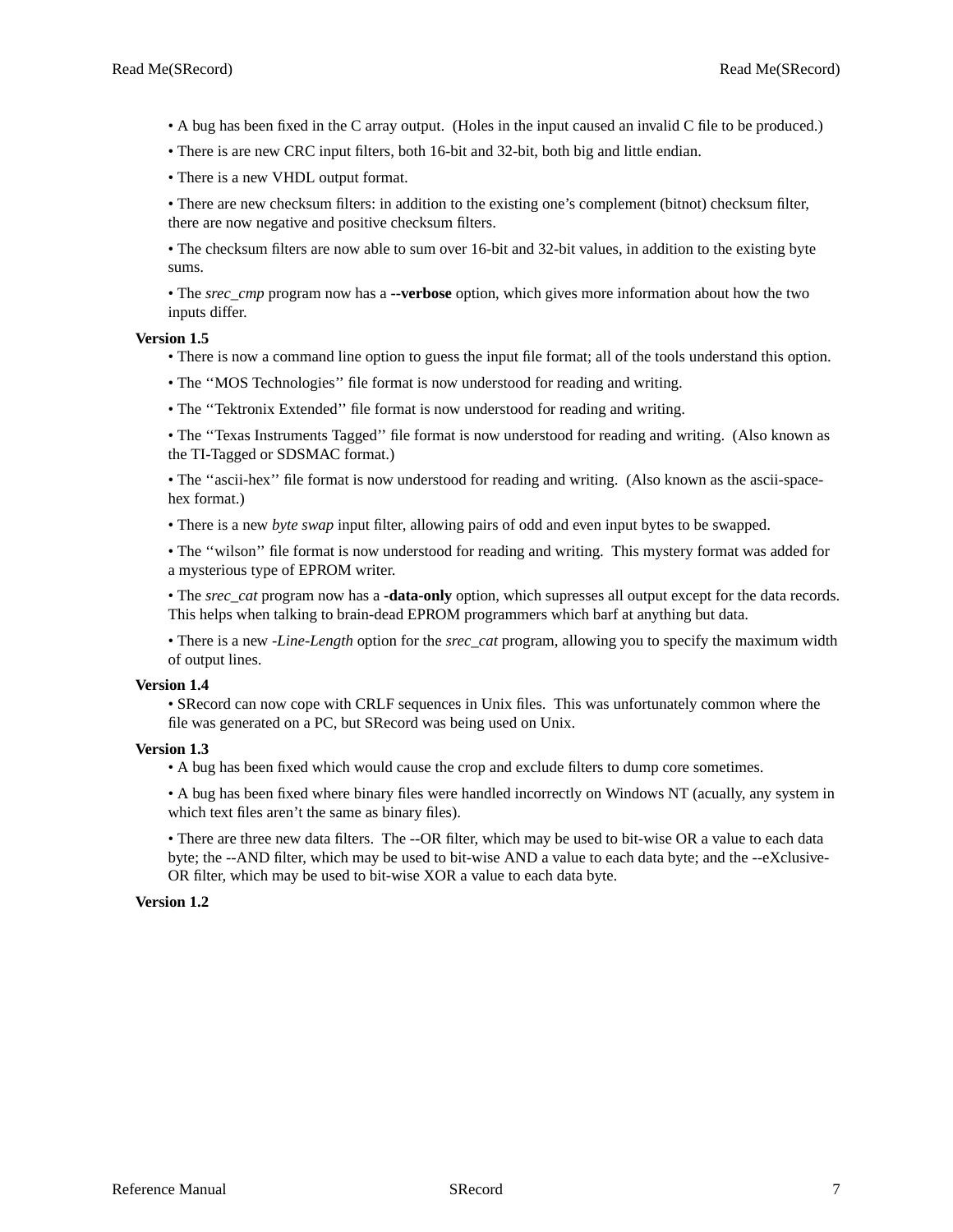• A bug has been fixed in the C array output. (Holes in the input caused an invalid C file to be produced.)

• There is are new CRC input filters, both 16-bit and 32-bit, both big and little endian.

• There is a new VHDL output format.

• There are new checksum filters: in addition to the existing one's complement (bitnot) checksum filter, there are now negative and positive checksum filters.

• The checksum filters are now able to sum over 16-bit and 32-bit values, in addition to the existing byte sums.

• The *srec_cmp* program now has a **--verbose** option, which gives more information about how the two inputs differ.

**Version 1.5**

• There is now a command line option to guess the input file format; all of the tools understand this option.

• The ''MOS Technologies'' file format is now understood for reading and writing.

• The ''Tektronix Extended'' file format is now understood for reading and writing.

• The ''Texas Instruments Tagged'' file format is now understood for reading and writing. (Also known as the TI-Tagged or SDSMAC format.)

• The ''ascii-hex'' file format is now understood for reading and writing. (Also known as the ascii-space-hex format.)

• There is a new *byte swap* input filter, allowing pairs of odd and even input bytes to be swapped.

• The ''wilson'' file format is now understood for reading and writing. This mystery format was added for a mysterious type of EPROM writer.

• The *srec_cat* program now has a **-data-only** option, which supresses all output except for the data records. This helps when talking to brain-dead EPROM programmers which barf at anything but data.

• There is a new *-Line-Length* option for the *srec_cat* program, allowing you to specify the maximum width of output lines.

**Version 1.4**

• SRecord can now cope with CRLF sequences in Unix files. This was unfortunately common where the file was generated on a PC, but SRecord was being used on Unix.

**Version 1.3**

• A bug has been fixed which would cause the crop and exclude filters to dump core sometimes.

• A bug has been fixed where binary files were handled incorrectly on Windows NT (acually, any system in which text files aren't the same as binary files).

• There are three new data filters. The --OR filter, which may be used to bit-wise OR a value to each data byte; the --AND filter, which may be used to bit-wise AND a value to each data byte; and the --eXclusive-OR filter, which may be used to bit-wise XOR a value to each data byte.

**Version 1.2**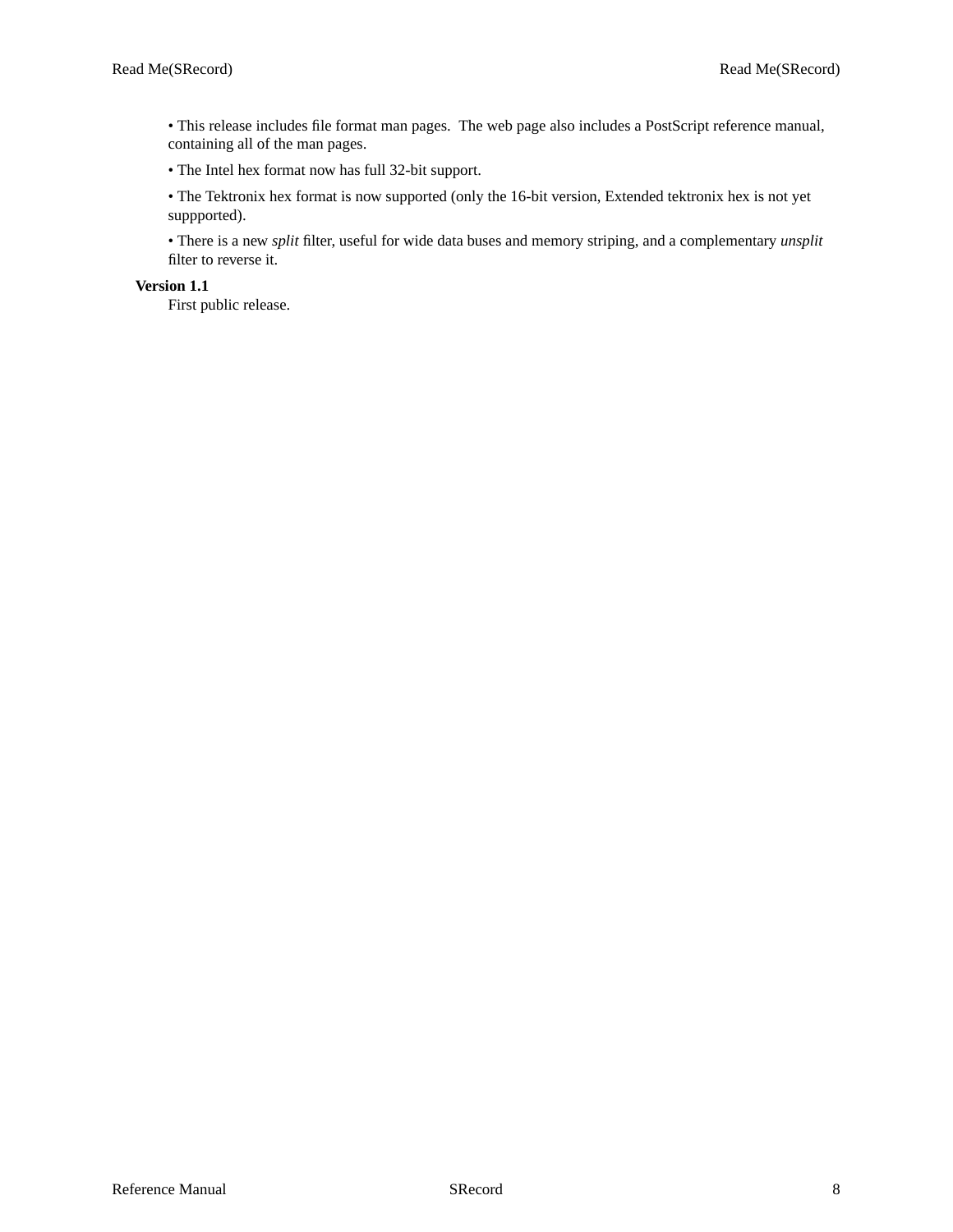• This release includes file format man pages.  The web page also includes a PostScript reference manual, containing all of the man pages.

• The Intel hex format now has full 32-bit support.

• The Tektronix hex format is now supported (only the 16-bit version, Extended tektronix hex is not yet suppported).

• There is a new *split* filter, useful for wide data buses and memory striping, and a complementary *unsplit* filter to reverse it.

**Version 1.1**

First public release.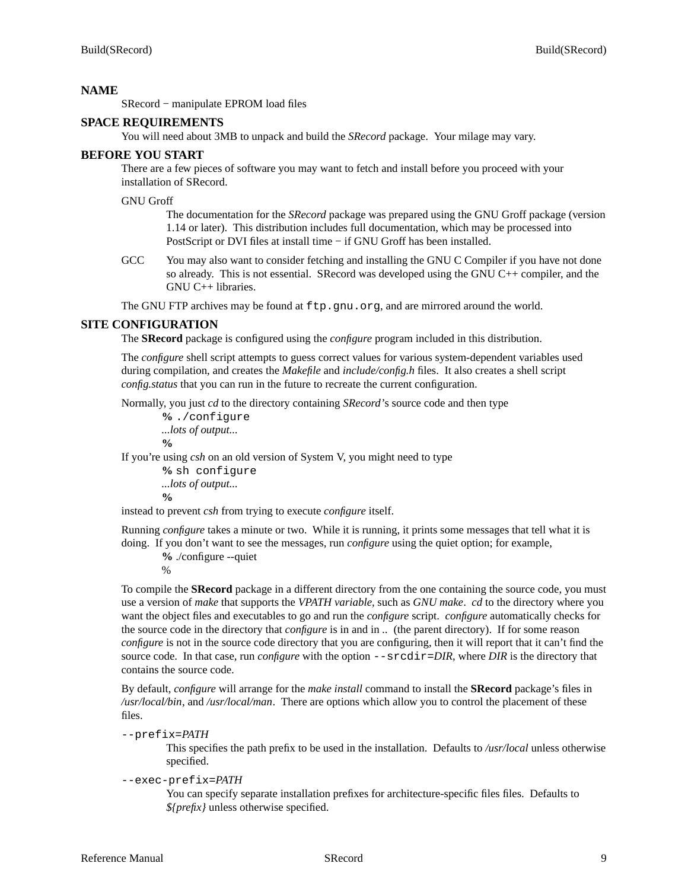## NAME

SRecord − manipulate EPROM load files

## SPACE REQUIREMENTS

You will need about 3MB to unpack and build the *SRecord* package. Your milage may vary.

## BEFORE YOU START

There are a few pieces of software you may want to fetch and install before you proceed with your installation of SRecord.

GNU Groff
: The documentation for the *SRecord* package was prepared using the GNU Groff package (version 1.14 or later). This distribution includes full documentation, which may be processed into PostScript or DVI files at install time − if GNU Groff has been installed.

GCC
: You may also want to consider fetching and installing the GNU C Compiler if you have not done so already. This is not essential. SRecord was developed using the GNU C++ compiler, and the GNU C++ libraries.

The GNU FTP archives may be found at `ftp.gnu.org`, and are mirrored around the world.

## SITE CONFIGURATION

The **SRecord** package is configured using the *configure* program included in this distribution.

The *configure* shell script attempts to guess correct values for various system-dependent variables used during compilation, and creates the *Makefile* and *include/config.h* files. It also creates a shell script *config.status* that you can run in the future to recreate the current configuration.

Normally, you just *cd* to the directory containing *SRecord*'s source code and then type

```
% ./configure
...lots of output...
%
```

If you're using *csh* on an old version of System V, you might need to type

```
% sh configure
...lots of output...
%
```

instead to prevent *csh* from trying to execute *configure* itself.

Running *configure* takes a minute or two. While it is running, it prints some messages that tell what it is doing. If you don't want to see the messages, run *configure* using the quiet option; for example,

```
% ./configure --quiet
%
```

To compile the **SRecord** package in a different directory from the one containing the source code, you must use a version of *make* that supports the *VPATH variable*, such as *GNU make*. *cd* to the directory where you want the object files and executables to go and run the *configure* script. *configure* automatically checks for the source code in the directory that *configure* is in and in .. (the parent directory). If for some reason *configure* is not in the source code directory that you are configuring, then it will report that it can't find the source code. In that case, run *configure* with the option `--srcdir=`*DIR*, where *DIR* is the directory that contains the source code.

By default, *configure* will arrange for the *make install* command to install the **SRecord** package's files in */usr/local/bin*, and */usr/local/man*. There are options which allow you to control the placement of these files.

`--prefix=`*PATH*
: This specifies the path prefix to be used in the installation. Defaults to */usr/local* unless otherwise specified.

`--exec-prefix=`*PATH*
: You can specify separate installation prefixes for architecture-specific files files. Defaults to *${prefix}* unless otherwise specified.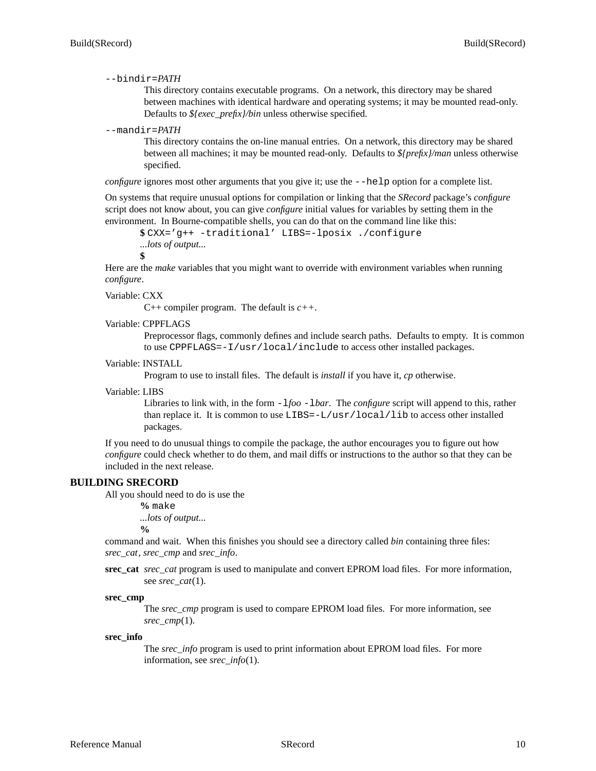`--bindir=`*PATH*

This directory contains executable programs. On a network, this directory may be shared between machines with identical hardware and operating systems; it may be mounted read-only. Defaults to *${exec_prefix}/bin* unless otherwise specified.

`--mandir=`*PATH*

This directory contains the on-line manual entries. On a network, this directory may be shared between all machines; it may be mounted read-only. Defaults to *${prefix}/man* unless otherwise specified.

*configure* ignores most other arguments that you give it; use the `--help` option for a complete list.

On systems that require unusual options for compilation or linking that the *SRecord* package's *configure* script does not know about, you can give *configure* initial values for variables by setting them in the environment. In Bourne-compatible shells, you can do that on the command line like this:

```
$ CXX='g++ -traditional' LIBS=-lposix ./configure
...lots of output...
$
```

Here are the *make* variables that you might want to override with environment variables when running *configure*.

Variable: CXX

C++ compiler program. The default is *c++*.

Variable: CPPFLAGS

Preprocessor flags, commonly defines and include search paths. Defaults to empty. It is common to use `CPPFLAGS=-I/usr/local/include` to access other installed packages.

Variable: INSTALL

Program to use to install files. The default is *install* if you have it, *cp* otherwise.

Variable: LIBS

Libraries to link with, in the form `-l`*foo* `-l`*bar*. The *configure* script will append to this, rather than replace it. It is common to use `LIBS=-L/usr/local/lib` to access other installed packages.

If you need to do unusual things to compile the package, the author encourages you to figure out how *configure* could check whether to do them, and mail diffs or instructions to the author so that they can be included in the next release.

## BUILDING SRECORD

All you should need to do is use the

```
% make
...lots of output...
%
```

command and wait. When this finishes you should see a directory called *bin* containing three files: *srec_cat*, *srec_cmp* and *srec_info*.

**srec_cat** *srec_cat* program is used to manipulate and convert EPROM load files. For more information, see *srec_cat*(1).

**srec_cmp**

The *srec_cmp* program is used to compare EPROM load files. For more information, see *srec_cmp*(1).

**srec_info**

The *srec_info* program is used to print information about EPROM load files. For more information, see *srec_info*(1).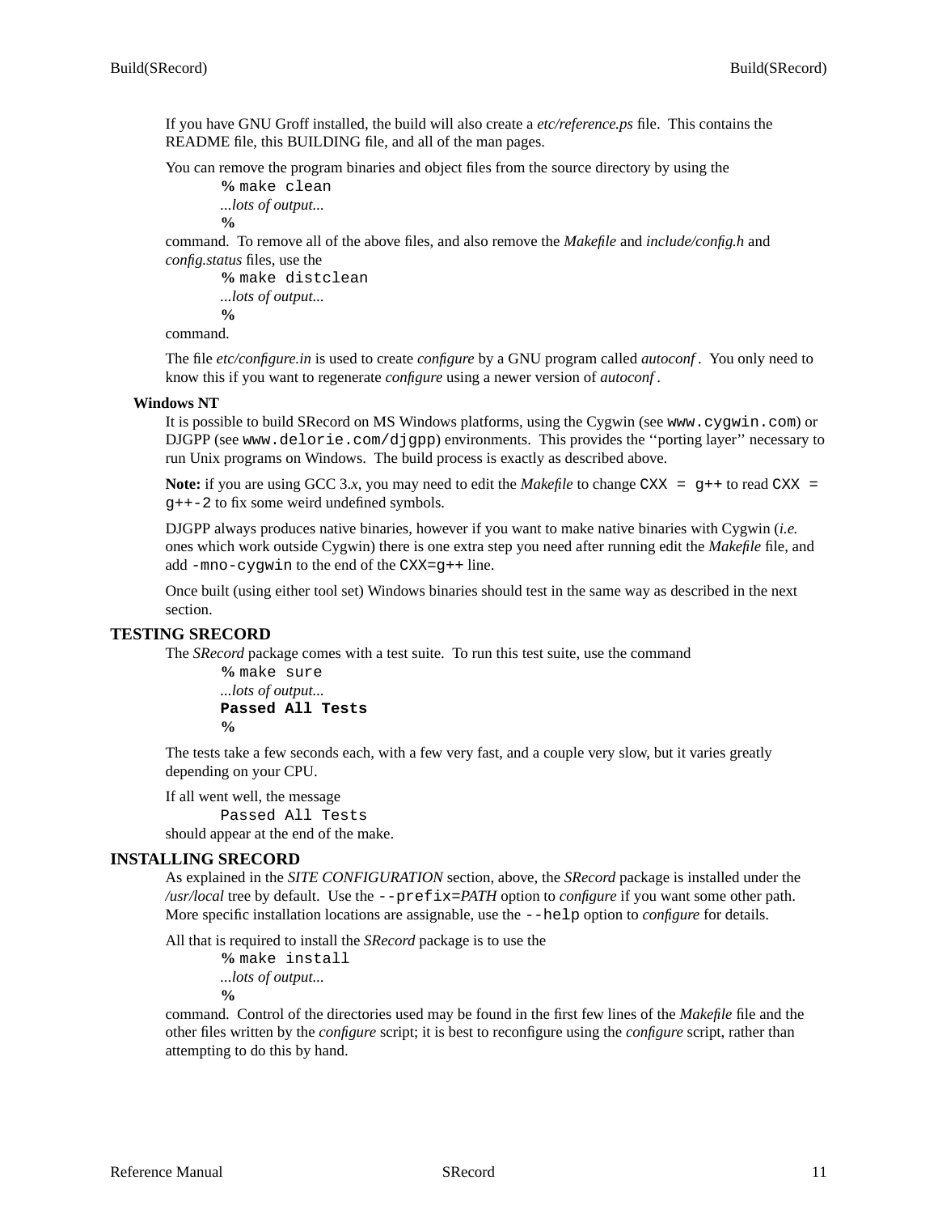If you have GNU Groff installed, the build will also create a *etc/reference.ps* file. This contains the README file, this BUILDING file, and all of the man pages.

You can remove the program binaries and object files from the source directory by using the

```
% make clean
...lots of output...
%
```

command. To remove all of the above files, and also remove the *Makefile* and *include/config.h* and *config.status* files, use the

```
% make distclean
...lots of output...
%
```

command.

The file *etc/configure.in* is used to create *configure* by a GNU program called *autoconf*. You only need to know this if you want to regenerate *configure* using a newer version of *autoconf*.

### Windows NT

It is possible to build SRecord on MS Windows platforms, using the Cygwin (see `www.cygwin.com`) or DJGPP (see `www.delorie.com/djgpp`) environments. This provides the ''porting layer'' necessary to run Unix programs on Windows. The build process is exactly as described above.

**Note:** if you are using GCC 3.*x*, you may need to edit the *Makefile* to change `CXX = g++` to read `CXX = g++-2` to fix some weird undefined symbols.

DJGPP always produces native binaries, however if you want to make native binaries with Cygwin (*i.e.* ones which work outside Cygwin) there is one extra step you need after running edit the *Makefile* file, and add `-mno-cygwin` to the end of the `CXX=g++` line.

Once built (using either tool set) Windows binaries should test in the same way as described in the next section.

## TESTING SRECORD

The *SRecord* package comes with a test suite. To run this test suite, use the command

```
% make sure
...lots of output...
Passed All Tests
%
```

The tests take a few seconds each, with a few very fast, and a couple very slow, but it varies greatly depending on your CPU.

If all went well, the message

```
Passed All Tests
```

should appear at the end of the make.

## INSTALLING SRECORD

As explained in the *SITE CONFIGURATION* section, above, the *SRecord* package is installed under the */usr/local* tree by default. Use the `--prefix=`*PATH* option to *configure* if you want some other path. More specific installation locations are assignable, use the `--help` option to *configure* for details.

All that is required to install the *SRecord* package is to use the

```
% make install
...lots of output...
%
```

command. Control of the directories used may be found in the first few lines of the *Makefile* file and the other files written by the *configure* script; it is best to reconfigure using the *configure* script, rather than attempting to do this by hand.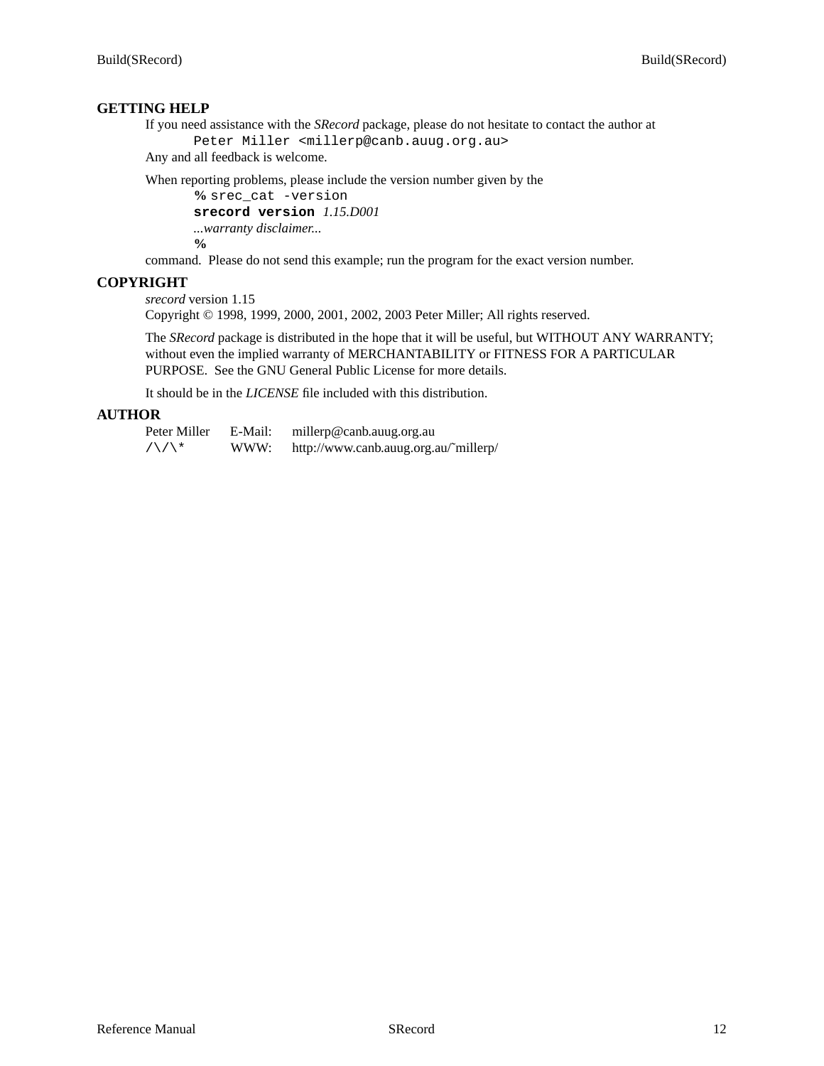## GETTING HELP

If you need assistance with the *SRecord* package, please do not hesitate to contact the author at

```
Peter Miller <millerp@canb.auug.org.au>
```

Any and all feedback is welcome.

When reporting problems, please include the version number given by the

```
% srec_cat -version
srecord version 1.15.D001
...warranty disclaimer...
%
```

command. Please do not send this example; run the program for the exact version number.

## COPYRIGHT

*srecord* version 1.15
Copyright © 1998, 1999, 2000, 2001, 2002, 2003 Peter Miller; All rights reserved.

The *SRecord* package is distributed in the hope that it will be useful, but WITHOUT ANY WARRANTY; without even the implied warranty of MERCHANTABILITY or FITNESS FOR A PARTICULAR PURPOSE. See the GNU General Public License for more details.

It should be in the *LICENSE* file included with this distribution.

## AUTHOR

| | | |
|---|---|---|
| Peter Miller | E-Mail: | millerp@canb.auug.org.au |
| /\/\* | WWW: | http://www.canb.auug.org.au/~millerp/ |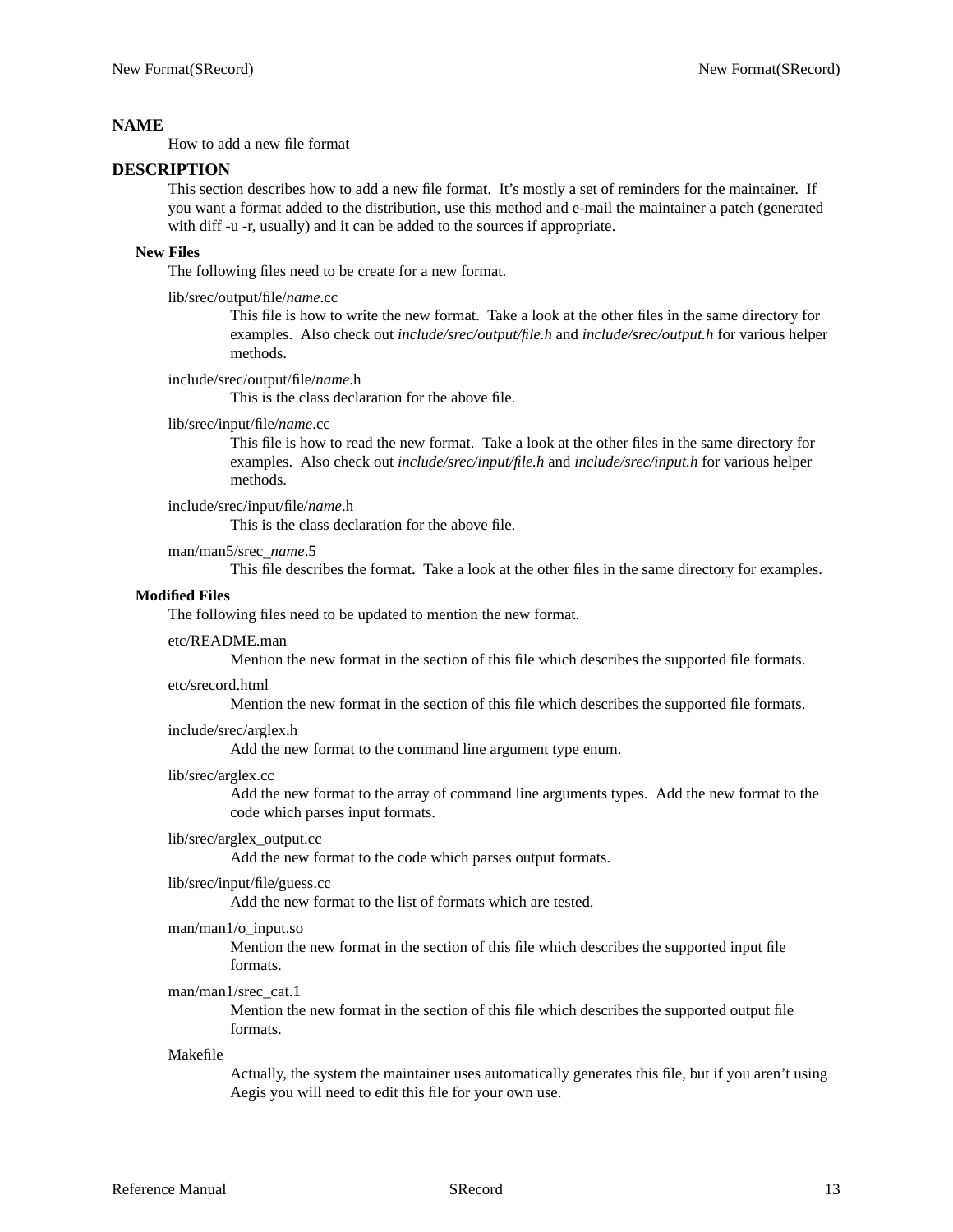## NAME

How to add a new file format

## DESCRIPTION

This section describes how to add a new file format. It's mostly a set of reminders for the maintainer. If you want a format added to the distribution, use this method and e-mail the maintainer a patch (generated with diff -u -r, usually) and it can be added to the sources if appropriate.

### New Files

The following files need to be create for a new format.

lib/srec/output/file/*name*.cc
: This file is how to write the new format. Take a look at the other files in the same directory for examples. Also check out *include/srec/output/file.h* and *include/srec/output.h* for various helper methods.

include/srec/output/file/*name*.h
: This is the class declaration for the above file.

lib/srec/input/file/*name*.cc
: This file is how to read the new format. Take a look at the other files in the same directory for examples. Also check out *include/srec/input/file.h* and *include/srec/input.h* for various helper methods.

include/srec/input/file/*name*.h
: This is the class declaration for the above file.

man/man5/srec_*name*.5
: This file describes the format. Take a look at the other files in the same directory for examples.

### Modified Files

The following files need to be updated to mention the new format.

etc/README.man
: Mention the new format in the section of this file which describes the supported file formats.

etc/srecord.html
: Mention the new format in the section of this file which describes the supported file formats.

include/srec/arglex.h
: Add the new format to the command line argument type enum.

lib/srec/arglex.cc
: Add the new format to the array of command line arguments types. Add the new format to the code which parses input formats.

lib/srec/arglex_output.cc
: Add the new format to the code which parses output formats.

lib/srec/input/file/guess.cc
: Add the new format to the list of formats which are tested.

man/man1/o_input.so
: Mention the new format in the section of this file which describes the supported input file formats.

man/man1/srec_cat.1
: Mention the new format in the section of this file which describes the supported output file formats.

Makefile
: Actually, the system the maintainer uses automatically generates this file, but if you aren't using Aegis you will need to edit this file for your own use.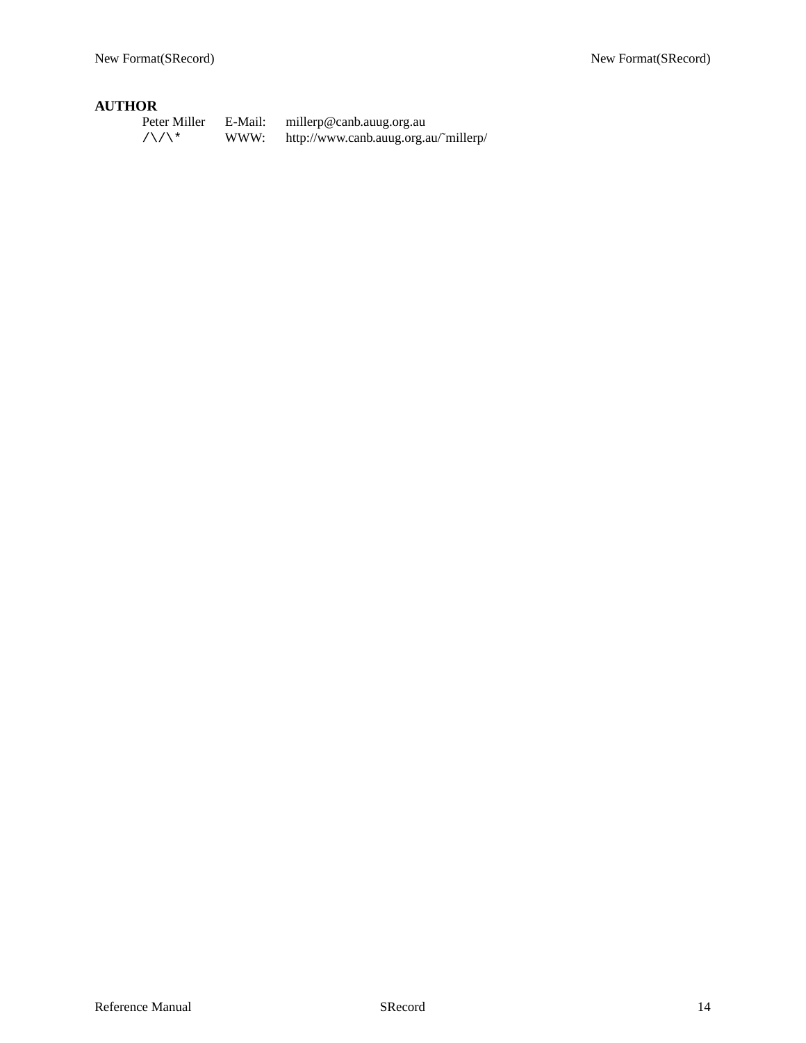## AUTHOR

| | | |
|---|---|---|
| Peter Miller | E-Mail: | millerp@canb.auug.org.au |
| /\/\* | WWW: | http://www.canb.auug.org.au/~millerp/ |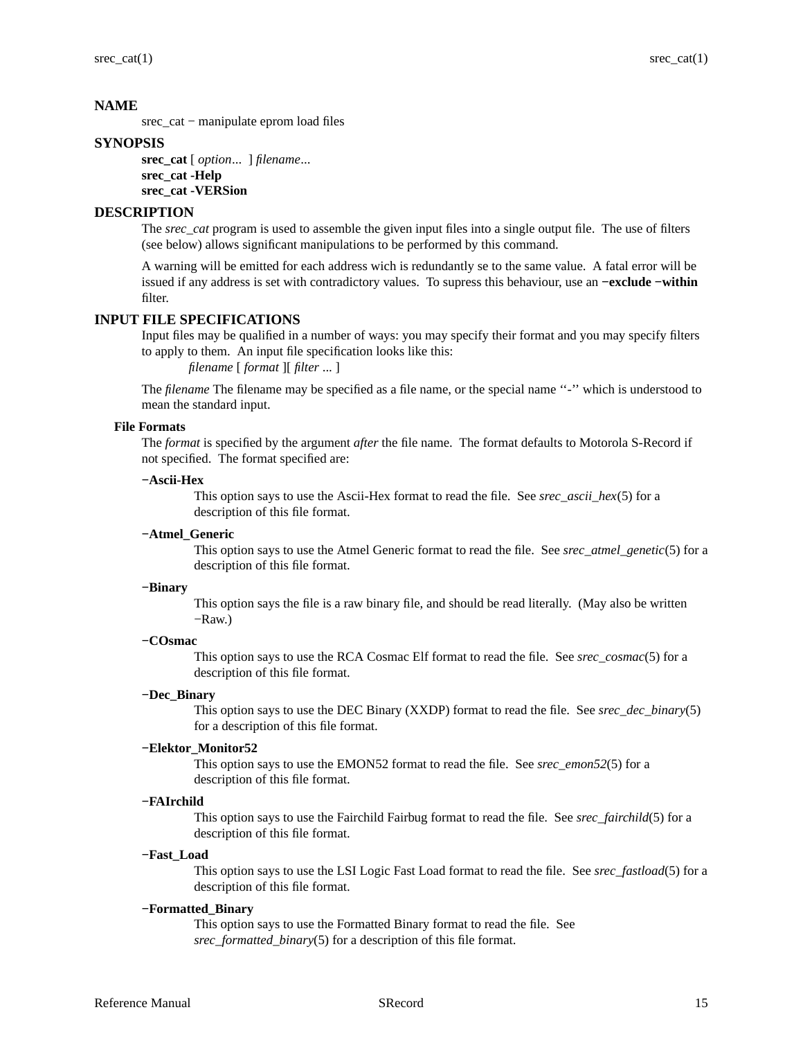## NAME

srec_cat − manipulate eprom load files

## SYNOPSIS

**srec_cat** [ *option*... ] *filename*...
**srec_cat -Help**
**srec_cat -VERSion**

## DESCRIPTION

The *srec_cat* program is used to assemble the given input files into a single output file. The use of filters (see below) allows significant manipulations to be performed by this command.

A warning will be emitted for each address wich is redundantly se to the same value. A fatal error will be issued if any address is set with contradictory values. To supress this behaviour, use an **−exclude −within** filter.

## INPUT FILE SPECIFICATIONS

Input files may be qualified in a number of ways: you may specify their format and you may specify filters to apply to them. An input file specification looks like this:

*filename* [ *format* ][ *filter* ... ]

The *filename* The filename may be specified as a file name, or the special name ''-'' which is understood to mean the standard input.

### File Formats

The *format* is specified by the argument *after* the file name. The format defaults to Motorola S-Record if not specified. The format specified are:

**−Ascii-Hex**
This option says to use the Ascii-Hex format to read the file. See *srec_ascii_hex*(5) for a description of this file format.

**−Atmel_Generic**
This option says to use the Atmel Generic format to read the file. See *srec_atmel_genetic*(5) for a description of this file format.

**−Binary**
This option says the file is a raw binary file, and should be read literally. (May also be written −Raw.)

**−COsmac**
This option says to use the RCA Cosmac Elf format to read the file. See *srec_cosmac*(5) for a description of this file format.

**−Dec_Binary**
This option says to use the DEC Binary (XXDP) format to read the file. See *srec_dec_binary*(5) for a description of this file format.

**−Elektor_Monitor52**
This option says to use the EMON52 format to read the file. See *srec_emon52*(5) for a description of this file format.

**−FAIrchild**
This option says to use the Fairchild Fairbug format to read the file. See *srec_fairchild*(5) for a description of this file format.

**−Fast_Load**
This option says to use the LSI Logic Fast Load format to read the file. See *srec_fastload*(5) for a description of this file format.

**−Formatted_Binary**
This option says to use the Formatted Binary format to read the file. See *srec_formatted_binary*(5) for a description of this file format.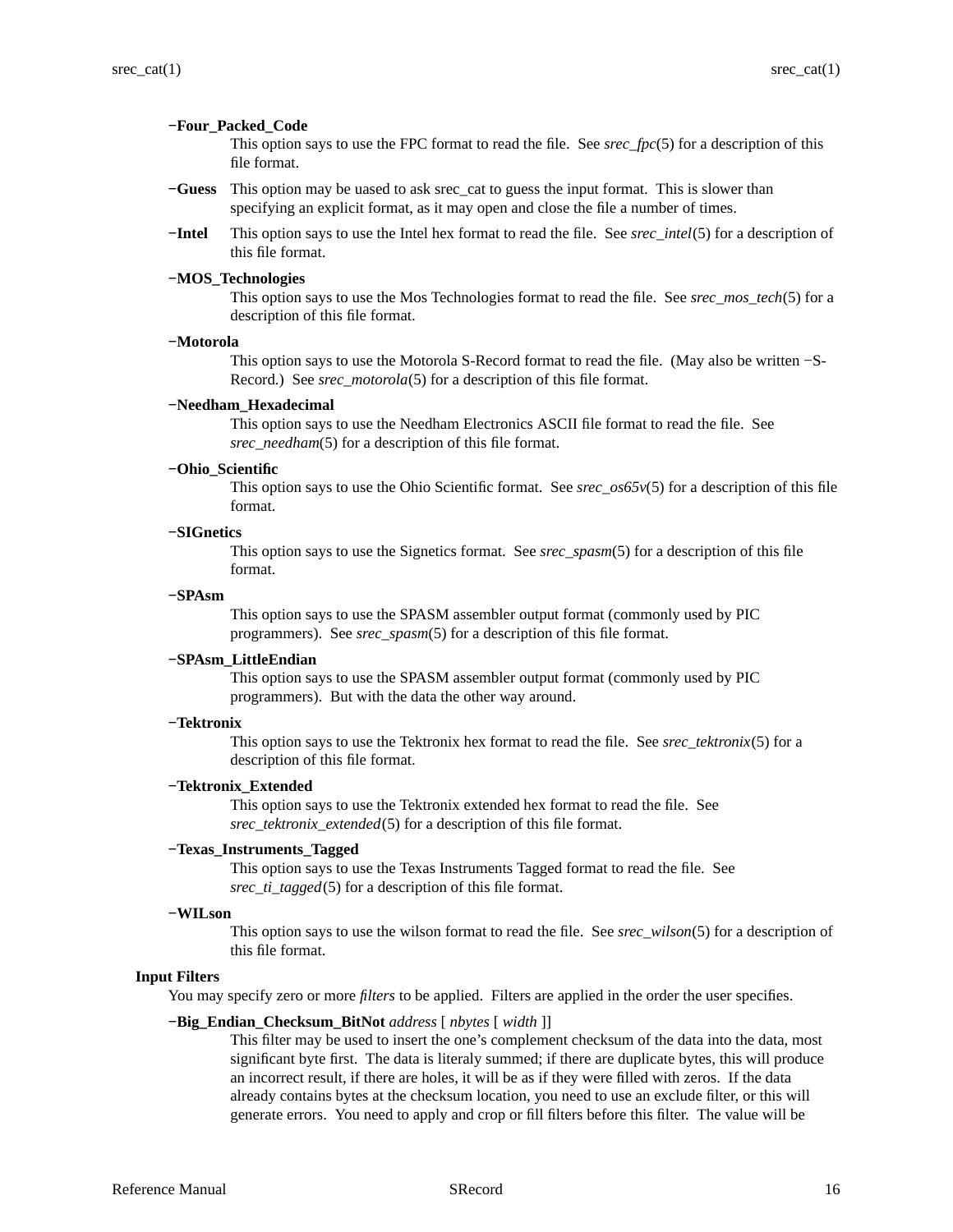**−Four_Packed_Code**
This option says to use the FPC format to read the file. See *srec_fpc*(5) for a description of this file format.

**−Guess**
This option may be uased to ask srec_cat to guess the input format. This is slower than specifying an explicit format, as it may open and close the file a number of times.

**−Intel**
This option says to use the Intel hex format to read the file. See *srec_intel*(5) for a description of this file format.

**−MOS_Technologies**
This option says to use the Mos Technologies format to read the file. See *srec_mos_tech*(5) for a description of this file format.

**−Motorola**
This option says to use the Motorola S-Record format to read the file. (May also be written −S-Record.) See *srec_motorola*(5) for a description of this file format.

**−Needham_Hexadecimal**
This option says to use the Needham Electronics ASCII file format to read the file. See *srec_needham*(5) for a description of this file format.

**−Ohio_Scientific**
This option says to use the Ohio Scientific format. See *srec_os65v*(5) for a description of this file format.

**−SIGnetics**
This option says to use the Signetics format. See *srec_spasm*(5) for a description of this file format.

**−SPAsm**
This option says to use the SPASM assembler output format (commonly used by PIC programmers). See *srec_spasm*(5) for a description of this file format.

**−SPAsm_LittleEndian**
This option says to use the SPASM assembler output format (commonly used by PIC programmers). But with the data the other way around.

**−Tektronix**
This option says to use the Tektronix hex format to read the file. See *srec_tektronix*(5) for a description of this file format.

**−Tektronix_Extended**
This option says to use the Tektronix extended hex format to read the file. See *srec_tektronix_extended*(5) for a description of this file format.

**−Texas_Instruments_Tagged**
This option says to use the Texas Instruments Tagged format to read the file. See *srec_ti_tagged*(5) for a description of this file format.

**−WILson**
This option says to use the wilson format to read the file. See *srec_wilson*(5) for a description of this file format.

### Input Filters

You may specify zero or more *filters* to be applied. Filters are applied in the order the user specifies.

**−Big_Endian_Checksum_BitNot** *address* [ *nbytes* [ *width* ]]
This filter may be used to insert the one's complement checksum of the data into the data, most significant byte first. The data is literaly summed; if there are duplicate bytes, this will produce an incorrect result, if there are holes, it will be as if they were filled with zeros. If the data already contains bytes at the checksum location, you need to use an exclude filter, or this will generate errors. You need to apply and crop or fill filters before this filter. The value will be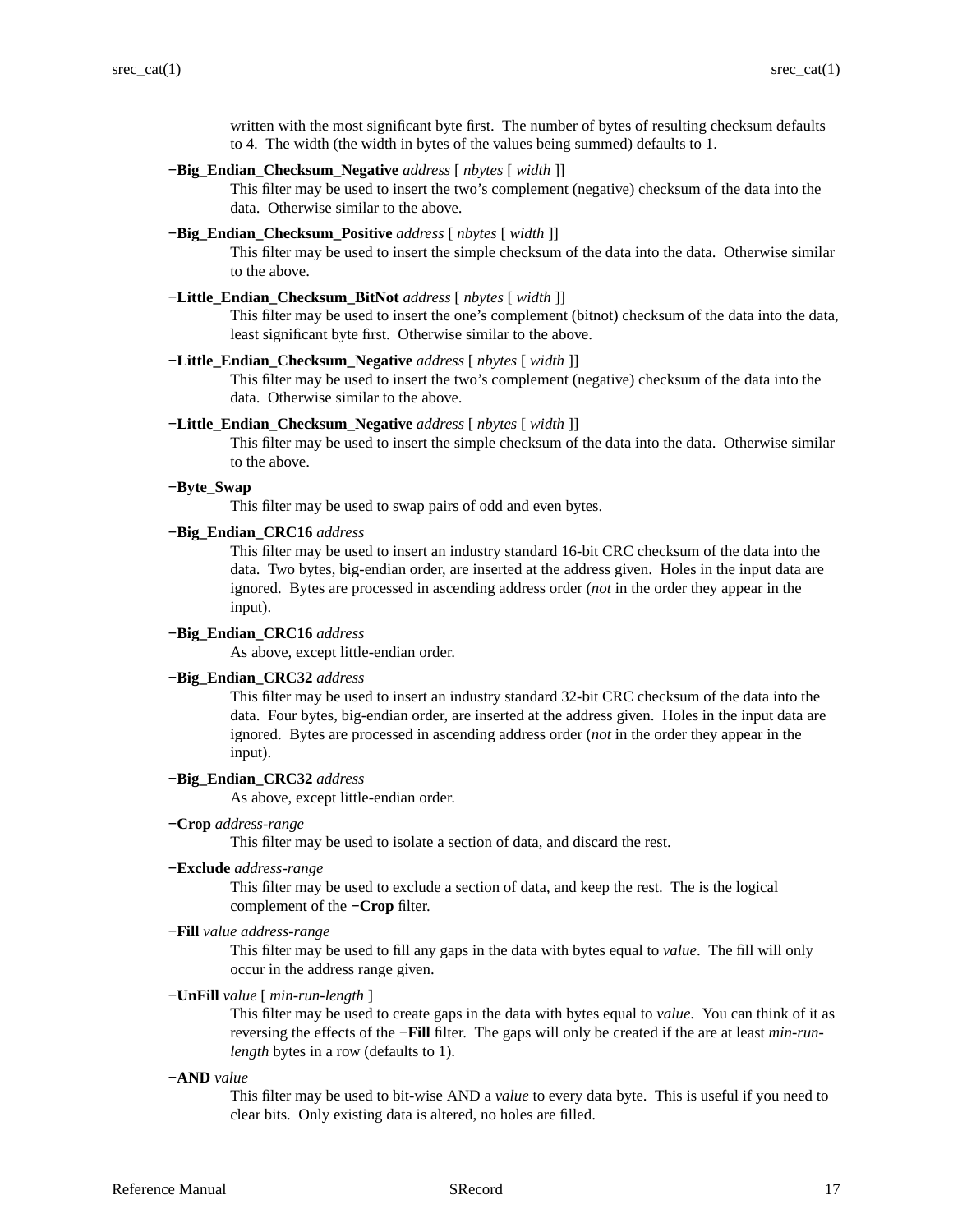written with the most significant byte first. The number of bytes of resulting checksum defaults to 4. The width (the width in bytes of the values being summed) defaults to 1.

**−Big_Endian_Checksum_Negative** *address* [ *nbytes* [ *width* ]]
: This filter may be used to insert the two's complement (negative) checksum of the data into the data. Otherwise similar to the above.

**−Big_Endian_Checksum_Positive** *address* [ *nbytes* [ *width* ]]
: This filter may be used to insert the simple checksum of the data into the data. Otherwise similar to the above.

**−Little_Endian_Checksum_BitNot** *address* [ *nbytes* [ *width* ]]
: This filter may be used to insert the one's complement (bitnot) checksum of the data into the data, least significant byte first. Otherwise similar to the above.

**−Little_Endian_Checksum_Negative** *address* [ *nbytes* [ *width* ]]
: This filter may be used to insert the two's complement (negative) checksum of the data into the data. Otherwise similar to the above.

**−Little_Endian_Checksum_Negative** *address* [ *nbytes* [ *width* ]]
: This filter may be used to insert the simple checksum of the data into the data. Otherwise similar to the above.

**−Byte_Swap**
: This filter may be used to swap pairs of odd and even bytes.

**−Big_Endian_CRC16** *address*
: This filter may be used to insert an industry standard 16-bit CRC checksum of the data into the data. Two bytes, big-endian order, are inserted at the address given. Holes in the input data are ignored. Bytes are processed in ascending address order (*not* in the order they appear in the input).

**−Big_Endian_CRC16** *address*
: As above, except little-endian order.

**−Big_Endian_CRC32** *address*
: This filter may be used to insert an industry standard 32-bit CRC checksum of the data into the data. Four bytes, big-endian order, are inserted at the address given. Holes in the input data are ignored. Bytes are processed in ascending address order (*not* in the order they appear in the input).

**−Big_Endian_CRC32** *address*
: As above, except little-endian order.

**−Crop** *address-range*
: This filter may be used to isolate a section of data, and discard the rest.

**−Exclude** *address-range*
: This filter may be used to exclude a section of data, and keep the rest. The is the logical complement of the **−Crop** filter.

**−Fill** *value address-range*
: This filter may be used to fill any gaps in the data with bytes equal to *value*. The fill will only occur in the address range given.

**−UnFill** *value* [ *min-run-length* ]
: This filter may be used to create gaps in the data with bytes equal to *value*. You can think of it as reversing the effects of the **−Fill** filter. The gaps will only be created if the are at least *min-run-length* bytes in a row (defaults to 1).

**−AND** *value*
: This filter may be used to bit-wise AND a *value* to every data byte. This is useful if you need to clear bits. Only existing data is altered, no holes are filled.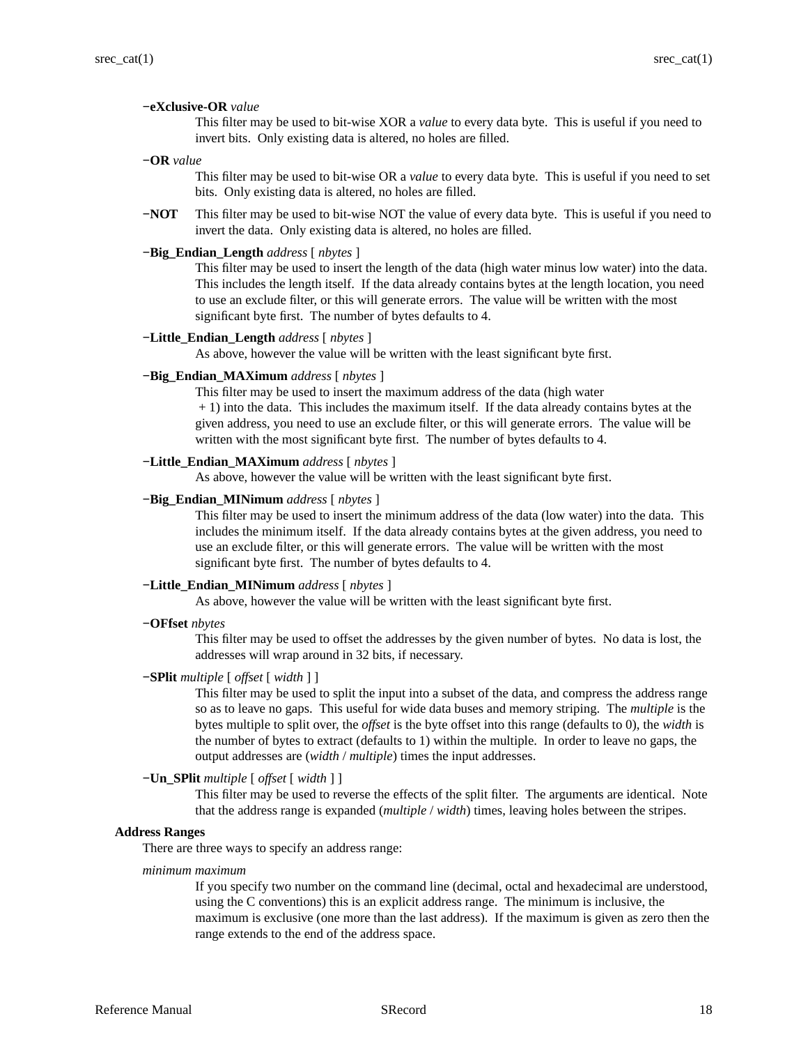**−eXclusive-OR** *value*

This filter may be used to bit-wise XOR a *value* to every data byte. This is useful if you need to invert bits. Only existing data is altered, no holes are filled.

**−OR** *value*

This filter may be used to bit-wise OR a *value* to every data byte. This is useful if you need to set bits. Only existing data is altered, no holes are filled.

**−NOT** This filter may be used to bit-wise NOT the value of every data byte. This is useful if you need to invert the data. Only existing data is altered, no holes are filled.

**−Big_Endian_Length** *address* [ *nbytes* ]

This filter may be used to insert the length of the data (high water minus low water) into the data. This includes the length itself. If the data already contains bytes at the length location, you need to use an exclude filter, or this will generate errors. The value will be written with the most significant byte first. The number of bytes defaults to 4.

**−Little_Endian_Length** *address* [ *nbytes* ]

As above, however the value will be written with the least significant byte first.

**−Big_Endian_MAXimum** *address* [ *nbytes* ]

This filter may be used to insert the maximum address of the data (high water + 1) into the data. This includes the maximum itself. If the data already contains bytes at the given address, you need to use an exclude filter, or this will generate errors. The value will be written with the most significant byte first. The number of bytes defaults to 4.

**−Little_Endian_MAXimum** *address* [ *nbytes* ]

As above, however the value will be written with the least significant byte first.

**−Big_Endian_MINimum** *address* [ *nbytes* ]

This filter may be used to insert the minimum address of the data (low water) into the data. This includes the minimum itself. If the data already contains bytes at the given address, you need to use an exclude filter, or this will generate errors. The value will be written with the most significant byte first. The number of bytes defaults to 4.

**−Little_Endian_MINimum** *address* [ *nbytes* ]

As above, however the value will be written with the least significant byte first.

**−OFfset** *nbytes*

This filter may be used to offset the addresses by the given number of bytes. No data is lost, the addresses will wrap around in 32 bits, if necessary.

**−SPlit** *multiple* [ *offset* [ *width* ] ]

This filter may be used to split the input into a subset of the data, and compress the address range so as to leave no gaps. This useful for wide data buses and memory striping. The *multiple* is the bytes multiple to split over, the *offset* is the byte offset into this range (defaults to 0), the *width* is the number of bytes to extract (defaults to 1) within the multiple. In order to leave no gaps, the output addresses are (*width* / *multiple*) times the input addresses.

**−Un_SPlit** *multiple* [ *offset* [ *width* ] ]

This filter may be used to reverse the effects of the split filter. The arguments are identical. Note that the address range is expanded (*multiple* / *width*) times, leaving holes between the stripes.

### Address Ranges

There are three ways to specify an address range:

*minimum maximum*

If you specify two number on the command line (decimal, octal and hexadecimal are understood, using the C conventions) this is an explicit address range. The minimum is inclusive, the maximum is exclusive (one more than the last address). If the maximum is given as zero then the range extends to the end of the address space.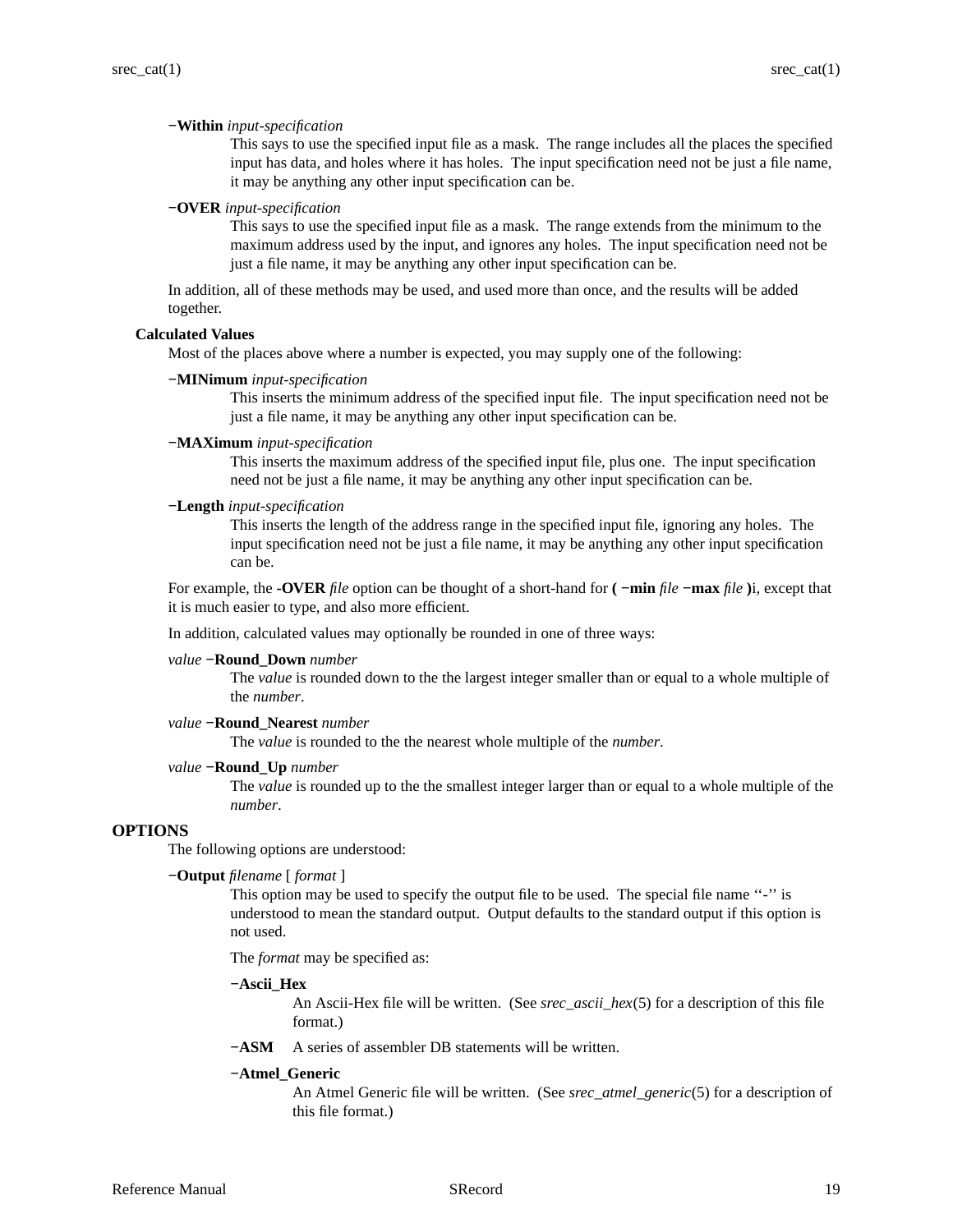**−Within** *input-specification*

This says to use the specified input file as a mask. The range includes all the places the specified input has data, and holes where it has holes. The input specification need not be just a file name, it may be anything any other input specification can be.

**−OVER** *input-specification*

This says to use the specified input file as a mask. The range extends from the minimum to the maximum address used by the input, and ignores any holes. The input specification need not be just a file name, it may be anything any other input specification can be.

In addition, all of these methods may be used, and used more than once, and the results will be added together.

### Calculated Values

Most of the places above where a number is expected, you may supply one of the following:

**−MINimum** *input-specification*

This inserts the minimum address of the specified input file. The input specification need not be just a file name, it may be anything any other input specification can be.

**−MAXimum** *input-specification*

This inserts the maximum address of the specified input file, plus one. The input specification need not be just a file name, it may be anything any other input specification can be.

**−Length** *input-specification*

This inserts the length of the address range in the specified input file, ignoring any holes. The input specification need not be just a file name, it may be anything any other input specification can be.

For example, the **-OVER** *file* option can be thought of a short-hand for **( −min** *file* **−max** *file* **)**i, except that it is much easier to type, and also more efficient.

In addition, calculated values may optionally be rounded in one of three ways:

*value* **−Round_Down** *number*

The *value* is rounded down to the the largest integer smaller than or equal to a whole multiple of the *number*.

*value* **−Round_Nearest** *number*

The *value* is rounded to the the nearest whole multiple of the *number*.

*value* **−Round_Up** *number*

The *value* is rounded up to the the smallest integer larger than or equal to a whole multiple of the *number*.

## OPTIONS

The following options are understood:

**−Output** *filename* [ *format* ]

This option may be used to specify the output file to be used. The special file name ‘‘-’’ is understood to mean the standard output. Output defaults to the standard output if this option is not used.

The *format* may be specified as:

**−Ascii_Hex**

An Ascii-Hex file will be written. (See *srec_ascii_hex*(5) for a description of this file format.)

**−ASM** A series of assembler DB statements will be written.

**−Atmel_Generic**

An Atmel Generic file will be written. (See *srec_atmel_generic*(5) for a description of this file format.)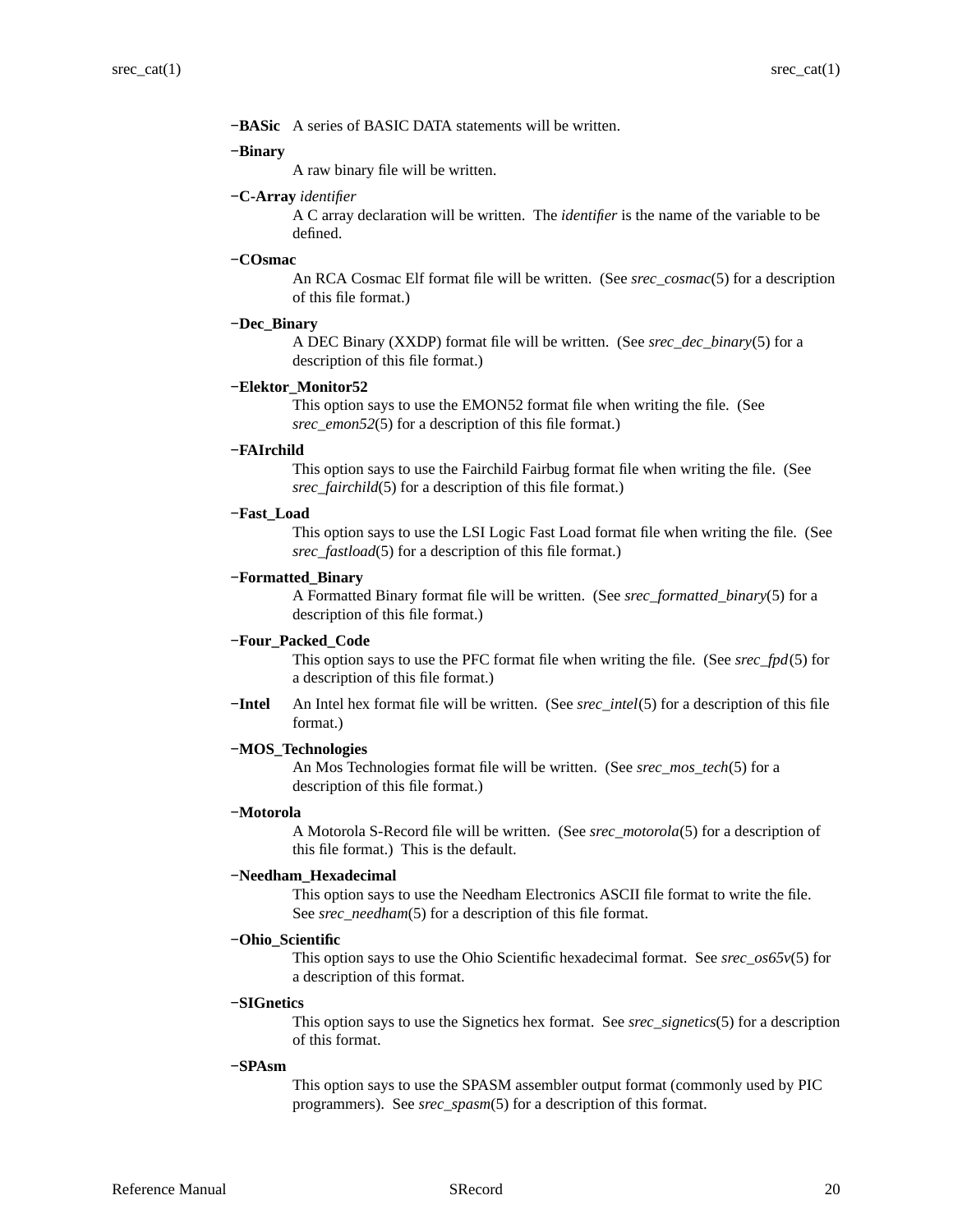**−BASic** A series of BASIC DATA statements will be written.

**−Binary**
A raw binary file will be written.

**−C-Array** *identifier*
A C array declaration will be written. The *identifier* is the name of the variable to be defined.

**−COsmac**
An RCA Cosmac Elf format file will be written. (See *srec_cosmac*(5) for a description of this file format.)

**−Dec_Binary**
A DEC Binary (XXDP) format file will be written. (See *srec_dec_binary*(5) for a description of this file format.)

**−Elektor_Monitor52**
This option says to use the EMON52 format file when writing the file. (See *srec_emon52*(5) for a description of this file format.)

**−FAIrchild**
This option says to use the Fairchild Fairbug format file when writing the file. (See *srec_fairchild*(5) for a description of this file format.)

**−Fast_Load**
This option says to use the LSI Logic Fast Load format file when writing the file. (See *srec_fastload*(5) for a description of this file format.)

**−Formatted_Binary**
A Formatted Binary format file will be written. (See *srec_formatted_binary*(5) for a description of this file format.)

**−Four_Packed_Code**
This option says to use the PFC format file when writing the file. (See *srec_fpd*(5) for a description of this file format.)

**−Intel** An Intel hex format file will be written. (See *srec_intel*(5) for a description of this file format.)

**−MOS_Technologies**
An Mos Technologies format file will be written. (See *srec_mos_tech*(5) for a description of this file format.)

**−Motorola**
A Motorola S-Record file will be written. (See *srec_motorola*(5) for a description of this file format.) This is the default.

**−Needham_Hexadecimal**
This option says to use the Needham Electronics ASCII file format to write the file. See *srec_needham*(5) for a description of this file format.

**−Ohio_Scientific**
This option says to use the Ohio Scientific hexadecimal format. See *srec_os65v*(5) for a description of this format.

**−SIGnetics**
This option says to use the Signetics hex format. See *srec_signetics*(5) for a description of this format.

**−SPAsm**
This option says to use the SPASM assembler output format (commonly used by PIC programmers). See *srec_spasm*(5) for a description of this format.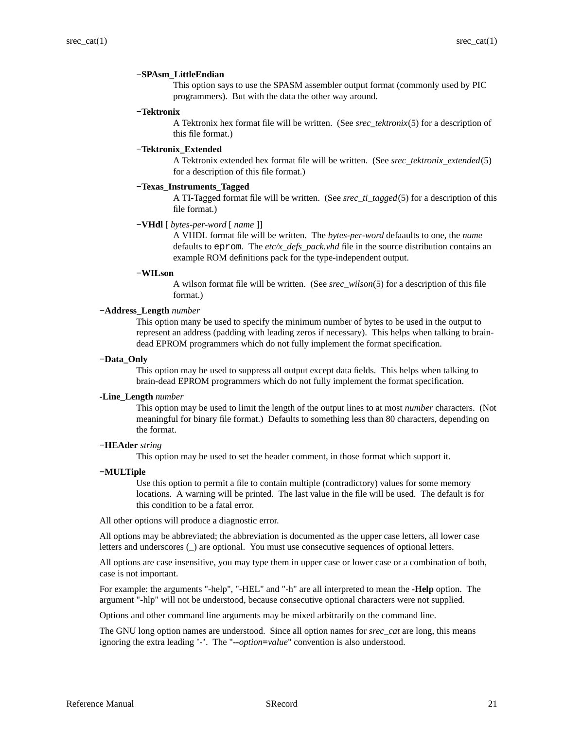**−SPAsm_LittleEndian**
This option says to use the SPASM assembler output format (commonly used by PIC programmers). But with the data the other way around.

**−Tektronix**
A Tektronix hex format file will be written. (See *srec_tektronix*(5) for a description of this file format.)

**−Tektronix_Extended**
A Tektronix extended hex format file will be written. (See *srec_tektronix_extended*(5) for a description of this file format.)

**−Texas_Instruments_Tagged**
A TI-Tagged format file will be written. (See *srec_ti_tagged*(5) for a description of this file format.)

**−VHdl** [ *bytes-per-word* [ *name* ]]
A VHDL format file will be written. The *bytes-per-word* defaaults to one, the *name* defaults to `eprom`. The *etc/x_defs_pack.vhd* file in the source distribution contains an example ROM definitions pack for the type-independent output.

**−WILson**
A wilson format file will be written. (See *srec_wilson*(5) for a description of this file format.)

**−Address_Length** *number*
This option many be used to specify the minimum number of bytes to be used in the output to represent an address (padding with leading zeros if necessary). This helps when talking to brain-dead EPROM programmers which do not fully implement the format specification.

**−Data_Only**
This option may be used to suppress all output except data fields. This helps when talking to brain-dead EPROM programmers which do not fully implement the format specification.

**-Line_Length** *number*
This option may be used to limit the length of the output lines to at most *number* characters. (Not meaningful for binary file format.) Defaults to something less than 80 characters, depending on the format.

**−HEAder** *string*
This option may be used to set the header comment, in those format which support it.

**−MULTiple**
Use this option to permit a file to contain multiple (contradictory) values for some memory locations. A warning will be printed. The last value in the file will be used. The default is for this condition to be a fatal error.

All other options will produce a diagnostic error.

All options may be abbreviated; the abbreviation is documented as the upper case letters, all lower case letters and underscores (_) are optional. You must use consecutive sequences of optional letters.

All options are case insensitive, you may type them in upper case or lower case or a combination of both, case is not important.

For example: the arguments "-help", "-HEL" and "-h" are all interpreted to mean the **-Help** option. The argument "-hlp" will not be understood, because consecutive optional characters were not supplied.

Options and other command line arguments may be mixed arbitrarily on the command line.

The GNU long option names are understood. Since all option names for *srec_cat* are long, this means ignoring the extra leading '-'. The "**--***option***=***value*" convention is also understood.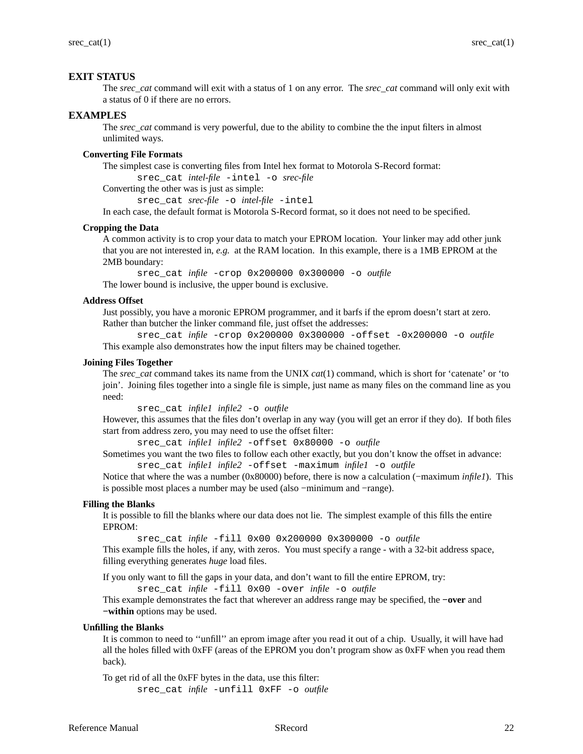## EXIT STATUS

The *srec_cat* command will exit with a status of 1 on any error. The *srec_cat* command will only exit with a status of 0 if there are no errors.

## EXAMPLES

The *srec_cat* command is very powerful, due to the ability to combine the the input filters in almost unlimited ways.

### Converting File Formats

The simplest case is converting files from Intel hex format to Motorola S-Record format:

```
srec_cat intel-file -intel -o srec-file
```

Converting the other was is just as simple:

```
srec_cat srec-file -o intel-file -intel
```

In each case, the default format is Motorola S-Record format, so it does not need to be specified.

### Cropping the Data

A common activity is to crop your data to match your EPROM location. Your linker may add other junk that you are not interested in, *e.g.* at the RAM location. In this example, there is a 1MB EPROM at the 2MB boundary:

```
srec_cat infile -crop 0x200000 0x300000 -o outfile
```

The lower bound is inclusive, the upper bound is exclusive.

### Address Offset

Just possibly, you have a moronic EPROM programmer, and it barfs if the eprom doesn't start at zero. Rather than butcher the linker command file, just offset the addresses:

```
srec_cat infile -crop 0x200000 0x300000 -offset -0x200000 -o outfile
```

This example also demonstrates how the input filters may be chained together.

### Joining Files Together

The *srec_cat* command takes its name from the UNIX *cat*(1) command, which is short for 'catenate' or 'to join'. Joining files together into a single file is simple, just name as many files on the command line as you need:

```
srec_cat infile1 infile2 -o outfile
```

However, this assumes that the files don't overlap in any way (you will get an error if they do). If both files start from address zero, you may need to use the offset filter:

```
srec_cat infile1 infile2 -offset 0x80000 -o outfile
```

Sometimes you want the two files to follow each other exactly, but you don't know the offset in advance:

```
srec_cat infile1 infile2 -offset -maximum infile1 -o outfile
```

Notice that where the was a number (0x80000) before, there is now a calculation (−maximum *infile1*). This is possible most places a number may be used (also −minimum and −range).

### Filling the Blanks

It is possible to fill the blanks where our data does not lie. The simplest example of this fills the entire EPROM:

```
srec_cat infile -fill 0x00 0x200000 0x300000 -o outfile
```

This example fills the holes, if any, with zeros. You must specify a range - with a 32-bit address space, filling everything generates *huge* load files.

If you only want to fill the gaps in your data, and don't want to fill the entire EPROM, try:

```
srec_cat infile -fill 0x00 -over infile -o outfile
```

This example demonstrates the fact that wherever an address range may be specified, the **−over** and **−within** options may be used.

### Unfilling the Blanks

It is common to need to ''unfill'' an eprom image after you read it out of a chip. Usually, it will have had all the holes filled with 0xFF (areas of the EPROM you don't program show as 0xFF when you read them back).

To get rid of all the 0xFF bytes in the data, use this filter:

```
srec_cat infile -unfill 0xFF -o outfile
```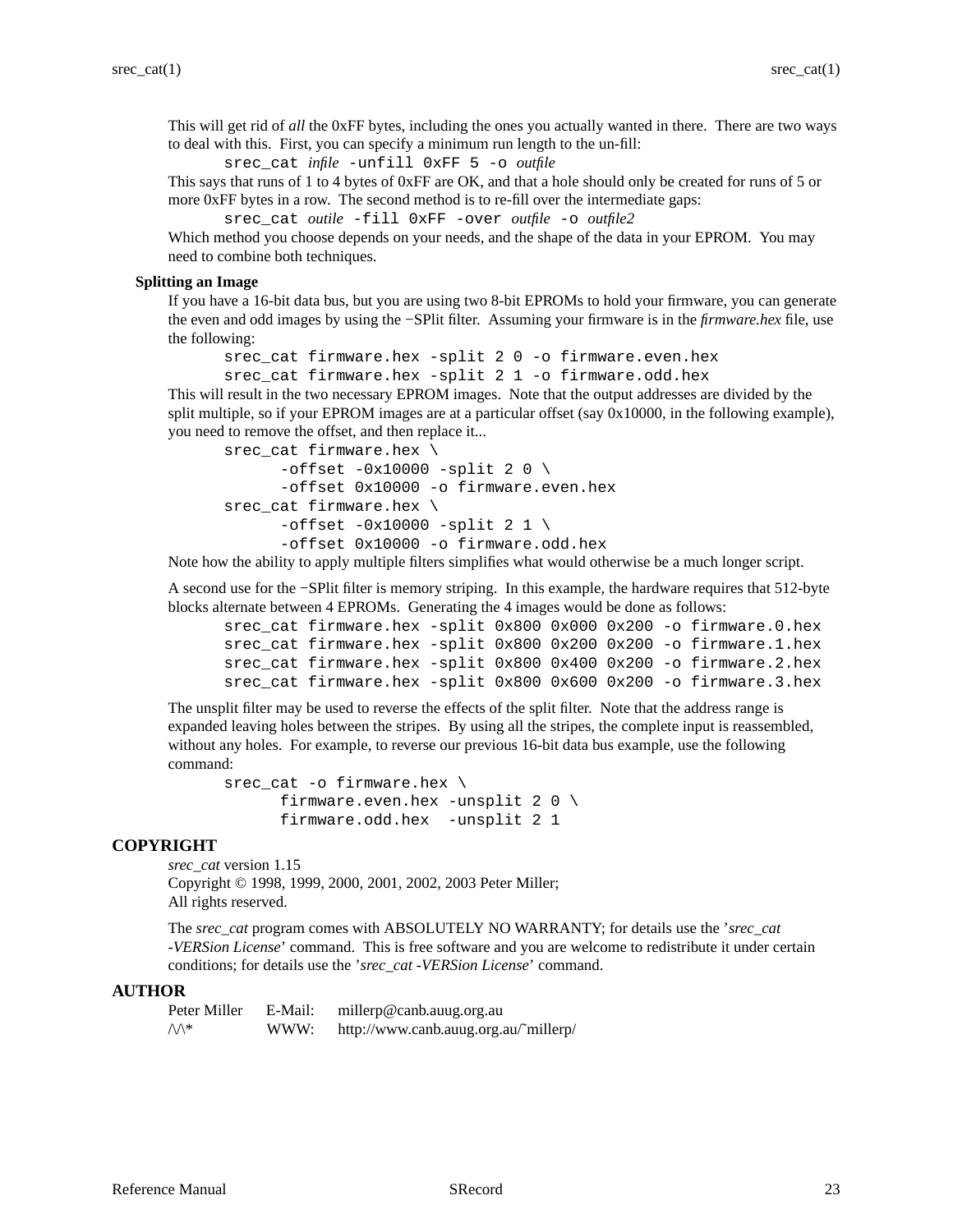This will get rid of *all* the 0xFF bytes, including the ones you actually wanted in there. There are two ways to deal with this. First, you can specify a minimum run length to the un-fill:

```
srec_cat infile -unfill 0xFF 5 -o outfile
```

This says that runs of 1 to 4 bytes of 0xFF are OK, and that a hole should only be created for runs of 5 or more 0xFF bytes in a row. The second method is to re-fill over the intermediate gaps:

```
srec_cat outile -fill 0xFF -over outfile -o outfile2
```

Which method you choose depends on your needs, and the shape of the data in your EPROM. You may need to combine both techniques.

### Splitting an Image

If you have a 16-bit data bus, but you are using two 8-bit EPROMs to hold your firmware, you can generate the even and odd images by using the −SPlit filter. Assuming your firmware is in the *firmware.hex* file, use the following:

```
srec_cat firmware.hex -split 2 0 -o firmware.even.hex
srec_cat firmware.hex -split 2 1 -o firmware.odd.hex
```

This will result in the two necessary EPROM images. Note that the output addresses are divided by the split multiple, so if your EPROM images are at a particular offset (say 0x10000, in the following example), you need to remove the offset, and then replace it...

```
srec_cat firmware.hex \
      -offset -0x10000 -split 2 0 \
      -offset 0x10000 -o firmware.even.hex
srec_cat firmware.hex \
      -offset -0x10000 -split 2 1 \
      -offset 0x10000 -o firmware.odd.hex
```

Note how the ability to apply multiple filters simplifies what would otherwise be a much longer script.

A second use for the −SPlit filter is memory striping. In this example, the hardware requires that 512-byte blocks alternate between 4 EPROMs. Generating the 4 images would be done as follows:

```
srec_cat firmware.hex -split 0x800 0x000 0x200 -o firmware.0.hex
srec_cat firmware.hex -split 0x800 0x200 0x200 -o firmware.1.hex
srec_cat firmware.hex -split 0x800 0x400 0x200 -o firmware.2.hex
srec_cat firmware.hex -split 0x800 0x600 0x200 -o firmware.3.hex
```

The unsplit filter may be used to reverse the effects of the split filter. Note that the address range is expanded leaving holes between the stripes. By using all the stripes, the complete input is reassembled, without any holes. For example, to reverse our previous 16-bit data bus example, use the following command:

```
srec_cat -o firmware.hex \
      firmware.even.hex -unsplit 2 0 \
      firmware.odd.hex  -unsplit 2 1
```

## COPYRIGHT

*srec_cat* version 1.15
Copyright © 1998, 1999, 2000, 2001, 2002, 2003 Peter Miller;
All rights reserved.

The *srec_cat* program comes with ABSOLUTELY NO WARRANTY; for details use the '*srec_cat -VERSion License*' command. This is free software and you are welcome to redistribute it under certain conditions; for details use the '*srec_cat -VERSion License*' command.

## AUTHOR

| | | |
|---|---|---|
| Peter Miller | E-Mail: | millerp@canb.auug.org.au |
| /\/\* | WWW: | http://www.canb.auug.org.au/~millerp/ |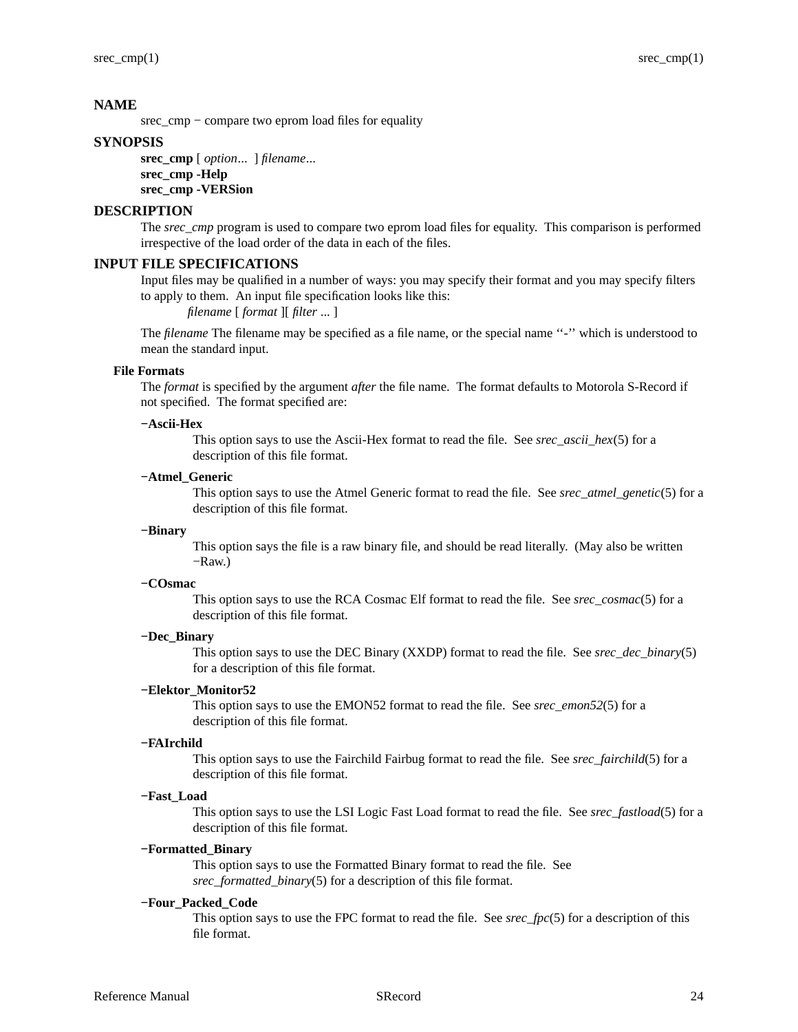## NAME

srec_cmp − compare two eprom load files for equality

## SYNOPSIS

**srec_cmp** [ *option*... ] *filename*...
**srec_cmp -Help**
**srec_cmp -VERSion**

## DESCRIPTION

The *srec_cmp* program is used to compare two eprom load files for equality. This comparison is performed irrespective of the load order of the data in each of the files.

## INPUT FILE SPECIFICATIONS

Input files may be qualified in a number of ways: you may specify their format and you may specify filters to apply to them. An input file specification looks like this:

*filename* [ *format* ][ *filter* ... ]

The *filename* The filename may be specified as a file name, or the special name ‘‘-’’ which is understood to mean the standard input.

### File Formats

The *format* is specified by the argument *after* the file name. The format defaults to Motorola S-Record if not specified. The format specified are:

**−Ascii-Hex**
This option says to use the Ascii-Hex format to read the file. See *srec_ascii_hex*(5) for a description of this file format.

**−Atmel_Generic**
This option says to use the Atmel Generic format to read the file. See *srec_atmel_genetic*(5) for a description of this file format.

**−Binary**
This option says the file is a raw binary file, and should be read literally. (May also be written −Raw.)

**−COsmac**
This option says to use the RCA Cosmac Elf format to read the file. See *srec_cosmac*(5) for a description of this file format.

**−Dec_Binary**
This option says to use the DEC Binary (XXDP) format to read the file. See *srec_dec_binary*(5) for a description of this file format.

**−Elektor_Monitor52**
This option says to use the EMON52 format to read the file. See *srec_emon52*(5) for a description of this file format.

**−FAIrchild**
This option says to use the Fairchild Fairbug format to read the file. See *srec_fairchild*(5) for a description of this file format.

**−Fast_Load**
This option says to use the LSI Logic Fast Load format to read the file. See *srec_fastload*(5) for a description of this file format.

**−Formatted_Binary**
This option says to use the Formatted Binary format to read the file. See *srec_formatted_binary*(5) for a description of this file format.

**−Four_Packed_Code**
This option says to use the FPC format to read the file. See *srec_fpc*(5) for a description of this file format.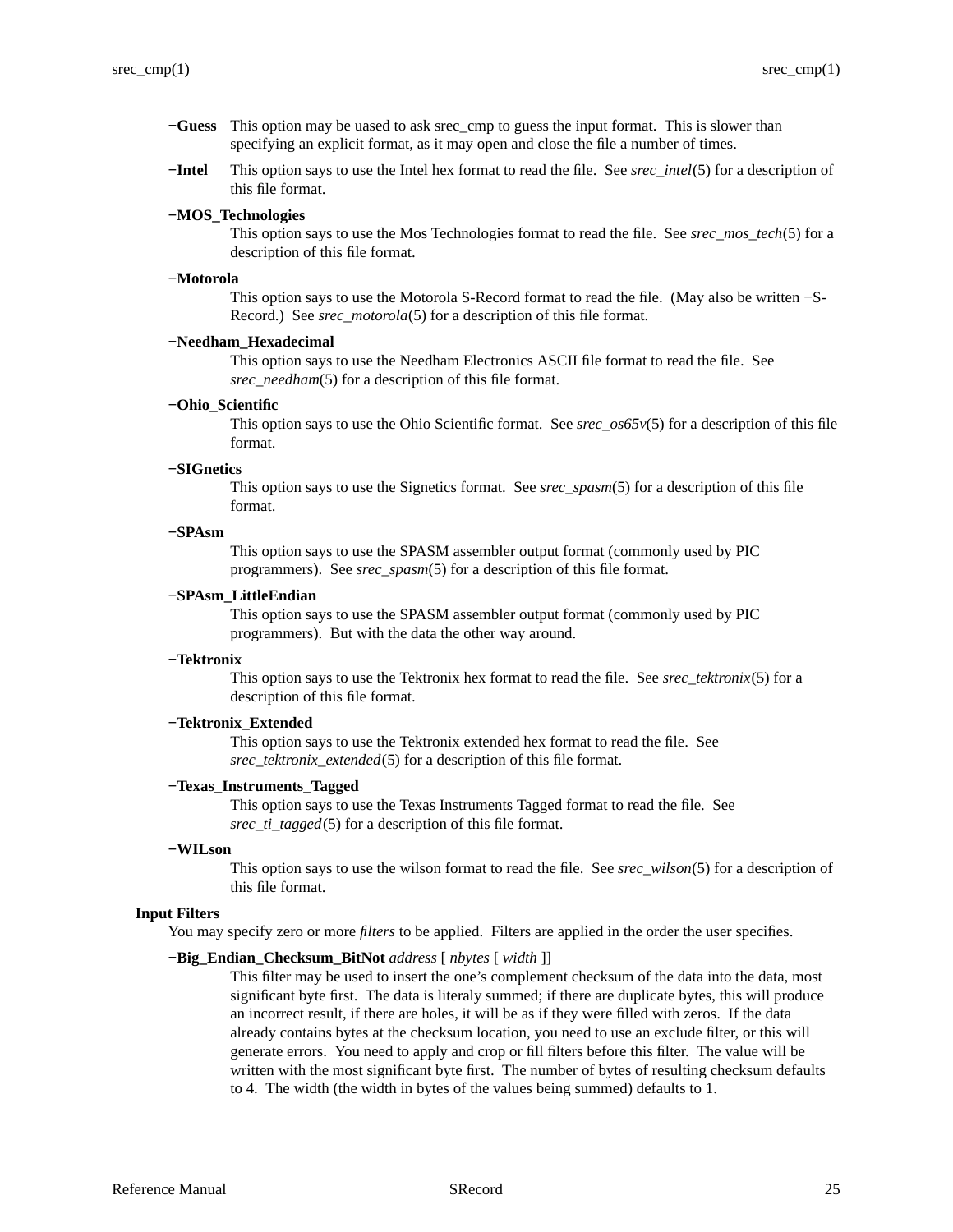**−Guess** This option may be uased to ask srec_cmp to guess the input format. This is slower than specifying an explicit format, as it may open and close the file a number of times.

**−Intel** This option says to use the Intel hex format to read the file. See *srec_intel*(5) for a description of this file format.

**−MOS_Technologies**
This option says to use the Mos Technologies format to read the file. See *srec_mos_tech*(5) for a description of this file format.

**−Motorola**
This option says to use the Motorola S-Record format to read the file. (May also be written −S-Record.) See *srec_motorola*(5) for a description of this file format.

**−Needham_Hexadecimal**
This option says to use the Needham Electronics ASCII file format to read the file. See *srec_needham*(5) for a description of this file format.

**−Ohio_Scientific**
This option says to use the Ohio Scientific format. See *srec_os65v*(5) for a description of this file format.

**−SIGnetics**
This option says to use the Signetics format. See *srec_spasm*(5) for a description of this file format.

**−SPAsm**
This option says to use the SPASM assembler output format (commonly used by PIC programmers). See *srec_spasm*(5) for a description of this file format.

**−SPAsm_LittleEndian**
This option says to use the SPASM assembler output format (commonly used by PIC programmers). But with the data the other way around.

**−Tektronix**
This option says to use the Tektronix hex format to read the file. See *srec_tektronix*(5) for a description of this file format.

**−Tektronix_Extended**
This option says to use the Tektronix extended hex format to read the file. See *srec_tektronix_extended*(5) for a description of this file format.

**−Texas_Instruments_Tagged**
This option says to use the Texas Instruments Tagged format to read the file. See *srec_ti_tagged*(5) for a description of this file format.

**−WILson**
This option says to use the wilson format to read the file. See *srec_wilson*(5) for a description of this file format.

### Input Filters

You may specify zero or more *filters* to be applied. Filters are applied in the order the user specifies.

**−Big_Endian_Checksum_BitNot** *address* [ *nbytes* [ *width* ]]
This filter may be used to insert the one's complement checksum of the data into the data, most significant byte first. The data is literaly summed; if there are duplicate bytes, this will produce an incorrect result, if there are holes, it will be as if they were filled with zeros. If the data already contains bytes at the checksum location, you need to use an exclude filter, or this will generate errors. You need to apply and crop or fill filters before this filter. The value will be written with the most significant byte first. The number of bytes of resulting checksum defaults to 4. The width (the width in bytes of the values being summed) defaults to 1.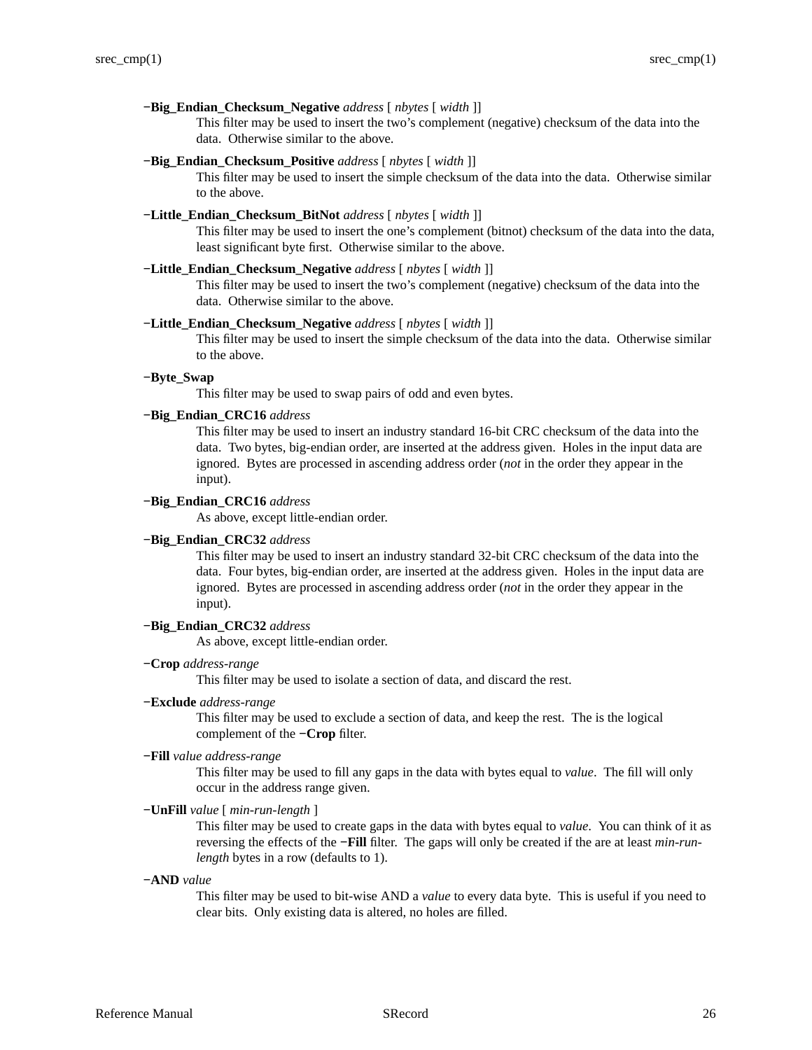**−Big_Endian_Checksum_Negative** *address* [ *nbytes* [ *width* ]]

This filter may be used to insert the two's complement (negative) checksum of the data into the data. Otherwise similar to the above.

**−Big_Endian_Checksum_Positive** *address* [ *nbytes* [ *width* ]]

This filter may be used to insert the simple checksum of the data into the data. Otherwise similar to the above.

**−Little_Endian_Checksum_BitNot** *address* [ *nbytes* [ *width* ]]

This filter may be used to insert the one's complement (bitnot) checksum of the data into the data, least significant byte first. Otherwise similar to the above.

**−Little_Endian_Checksum_Negative** *address* [ *nbytes* [ *width* ]]

This filter may be used to insert the two's complement (negative) checksum of the data into the data. Otherwise similar to the above.

**−Little_Endian_Checksum_Negative** *address* [ *nbytes* [ *width* ]]

This filter may be used to insert the simple checksum of the data into the data. Otherwise similar to the above.

**−Byte_Swap**

This filter may be used to swap pairs of odd and even bytes.

**−Big_Endian_CRC16** *address*

This filter may be used to insert an industry standard 16-bit CRC checksum of the data into the data. Two bytes, big-endian order, are inserted at the address given. Holes in the input data are ignored. Bytes are processed in ascending address order (*not* in the order they appear in the input).

**−Big_Endian_CRC16** *address*

As above, except little-endian order.

**−Big_Endian_CRC32** *address*

This filter may be used to insert an industry standard 32-bit CRC checksum of the data into the data. Four bytes, big-endian order, are inserted at the address given. Holes in the input data are ignored. Bytes are processed in ascending address order (*not* in the order they appear in the input).

**−Big_Endian_CRC32** *address*

As above, except little-endian order.

**−Crop** *address-range*

This filter may be used to isolate a section of data, and discard the rest.

**−Exclude** *address-range*

This filter may be used to exclude a section of data, and keep the rest. The is the logical complement of the **−Crop** filter.

**−Fill** *value address-range*

This filter may be used to fill any gaps in the data with bytes equal to *value*. The fill will only occur in the address range given.

**−UnFill** *value* [ *min-run-length* ]

This filter may be used to create gaps in the data with bytes equal to *value*. You can think of it as reversing the effects of the **−Fill** filter. The gaps will only be created if the are at least *min-run-length* bytes in a row (defaults to 1).

**−AND** *value*

This filter may be used to bit-wise AND a *value* to every data byte. This is useful if you need to clear bits. Only existing data is altered, no holes are filled.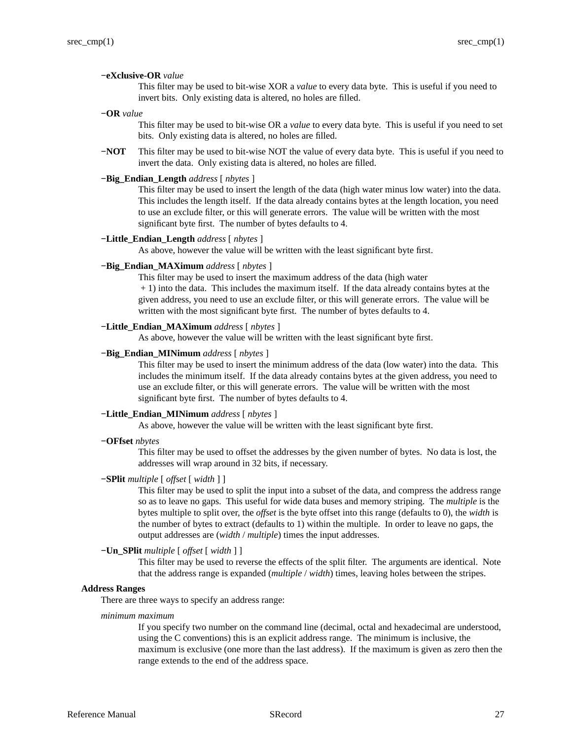**−eXclusive-OR** *value*

This filter may be used to bit-wise XOR a *value* to every data byte. This is useful if you need to invert bits. Only existing data is altered, no holes are filled.

**−OR** *value*

This filter may be used to bit-wise OR a *value* to every data byte. This is useful if you need to set bits. Only existing data is altered, no holes are filled.

**−NOT**

This filter may be used to bit-wise NOT the value of every data byte. This is useful if you need to invert the data. Only existing data is altered, no holes are filled.

**−Big_Endian_Length** *address* [ *nbytes* ]

This filter may be used to insert the length of the data (high water minus low water) into the data. This includes the length itself. If the data already contains bytes at the length location, you need to use an exclude filter, or this will generate errors. The value will be written with the most significant byte first. The number of bytes defaults to 4.

**−Little_Endian_Length** *address* [ *nbytes* ]

As above, however the value will be written with the least significant byte first.

**−Big_Endian_MAXimum** *address* [ *nbytes* ]

This filter may be used to insert the maximum address of the data (high water + 1) into the data. This includes the maximum itself. If the data already contains bytes at the given address, you need to use an exclude filter, or this will generate errors. The value will be written with the most significant byte first. The number of bytes defaults to 4.

**−Little_Endian_MAXimum** *address* [ *nbytes* ]

As above, however the value will be written with the least significant byte first.

**−Big_Endian_MINimum** *address* [ *nbytes* ]

This filter may be used to insert the minimum address of the data (low water) into the data. This includes the minimum itself. If the data already contains bytes at the given address, you need to use an exclude filter, or this will generate errors. The value will be written with the most significant byte first. The number of bytes defaults to 4.

**−Little_Endian_MINimum** *address* [ *nbytes* ]

As above, however the value will be written with the least significant byte first.

**−OFfset** *nbytes*

This filter may be used to offset the addresses by the given number of bytes. No data is lost, the addresses will wrap around in 32 bits, if necessary.

**−SPlit** *multiple* [ *offset* [ *width* ] ]

This filter may be used to split the input into a subset of the data, and compress the address range so as to leave no gaps. This useful for wide data buses and memory striping. The *multiple* is the bytes multiple to split over, the *offset* is the byte offset into this range (defaults to 0), the *width* is the number of bytes to extract (defaults to 1) within the multiple. In order to leave no gaps, the output addresses are (*width* / *multiple*) times the input addresses.

**−Un_SPlit** *multiple* [ *offset* [ *width* ] ]

This filter may be used to reverse the effects of the split filter. The arguments are identical. Note that the address range is expanded (*multiple* / *width*) times, leaving holes between the stripes.

### Address Ranges

There are three ways to specify an address range:

*minimum maximum*

If you specify two number on the command line (decimal, octal and hexadecimal are understood, using the C conventions) this is an explicit address range. The minimum is inclusive, the maximum is exclusive (one more than the last address). If the maximum is given as zero then the range extends to the end of the address space.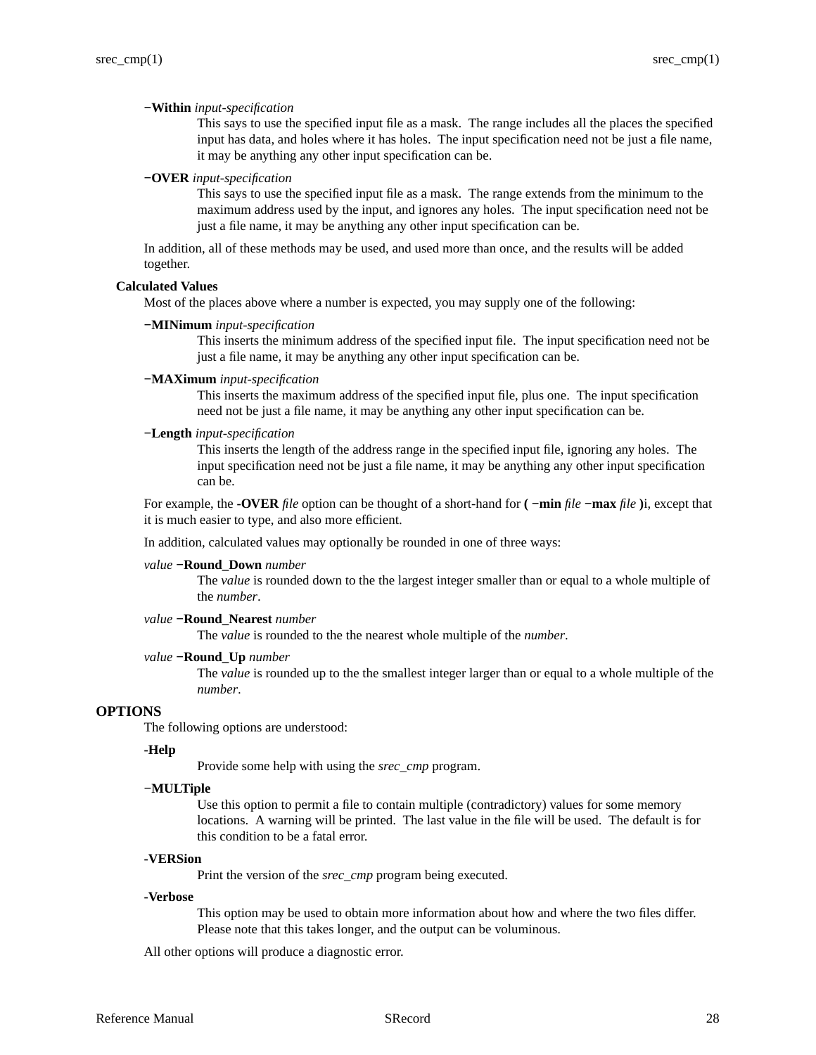**−Within** *input-specification*

This says to use the specified input file as a mask. The range includes all the places the specified input has data, and holes where it has holes. The input specification need not be just a file name, it may be anything any other input specification can be.

**−OVER** *input-specification*

This says to use the specified input file as a mask. The range extends from the minimum to the maximum address used by the input, and ignores any holes. The input specification need not be just a file name, it may be anything any other input specification can be.

In addition, all of these methods may be used, and used more than once, and the results will be added together.

### Calculated Values

Most of the places above where a number is expected, you may supply one of the following:

**−MINimum** *input-specification*

This inserts the minimum address of the specified input file. The input specification need not be just a file name, it may be anything any other input specification can be.

**−MAXimum** *input-specification*

This inserts the maximum address of the specified input file, plus one. The input specification need not be just a file name, it may be anything any other input specification can be.

**−Length** *input-specification*

This inserts the length of the address range in the specified input file, ignoring any holes. The input specification need not be just a file name, it may be anything any other input specification can be.

For example, the **-OVER** *file* option can be thought of a short-hand for **( −min** *file* **−max** *file* **)**i, except that it is much easier to type, and also more efficient.

In addition, calculated values may optionally be rounded in one of three ways:

*value* **−Round_Down** *number*

The *value* is rounded down to the the largest integer smaller than or equal to a whole multiple of the *number*.

*value* **−Round_Nearest** *number*

The *value* is rounded to the the nearest whole multiple of the *number*.

*value* **−Round_Up** *number*

The *value* is rounded up to the the smallest integer larger than or equal to a whole multiple of the *number*.

## OPTIONS

The following options are understood:

**-Help**

Provide some help with using the *srec_cmp* program.

**−MULTiple**

Use this option to permit a file to contain multiple (contradictory) values for some memory locations. A warning will be printed. The last value in the file will be used. The default is for this condition to be a fatal error.

**-VERSion**

Print the version of the *srec_cmp* program being executed.

**-Verbose**

This option may be used to obtain more information about how and where the two files differ. Please note that this takes longer, and the output can be voluminous.

All other options will produce a diagnostic error.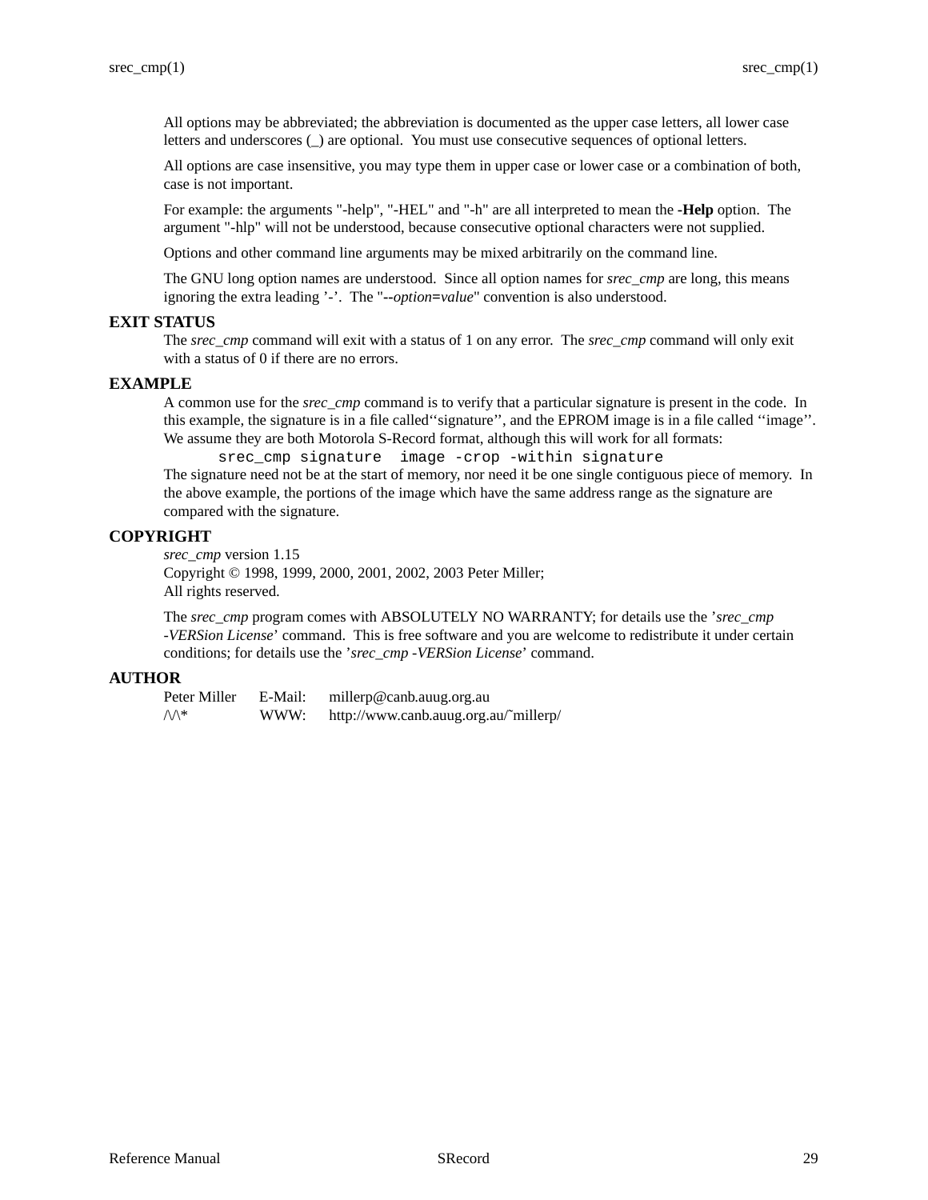All options may be abbreviated; the abbreviation is documented as the upper case letters, all lower case letters and underscores (_) are optional. You must use consecutive sequences of optional letters.

All options are case insensitive, you may type them in upper case or lower case or a combination of both, case is not important.

For example: the arguments "-help", "-HEL" and "-h" are all interpreted to mean the **-Help** option. The argument "-hlp" will not be understood, because consecutive optional characters were not supplied.

Options and other command line arguments may be mixed arbitrarily on the command line.

The GNU long option names are understood. Since all option names for *srec_cmp* are long, this means ignoring the extra leading '-'. The "**--***option***=***value*" convention is also understood.

## EXIT STATUS

The *srec_cmp* command will exit with a status of 1 on any error. The *srec_cmp* command will only exit with a status of 0 if there are no errors.

## EXAMPLE

A common use for the *srec_cmp* command is to verify that a particular signature is present in the code. In this example, the signature is in a file called''signature'', and the EPROM image is in a file called ''image''. We assume they are both Motorola S-Record format, although this will work for all formats:

```
srec_cmp signature  image -crop -within signature
```

The signature need not be at the start of memory, nor need it be one single contiguous piece of memory. In the above example, the portions of the image which have the same address range as the signature are compared with the signature.

## COPYRIGHT

*srec_cmp* version 1.15
Copyright © 1998, 1999, 2000, 2001, 2002, 2003 Peter Miller;
All rights reserved.

The *srec_cmp* program comes with ABSOLUTELY NO WARRANTY; for details use the '*srec_cmp -VERSion License*' command. This is free software and you are welcome to redistribute it under certain conditions; for details use the '*srec_cmp -VERSion License*' command.

## AUTHOR

| | | |
|---|---|---|
| Peter Miller | E-Mail: | millerp@canb.auug.org.au |
| /\/\* | WWW: | http://www.canb.auug.org.au/~millerp/ |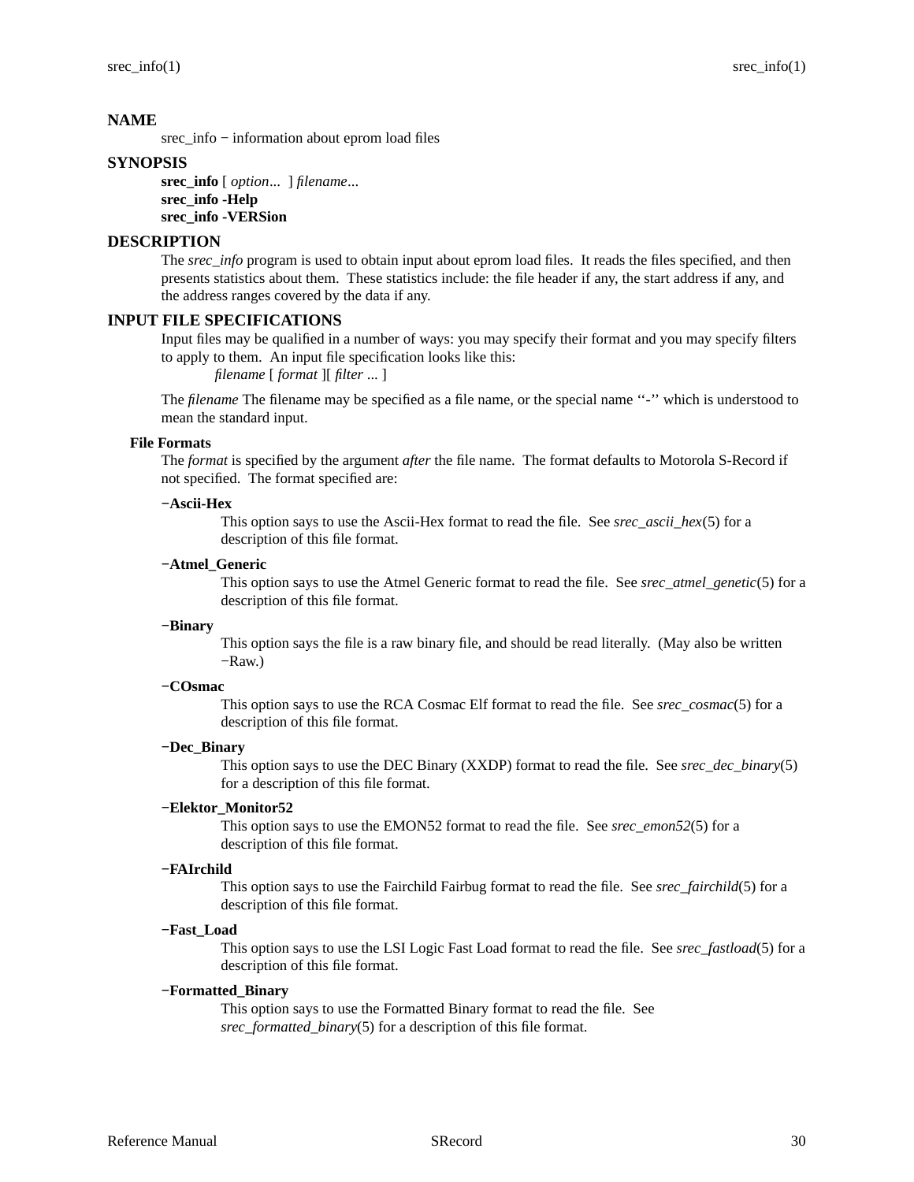## NAME

srec_info − information about eprom load files

## SYNOPSIS

**srec_info** [ *option*... ] *filename*...
**srec_info -Help**
**srec_info -VERSion**

## DESCRIPTION

The *srec_info* program is used to obtain input about eprom load files. It reads the files specified, and then presents statistics about them. These statistics include: the file header if any, the start address if any, and the address ranges covered by the data if any.

## INPUT FILE SPECIFICATIONS

Input files may be qualified in a number of ways: you may specify their format and you may specify filters to apply to them. An input file specification looks like this:

*filename* [ *format* ][ *filter* ... ]

The *filename* The filename may be specified as a file name, or the special name ''-'' which is understood to mean the standard input.

### File Formats

The *format* is specified by the argument *after* the file name. The format defaults to Motorola S-Record if not specified. The format specified are:

**−Ascii-Hex**
This option says to use the Ascii-Hex format to read the file. See *srec_ascii_hex*(5) for a description of this file format.

**−Atmel_Generic**
This option says to use the Atmel Generic format to read the file. See *srec_atmel_genetic*(5) for a description of this file format.

**−Binary**
This option says the file is a raw binary file, and should be read literally. (May also be written −Raw.)

**−COsmac**
This option says to use the RCA Cosmac Elf format to read the file. See *srec_cosmac*(5) for a description of this file format.

**−Dec_Binary**
This option says to use the DEC Binary (XXDP) format to read the file. See *srec_dec_binary*(5) for a description of this file format.

**−Elektor_Monitor52**
This option says to use the EMON52 format to read the file. See *srec_emon52*(5) for a description of this file format.

**−FAIrchild**
This option says to use the Fairchild Fairbug format to read the file. See *srec_fairchild*(5) for a description of this file format.

**−Fast_Load**
This option says to use the LSI Logic Fast Load format to read the file. See *srec_fastload*(5) for a description of this file format.

**−Formatted_Binary**
This option says to use the Formatted Binary format to read the file. See *srec_formatted_binary*(5) for a description of this file format.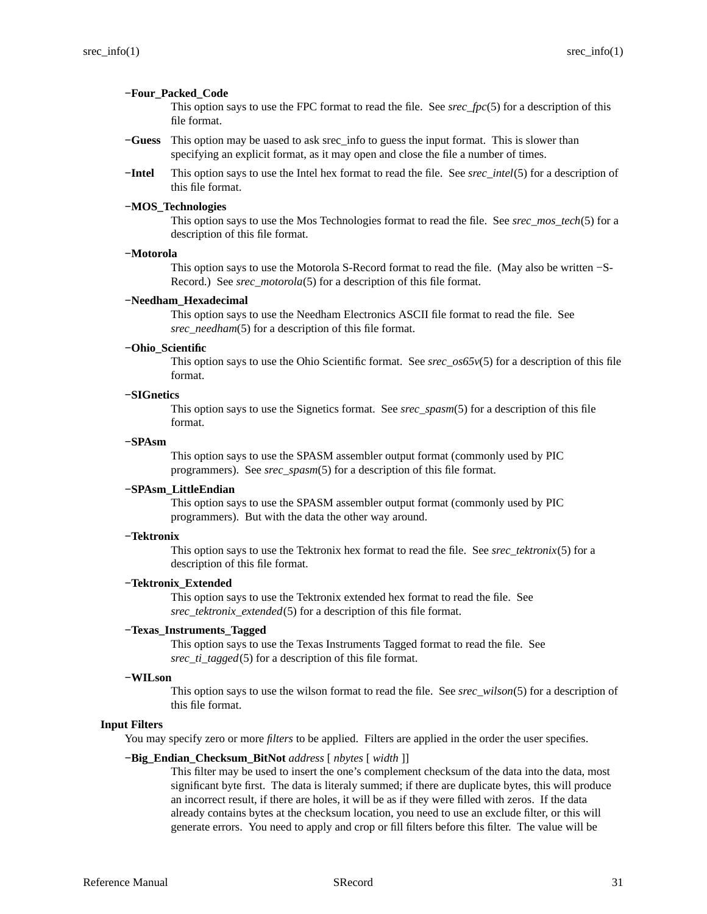**−Four_Packed_Code**
This option says to use the FPC format to read the file. See *srec_fpc*(5) for a description of this file format.

**−Guess**
This option may be uased to ask srec_info to guess the input format. This is slower than specifying an explicit format, as it may open and close the file a number of times.

**−Intel**
This option says to use the Intel hex format to read the file. See *srec_intel*(5) for a description of this file format.

**−MOS_Technologies**
This option says to use the Mos Technologies format to read the file. See *srec_mos_tech*(5) for a description of this file format.

**−Motorola**
This option says to use the Motorola S-Record format to read the file. (May also be written −S-Record.) See *srec_motorola*(5) for a description of this file format.

**−Needham_Hexadecimal**
This option says to use the Needham Electronics ASCII file format to read the file. See *srec_needham*(5) for a description of this file format.

**−Ohio_Scientific**
This option says to use the Ohio Scientific format. See *srec_os65v*(5) for a description of this file format.

**−SIGnetics**
This option says to use the Signetics format. See *srec_spasm*(5) for a description of this file format.

**−SPAsm**
This option says to use the SPASM assembler output format (commonly used by PIC programmers). See *srec_spasm*(5) for a description of this file format.

**−SPAsm_LittleEndian**
This option says to use the SPASM assembler output format (commonly used by PIC programmers). But with the data the other way around.

**−Tektronix**
This option says to use the Tektronix hex format to read the file. See *srec_tektronix*(5) for a description of this file format.

**−Tektronix_Extended**
This option says to use the Tektronix extended hex format to read the file. See *srec_tektronix_extended*(5) for a description of this file format.

**−Texas_Instruments_Tagged**
This option says to use the Texas Instruments Tagged format to read the file. See *srec_ti_tagged*(5) for a description of this file format.

**−WILson**
This option says to use the wilson format to read the file. See *srec_wilson*(5) for a description of this file format.

### Input Filters

You may specify zero or more *filters* to be applied. Filters are applied in the order the user specifies.

**−Big_Endian_Checksum_BitNot** *address* [ *nbytes* [ *width* ]]
This filter may be used to insert the one's complement checksum of the data into the data, most significant byte first. The data is literaly summed; if there are duplicate bytes, this will produce an incorrect result, if there are holes, it will be as if they were filled with zeros. If the data already contains bytes at the checksum location, you need to use an exclude filter, or this will generate errors. You need to apply and crop or fill filters before this filter. The value will be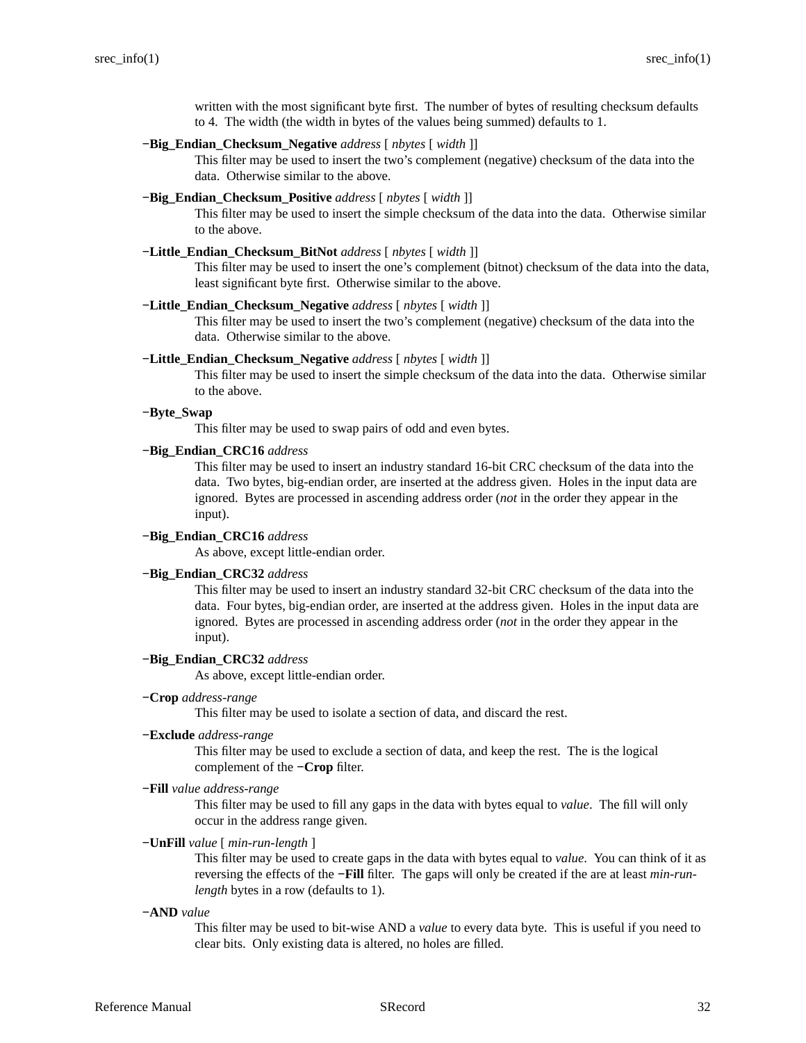written with the most significant byte first. The number of bytes of resulting checksum defaults to 4. The width (the width in bytes of the values being summed) defaults to 1.

**−Big_Endian_Checksum_Negative** *address* [ *nbytes* [ *width* ]]
: This filter may be used to insert the two's complement (negative) checksum of the data into the data. Otherwise similar to the above.

**−Big_Endian_Checksum_Positive** *address* [ *nbytes* [ *width* ]]
: This filter may be used to insert the simple checksum of the data into the data. Otherwise similar to the above.

**−Little_Endian_Checksum_BitNot** *address* [ *nbytes* [ *width* ]]
: This filter may be used to insert the one's complement (bitnot) checksum of the data into the data, least significant byte first. Otherwise similar to the above.

**−Little_Endian_Checksum_Negative** *address* [ *nbytes* [ *width* ]]
: This filter may be used to insert the two's complement (negative) checksum of the data into the data. Otherwise similar to the above.

**−Little_Endian_Checksum_Negative** *address* [ *nbytes* [ *width* ]]
: This filter may be used to insert the simple checksum of the data into the data. Otherwise similar to the above.

**−Byte_Swap**
: This filter may be used to swap pairs of odd and even bytes.

**−Big_Endian_CRC16** *address*
: This filter may be used to insert an industry standard 16-bit CRC checksum of the data into the data. Two bytes, big-endian order, are inserted at the address given. Holes in the input data are ignored. Bytes are processed in ascending address order (*not* in the order they appear in the input).

**−Big_Endian_CRC16** *address*
: As above, except little-endian order.

**−Big_Endian_CRC32** *address*
: This filter may be used to insert an industry standard 32-bit CRC checksum of the data into the data. Four bytes, big-endian order, are inserted at the address given. Holes in the input data are ignored. Bytes are processed in ascending address order (*not* in the order they appear in the input).

**−Big_Endian_CRC32** *address*
: As above, except little-endian order.

**−Crop** *address-range*
: This filter may be used to isolate a section of data, and discard the rest.

**−Exclude** *address-range*
: This filter may be used to exclude a section of data, and keep the rest. The is the logical complement of the **−Crop** filter.

**−Fill** *value address-range*
: This filter may be used to fill any gaps in the data with bytes equal to *value*. The fill will only occur in the address range given.

**−UnFill** *value* [ *min-run-length* ]
: This filter may be used to create gaps in the data with bytes equal to *value*. You can think of it as reversing the effects of the **−Fill** filter. The gaps will only be created if the are at least *min-run-length* bytes in a row (defaults to 1).

**−AND** *value*
: This filter may be used to bit-wise AND a *value* to every data byte. This is useful if you need to clear bits. Only existing data is altered, no holes are filled.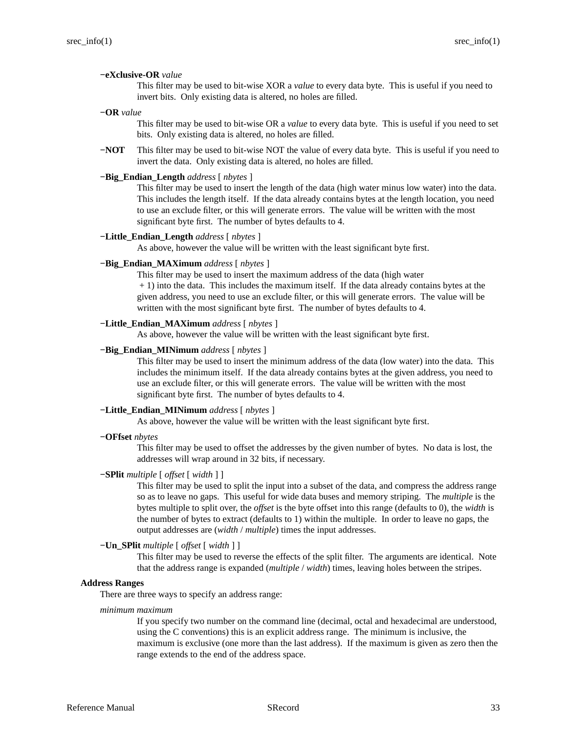**−eXclusive-OR** *value*

This filter may be used to bit-wise XOR a *value* to every data byte. This is useful if you need to invert bits. Only existing data is altered, no holes are filled.

**−OR** *value*

This filter may be used to bit-wise OR a *value* to every data byte. This is useful if you need to set bits. Only existing data is altered, no holes are filled.

**−NOT** This filter may be used to bit-wise NOT the value of every data byte. This is useful if you need to invert the data. Only existing data is altered, no holes are filled.

**−Big_Endian_Length** *address* [ *nbytes* ]

This filter may be used to insert the length of the data (high water minus low water) into the data. This includes the length itself. If the data already contains bytes at the length location, you need to use an exclude filter, or this will generate errors. The value will be written with the most significant byte first. The number of bytes defaults to 4.

**−Little_Endian_Length** *address* [ *nbytes* ]

As above, however the value will be written with the least significant byte first.

**−Big_Endian_MAXimum** *address* [ *nbytes* ]

This filter may be used to insert the maximum address of the data (high water + 1) into the data. This includes the maximum itself. If the data already contains bytes at the given address, you need to use an exclude filter, or this will generate errors. The value will be written with the most significant byte first. The number of bytes defaults to 4.

**−Little_Endian_MAXimum** *address* [ *nbytes* ]

As above, however the value will be written with the least significant byte first.

**−Big_Endian_MINimum** *address* [ *nbytes* ]

This filter may be used to insert the minimum address of the data (low water) into the data. This includes the minimum itself. If the data already contains bytes at the given address, you need to use an exclude filter, or this will generate errors. The value will be written with the most significant byte first. The number of bytes defaults to 4.

**−Little_Endian_MINimum** *address* [ *nbytes* ]

As above, however the value will be written with the least significant byte first.

**−OFfset** *nbytes*

This filter may be used to offset the addresses by the given number of bytes. No data is lost, the addresses will wrap around in 32 bits, if necessary.

**−SPlit** *multiple* [ *offset* [ *width* ] ]

This filter may be used to split the input into a subset of the data, and compress the address range so as to leave no gaps. This useful for wide data buses and memory striping. The *multiple* is the bytes multiple to split over, the *offset* is the byte offset into this range (defaults to 0), the *width* is the number of bytes to extract (defaults to 1) within the multiple. In order to leave no gaps, the output addresses are (*width* / *multiple*) times the input addresses.

**−Un_SPlit** *multiple* [ *offset* [ *width* ] ]

This filter may be used to reverse the effects of the split filter. The arguments are identical. Note that the address range is expanded (*multiple* / *width*) times, leaving holes between the stripes.

### Address Ranges

There are three ways to specify an address range:

*minimum maximum*

If you specify two number on the command line (decimal, octal and hexadecimal are understood, using the C conventions) this is an explicit address range. The minimum is inclusive, the maximum is exclusive (one more than the last address). If the maximum is given as zero then the range extends to the end of the address space.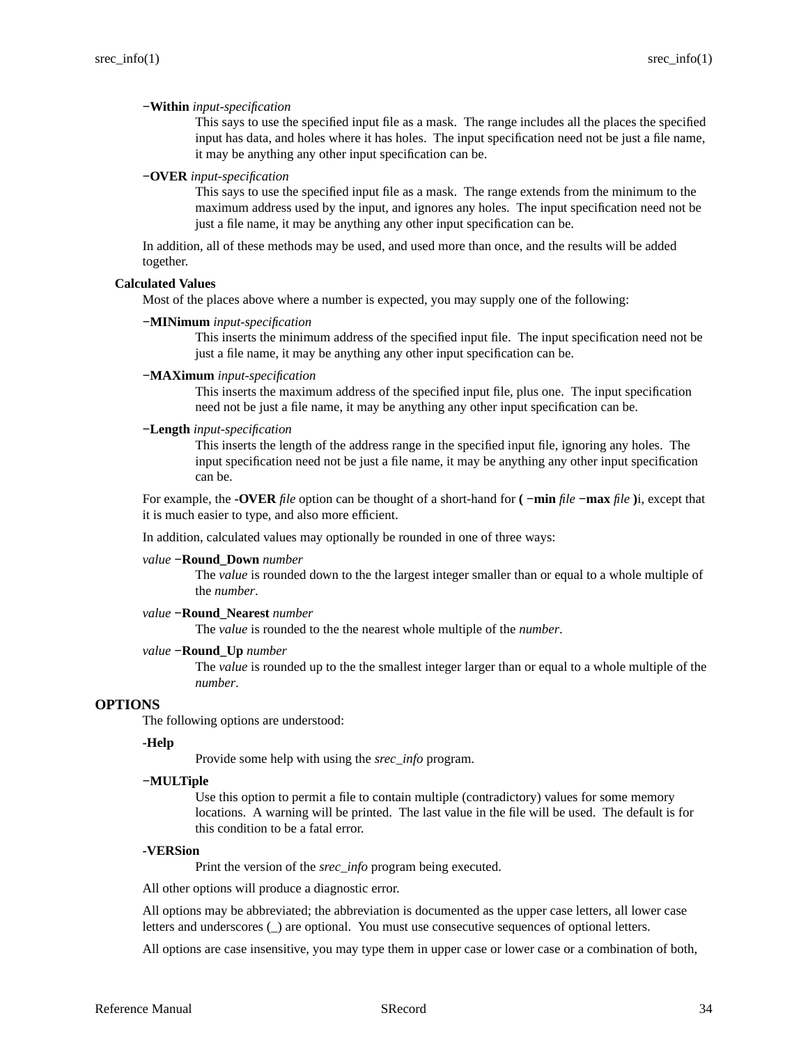**−Within** *input-specification*

This says to use the specified input file as a mask. The range includes all the places the specified input has data, and holes where it has holes. The input specification need not be just a file name, it may be anything any other input specification can be.

**−OVER** *input-specification*

This says to use the specified input file as a mask. The range extends from the minimum to the maximum address used by the input, and ignores any holes. The input specification need not be just a file name, it may be anything any other input specification can be.

In addition, all of these methods may be used, and used more than once, and the results will be added together.

### Calculated Values

Most of the places above where a number is expected, you may supply one of the following:

**−MINimum** *input-specification*

This inserts the minimum address of the specified input file. The input specification need not be just a file name, it may be anything any other input specification can be.

**−MAXimum** *input-specification*

This inserts the maximum address of the specified input file, plus one. The input specification need not be just a file name, it may be anything any other input specification can be.

**−Length** *input-specification*

This inserts the length of the address range in the specified input file, ignoring any holes. The input specification need not be just a file name, it may be anything any other input specification can be.

For example, the **-OVER** *file* option can be thought of a short-hand for **( −min** *file* **−max** *file* **)**i, except that it is much easier to type, and also more efficient.

In addition, calculated values may optionally be rounded in one of three ways:

*value* **−Round_Down** *number*

The *value* is rounded down to the the largest integer smaller than or equal to a whole multiple of the *number*.

*value* **−Round_Nearest** *number*

The *value* is rounded to the the nearest whole multiple of the *number*.

*value* **−Round_Up** *number*

The *value* is rounded up to the the smallest integer larger than or equal to a whole multiple of the *number*.

## OPTIONS

The following options are understood:

**-Help**

Provide some help with using the *srec_info* program.

**−MULTiple**

Use this option to permit a file to contain multiple (contradictory) values for some memory locations. A warning will be printed. The last value in the file will be used. The default is for this condition to be a fatal error.

**-VERSion**

Print the version of the *srec_info* program being executed.

All other options will produce a diagnostic error.

All options may be abbreviated; the abbreviation is documented as the upper case letters, all lower case letters and underscores (_) are optional. You must use consecutive sequences of optional letters.

All options are case insensitive, you may type them in upper case or lower case or a combination of both,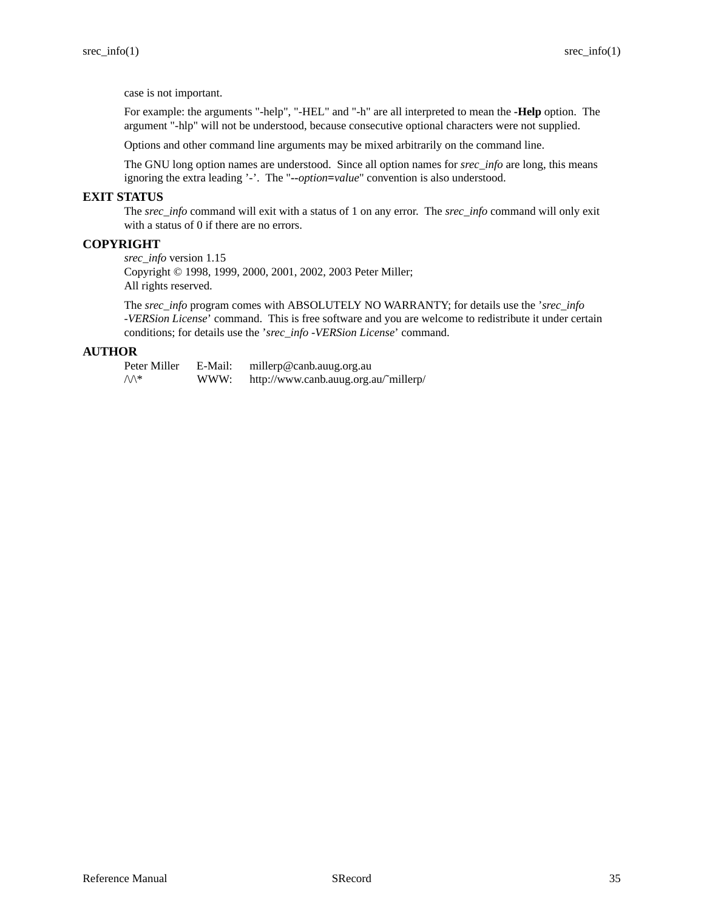case is not important.

For example: the arguments "-help", "-HEL" and "-h" are all interpreted to mean the **-Help** option. The argument "-hlp" will not be understood, because consecutive optional characters were not supplied.

Options and other command line arguments may be mixed arbitrarily on the command line.

The GNU long option names are understood. Since all option names for *srec_info* are long, this means ignoring the extra leading '-'. The "**--***option***=***value*" convention is also understood.

## EXIT STATUS

The *srec_info* command will exit with a status of 1 on any error. The *srec_info* command will only exit with a status of 0 if there are no errors.

## COPYRIGHT

*srec_info* version 1.15
Copyright © 1998, 1999, 2000, 2001, 2002, 2003 Peter Miller;
All rights reserved.

The *srec_info* program comes with ABSOLUTELY NO WARRANTY; for details use the '*srec_info -VERSion License*' command. This is free software and you are welcome to redistribute it under certain conditions; for details use the '*srec_info -VERSion License*' command.

## AUTHOR

| | | |
|---|---|---|
| Peter Miller | E-Mail: | millerp@canb.auug.org.au |
| /\/\* | WWW: | http://www.canb.auug.org.au/~millerp/ |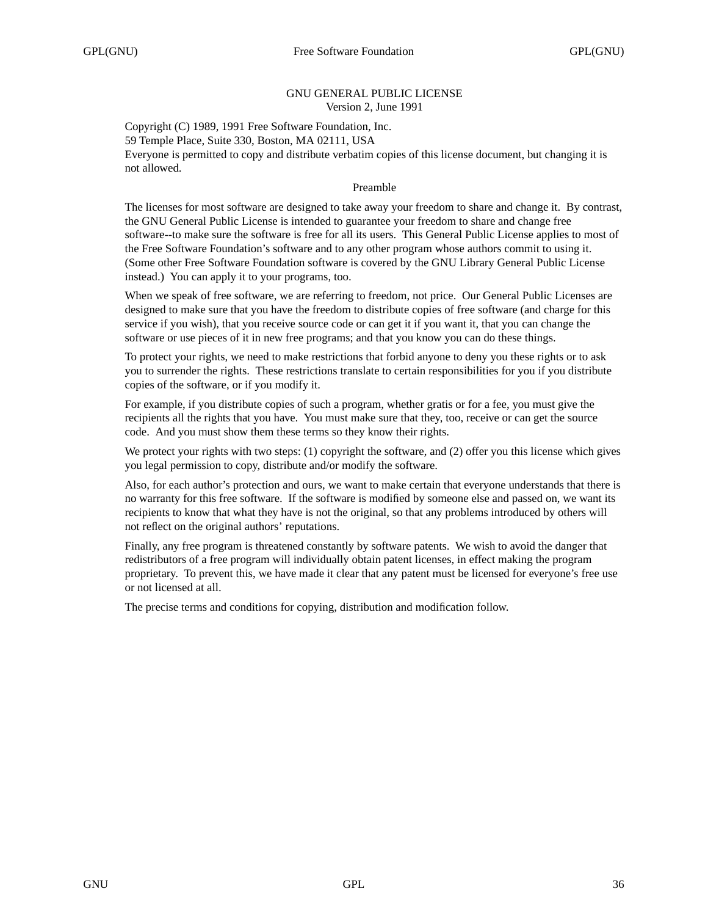# GNU GENERAL PUBLIC LICENSE

Version 2, June 1991

Copyright (C) 1989, 1991 Free Software Foundation, Inc.
59 Temple Place, Suite 330, Boston, MA 02111, USA
Everyone is permitted to copy and distribute verbatim copies of this license document, but changing it is not allowed.

## Preamble

The licenses for most software are designed to take away your freedom to share and change it. By contrast, the GNU General Public License is intended to guarantee your freedom to share and change free software--to make sure the software is free for all its users. This General Public License applies to most of the Free Software Foundation's software and to any other program whose authors commit to using it. (Some other Free Software Foundation software is covered by the GNU Library General Public License instead.) You can apply it to your programs, too.

When we speak of free software, we are referring to freedom, not price. Our General Public Licenses are designed to make sure that you have the freedom to distribute copies of free software (and charge for this service if you wish), that you receive source code or can get it if you want it, that you can change the software or use pieces of it in new free programs; and that you know you can do these things.

To protect your rights, we need to make restrictions that forbid anyone to deny you these rights or to ask you to surrender the rights. These restrictions translate to certain responsibilities for you if you distribute copies of the software, or if you modify it.

For example, if you distribute copies of such a program, whether gratis or for a fee, you must give the recipients all the rights that you have. You must make sure that they, too, receive or can get the source code. And you must show them these terms so they know their rights.

We protect your rights with two steps: (1) copyright the software, and (2) offer you this license which gives you legal permission to copy, distribute and/or modify the software.

Also, for each author's protection and ours, we want to make certain that everyone understands that there is no warranty for this free software. If the software is modified by someone else and passed on, we want its recipients to know that what they have is not the original, so that any problems introduced by others will not reflect on the original authors' reputations.

Finally, any free program is threatened constantly by software patents. We wish to avoid the danger that redistributors of a free program will individually obtain patent licenses, in effect making the program proprietary. To prevent this, we have made it clear that any patent must be licensed for everyone's free use or not licensed at all.

The precise terms and conditions for copying, distribution and modification follow.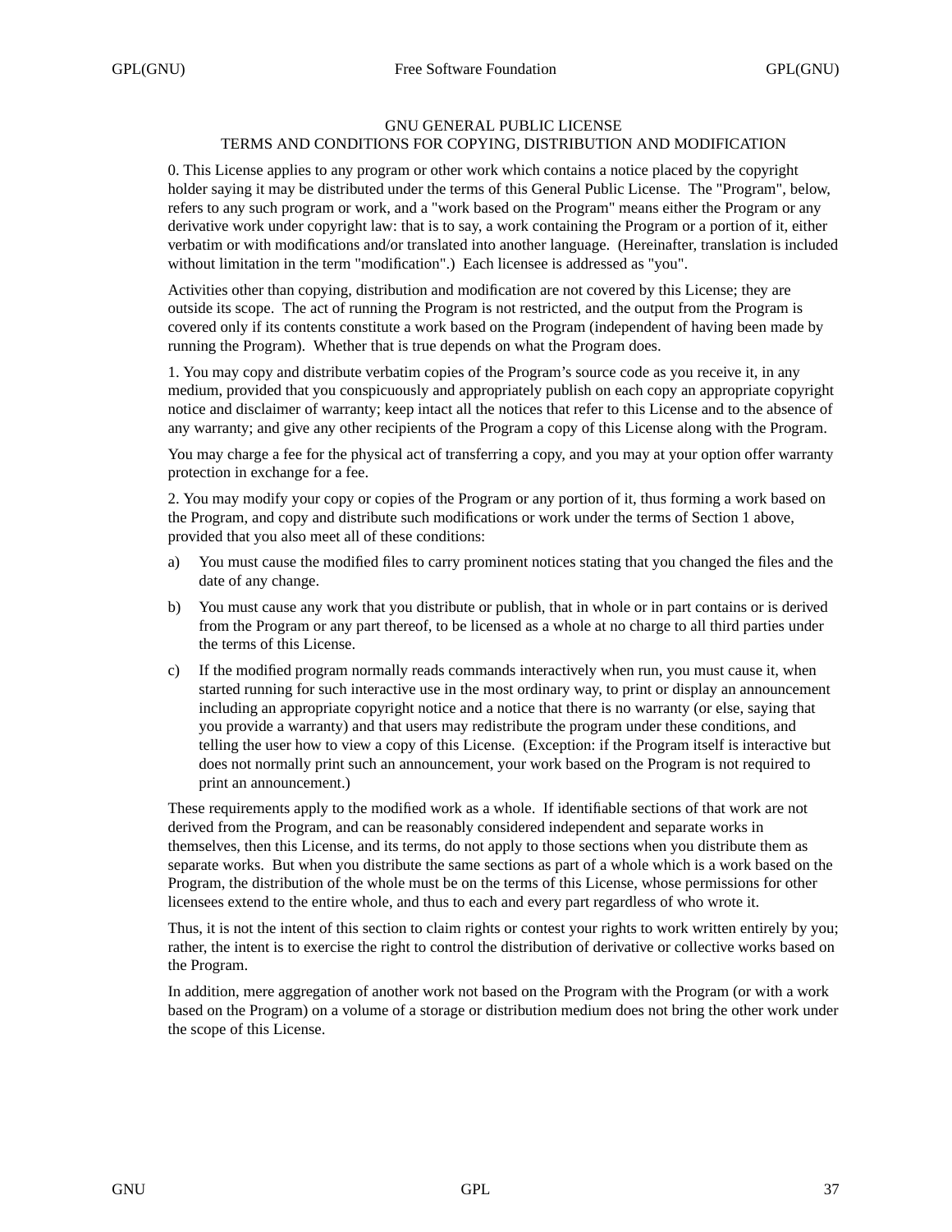# GNU GENERAL PUBLIC LICENSE
## TERMS AND CONDITIONS FOR COPYING, DISTRIBUTION AND MODIFICATION

0. This License applies to any program or other work which contains a notice placed by the copyright holder saying it may be distributed under the terms of this General Public License. The "Program", below, refers to any such program or work, and a "work based on the Program" means either the Program or any derivative work under copyright law: that is to say, a work containing the Program or a portion of it, either verbatim or with modifications and/or translated into another language. (Hereinafter, translation is included without limitation in the term "modification".) Each licensee is addressed as "you".

Activities other than copying, distribution and modification are not covered by this License; they are outside its scope. The act of running the Program is not restricted, and the output from the Program is covered only if its contents constitute a work based on the Program (independent of having been made by running the Program). Whether that is true depends on what the Program does.

1. You may copy and distribute verbatim copies of the Program's source code as you receive it, in any medium, provided that you conspicuously and appropriately publish on each copy an appropriate copyright notice and disclaimer of warranty; keep intact all the notices that refer to this License and to the absence of any warranty; and give any other recipients of the Program a copy of this License along with the Program.

You may charge a fee for the physical act of transferring a copy, and you may at your option offer warranty protection in exchange for a fee.

2. You may modify your copy or copies of the Program or any portion of it, thus forming a work based on the Program, and copy and distribute such modifications or work under the terms of Section 1 above, provided that you also meet all of these conditions:

a) You must cause the modified files to carry prominent notices stating that you changed the files and the date of any change.

b) You must cause any work that you distribute or publish, that in whole or in part contains or is derived from the Program or any part thereof, to be licensed as a whole at no charge to all third parties under the terms of this License.

c) If the modified program normally reads commands interactively when run, you must cause it, when started running for such interactive use in the most ordinary way, to print or display an announcement including an appropriate copyright notice and a notice that there is no warranty (or else, saying that you provide a warranty) and that users may redistribute the program under these conditions, and telling the user how to view a copy of this License. (Exception: if the Program itself is interactive but does not normally print such an announcement, your work based on the Program is not required to print an announcement.)

These requirements apply to the modified work as a whole. If identifiable sections of that work are not derived from the Program, and can be reasonably considered independent and separate works in themselves, then this License, and its terms, do not apply to those sections when you distribute them as separate works. But when you distribute the same sections as part of a whole which is a work based on the Program, the distribution of the whole must be on the terms of this License, whose permissions for other licensees extend to the entire whole, and thus to each and every part regardless of who wrote it.

Thus, it is not the intent of this section to claim rights or contest your rights to work written entirely by you; rather, the intent is to exercise the right to control the distribution of derivative or collective works based on the Program.

In addition, mere aggregation of another work not based on the Program with the Program (or with a work based on the Program) on a volume of a storage or distribution medium does not bring the other work under the scope of this License.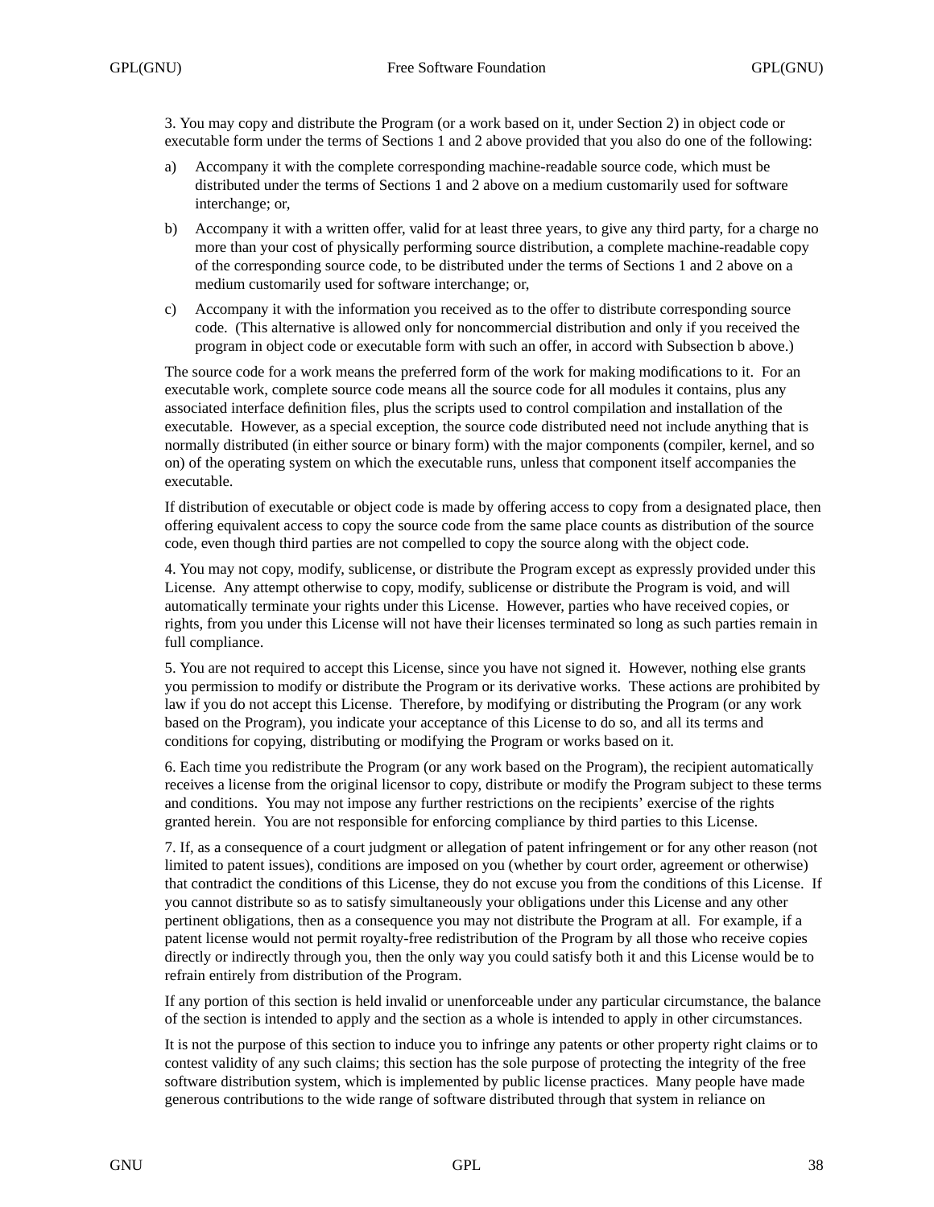3. You may copy and distribute the Program (or a work based on it, under Section 2) in object code or executable form under the terms of Sections 1 and 2 above provided that you also do one of the following:

a) Accompany it with the complete corresponding machine-readable source code, which must be distributed under the terms of Sections 1 and 2 above on a medium customarily used for software interchange; or,

b) Accompany it with a written offer, valid for at least three years, to give any third party, for a charge no more than your cost of physically performing source distribution, a complete machine-readable copy of the corresponding source code, to be distributed under the terms of Sections 1 and 2 above on a medium customarily used for software interchange; or,

c) Accompany it with the information you received as to the offer to distribute corresponding source code. (This alternative is allowed only for noncommercial distribution and only if you received the program in object code or executable form with such an offer, in accord with Subsection b above.)

The source code for a work means the preferred form of the work for making modifications to it. For an executable work, complete source code means all the source code for all modules it contains, plus any associated interface definition files, plus the scripts used to control compilation and installation of the executable. However, as a special exception, the source code distributed need not include anything that is normally distributed (in either source or binary form) with the major components (compiler, kernel, and so on) of the operating system on which the executable runs, unless that component itself accompanies the executable.

If distribution of executable or object code is made by offering access to copy from a designated place, then offering equivalent access to copy the source code from the same place counts as distribution of the source code, even though third parties are not compelled to copy the source along with the object code.

4. You may not copy, modify, sublicense, or distribute the Program except as expressly provided under this License. Any attempt otherwise to copy, modify, sublicense or distribute the Program is void, and will automatically terminate your rights under this License. However, parties who have received copies, or rights, from you under this License will not have their licenses terminated so long as such parties remain in full compliance.

5. You are not required to accept this License, since you have not signed it. However, nothing else grants you permission to modify or distribute the Program or its derivative works. These actions are prohibited by law if you do not accept this License. Therefore, by modifying or distributing the Program (or any work based on the Program), you indicate your acceptance of this License to do so, and all its terms and conditions for copying, distributing or modifying the Program or works based on it.

6. Each time you redistribute the Program (or any work based on the Program), the recipient automatically receives a license from the original licensor to copy, distribute or modify the Program subject to these terms and conditions. You may not impose any further restrictions on the recipients' exercise of the rights granted herein. You are not responsible for enforcing compliance by third parties to this License.

7. If, as a consequence of a court judgment or allegation of patent infringement or for any other reason (not limited to patent issues), conditions are imposed on you (whether by court order, agreement or otherwise) that contradict the conditions of this License, they do not excuse you from the conditions of this License. If you cannot distribute so as to satisfy simultaneously your obligations under this License and any other pertinent obligations, then as a consequence you may not distribute the Program at all. For example, if a patent license would not permit royalty-free redistribution of the Program by all those who receive copies directly or indirectly through you, then the only way you could satisfy both it and this License would be to refrain entirely from distribution of the Program.

If any portion of this section is held invalid or unenforceable under any particular circumstance, the balance of the section is intended to apply and the section as a whole is intended to apply in other circumstances.

It is not the purpose of this section to induce you to infringe any patents or other property right claims or to contest validity of any such claims; this section has the sole purpose of protecting the integrity of the free software distribution system, which is implemented by public license practices. Many people have made generous contributions to the wide range of software distributed through that system in reliance on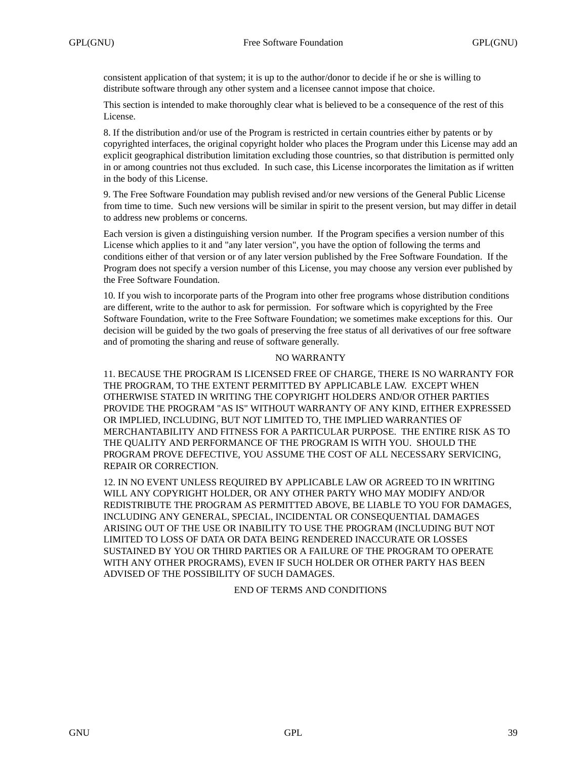consistent application of that system; it is up to the author/donor to decide if he or she is willing to distribute software through any other system and a licensee cannot impose that choice.

This section is intended to make thoroughly clear what is believed to be a consequence of the rest of this License.

8. If the distribution and/or use of the Program is restricted in certain countries either by patents or by copyrighted interfaces, the original copyright holder who places the Program under this License may add an explicit geographical distribution limitation excluding those countries, so that distribution is permitted only in or among countries not thus excluded. In such case, this License incorporates the limitation as if written in the body of this License.

9. The Free Software Foundation may publish revised and/or new versions of the General Public License from time to time. Such new versions will be similar in spirit to the present version, but may differ in detail to address new problems or concerns.

Each version is given a distinguishing version number. If the Program specifies a version number of this License which applies to it and "any later version", you have the option of following the terms and conditions either of that version or of any later version published by the Free Software Foundation. If the Program does not specify a version number of this License, you may choose any version ever published by the Free Software Foundation.

10. If you wish to incorporate parts of the Program into other free programs whose distribution conditions are different, write to the author to ask for permission. For software which is copyrighted by the Free Software Foundation, write to the Free Software Foundation; we sometimes make exceptions for this. Our decision will be guided by the two goals of preserving the free status of all derivatives of our free software and of promoting the sharing and reuse of software generally.

NO WARRANTY

11. BECAUSE THE PROGRAM IS LICENSED FREE OF CHARGE, THERE IS NO WARRANTY FOR THE PROGRAM, TO THE EXTENT PERMITTED BY APPLICABLE LAW. EXCEPT WHEN OTHERWISE STATED IN WRITING THE COPYRIGHT HOLDERS AND/OR OTHER PARTIES PROVIDE THE PROGRAM "AS IS" WITHOUT WARRANTY OF ANY KIND, EITHER EXPRESSED OR IMPLIED, INCLUDING, BUT NOT LIMITED TO, THE IMPLIED WARRANTIES OF MERCHANTABILITY AND FITNESS FOR A PARTICULAR PURPOSE. THE ENTIRE RISK AS TO THE QUALITY AND PERFORMANCE OF THE PROGRAM IS WITH YOU. SHOULD THE PROGRAM PROVE DEFECTIVE, YOU ASSUME THE COST OF ALL NECESSARY SERVICING, REPAIR OR CORRECTION.

12. IN NO EVENT UNLESS REQUIRED BY APPLICABLE LAW OR AGREED TO IN WRITING WILL ANY COPYRIGHT HOLDER, OR ANY OTHER PARTY WHO MAY MODIFY AND/OR REDISTRIBUTE THE PROGRAM AS PERMITTED ABOVE, BE LIABLE TO YOU FOR DAMAGES, INCLUDING ANY GENERAL, SPECIAL, INCIDENTAL OR CONSEQUENTIAL DAMAGES ARISING OUT OF THE USE OR INABILITY TO USE THE PROGRAM (INCLUDING BUT NOT LIMITED TO LOSS OF DATA OR DATA BEING RENDERED INACCURATE OR LOSSES SUSTAINED BY YOU OR THIRD PARTIES OR A FAILURE OF THE PROGRAM TO OPERATE WITH ANY OTHER PROGRAMS), EVEN IF SUCH HOLDER OR OTHER PARTY HAS BEEN ADVISED OF THE POSSIBILITY OF SUCH DAMAGES.

END OF TERMS AND CONDITIONS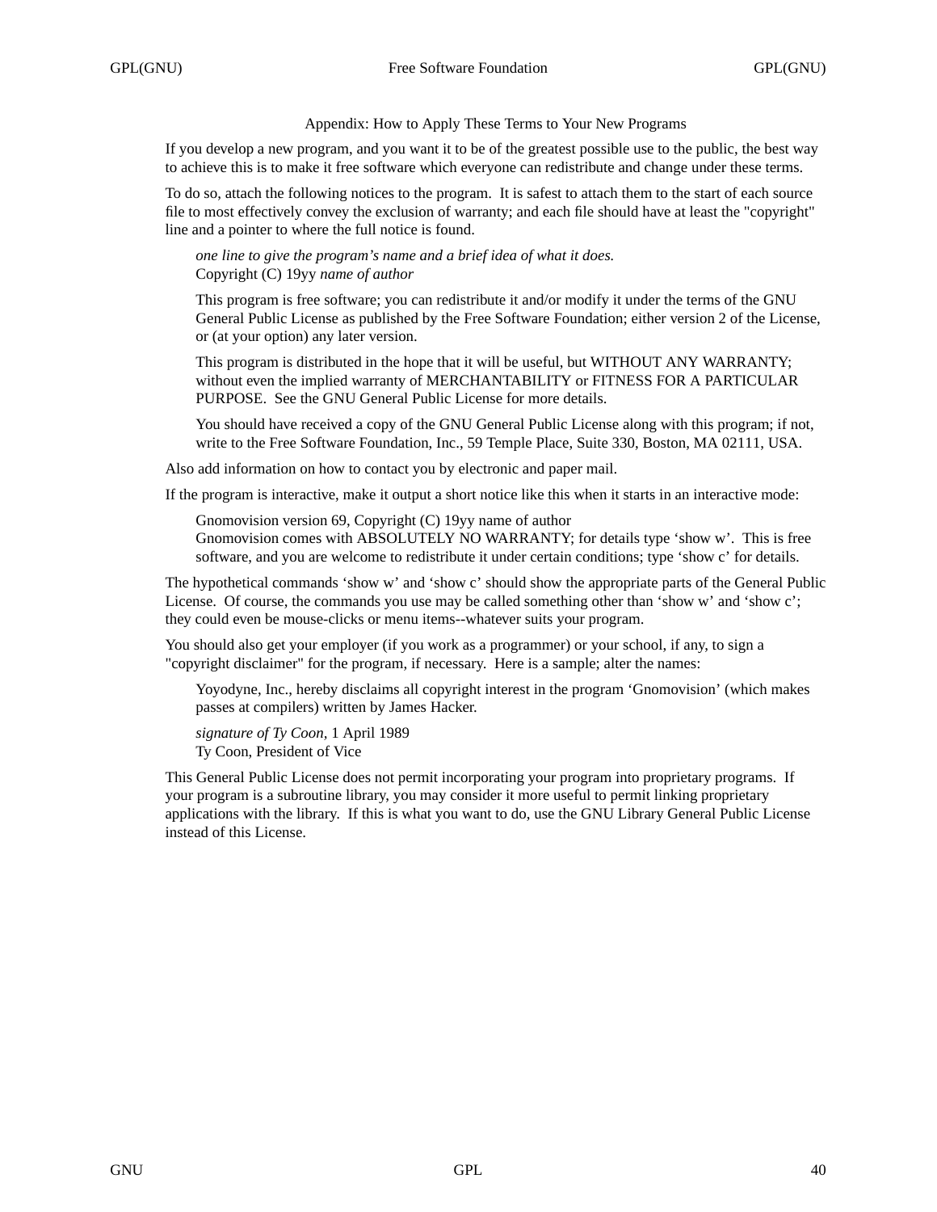## Appendix: How to Apply These Terms to Your New Programs

If you develop a new program, and you want it to be of the greatest possible use to the public, the best way to achieve this is to make it free software which everyone can redistribute and change under these terms.

To do so, attach the following notices to the program. It is safest to attach them to the start of each source file to most effectively convey the exclusion of warranty; and each file should have at least the "copyright" line and a pointer to where the full notice is found.

> *one line to give the program's name and a brief idea of what it does.*
> Copyright (C) 19yy *name of author*
>
> This program is free software; you can redistribute it and/or modify it under the terms of the GNU General Public License as published by the Free Software Foundation; either version 2 of the License, or (at your option) any later version.
>
> This program is distributed in the hope that it will be useful, but WITHOUT ANY WARRANTY; without even the implied warranty of MERCHANTABILITY or FITNESS FOR A PARTICULAR PURPOSE. See the GNU General Public License for more details.
>
> You should have received a copy of the GNU General Public License along with this program; if not, write to the Free Software Foundation, Inc., 59 Temple Place, Suite 330, Boston, MA 02111, USA.

Also add information on how to contact you by electronic and paper mail.

If the program is interactive, make it output a short notice like this when it starts in an interactive mode:

> Gnomovision version 69, Copyright (C) 19yy name of author
> Gnomovision comes with ABSOLUTELY NO WARRANTY; for details type 'show w'. This is free software, and you are welcome to redistribute it under certain conditions; type 'show c' for details.

The hypothetical commands 'show w' and 'show c' should show the appropriate parts of the General Public License. Of course, the commands you use may be called something other than 'show w' and 'show c'; they could even be mouse-clicks or menu items--whatever suits your program.

You should also get your employer (if you work as a programmer) or your school, if any, to sign a "copyright disclaimer" for the program, if necessary. Here is a sample; alter the names:

> Yoyodyne, Inc., hereby disclaims all copyright interest in the program 'Gnomovision' (which makes passes at compilers) written by James Hacker.
>
> *signature of Ty Coon*, 1 April 1989
> Ty Coon, President of Vice

This General Public License does not permit incorporating your program into proprietary programs. If your program is a subroutine library, you may consider it more useful to permit linking proprietary applications with the library. If this is what you want to do, use the GNU Library General Public License instead of this License.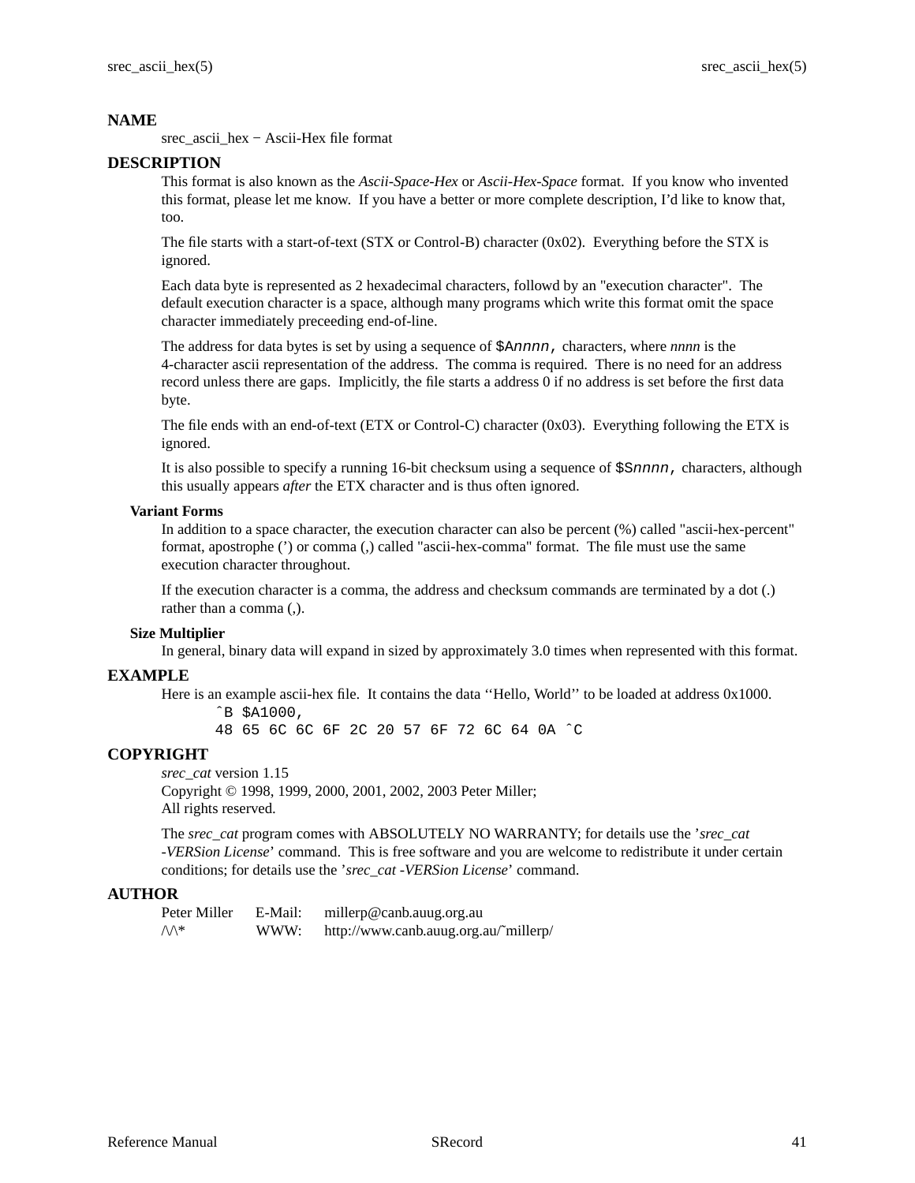## NAME

srec_ascii_hex − Ascii-Hex file format

## DESCRIPTION

This format is also known as the *Ascii-Space-Hex* or *Ascii-Hex-Space* format. If you know who invented this format, please let me know. If you have a better or more complete description, I'd like to know that, too.

The file starts with a start-of-text (STX or Control-B) character (0x02). Everything before the STX is ignored.

Each data byte is represented as 2 hexadecimal characters, followd by an "execution character". The default execution character is a space, although many programs which write this format omit the space character immediately preceeding end-of-line.

The address for data bytes is set by using a sequence of `$A`*nnnn*`,` characters, where *nnnn* is the 4-character ascii representation of the address. The comma is required. There is no need for an address record unless there are gaps. Implicitly, the file starts a address 0 if no address is set before the first data byte.

The file ends with an end-of-text (ETX or Control-C) character (0x03). Everything following the ETX is ignored.

It is also possible to specify a running 16-bit checksum using a sequence of `$S`*nnnn*`,` characters, although this usually appears *after* the ETX character and is thus often ignored.

### Variant Forms

In addition to a space character, the execution character can also be percent (%) called "ascii-hex-percent" format, apostrophe (') or comma (,) called "ascii-hex-comma" format. The file must use the same execution character throughout.

If the execution character is a comma, the address and checksum commands are terminated by a dot (.) rather than a comma (,).

### Size Multiplier

In general, binary data will expand in sized by approximately 3.0 times when represented with this format.

## EXAMPLE

Here is an example ascii-hex file. It contains the data ''Hello, World'' to be loaded at address 0x1000.

```
^B $A1000,
48 65 6C 6C 6F 2C 20 57 6F 72 6C 64 0A ^C
```

## COPYRIGHT

*srec_cat* version 1.15
Copyright © 1998, 1999, 2000, 2001, 2002, 2003 Peter Miller;
All rights reserved.

The *srec_cat* program comes with ABSOLUTELY NO WARRANTY; for details use the '*srec_cat -VERSion License*' command. This is free software and you are welcome to redistribute it under certain conditions; for details use the '*srec_cat -VERSion License*' command.

## AUTHOR

| | | |
|---|---|---|
| Peter Miller | E-Mail: | millerp@canb.auug.org.au |
| /\/\* | WWW: | http://www.canb.auug.org.au/~millerp/ |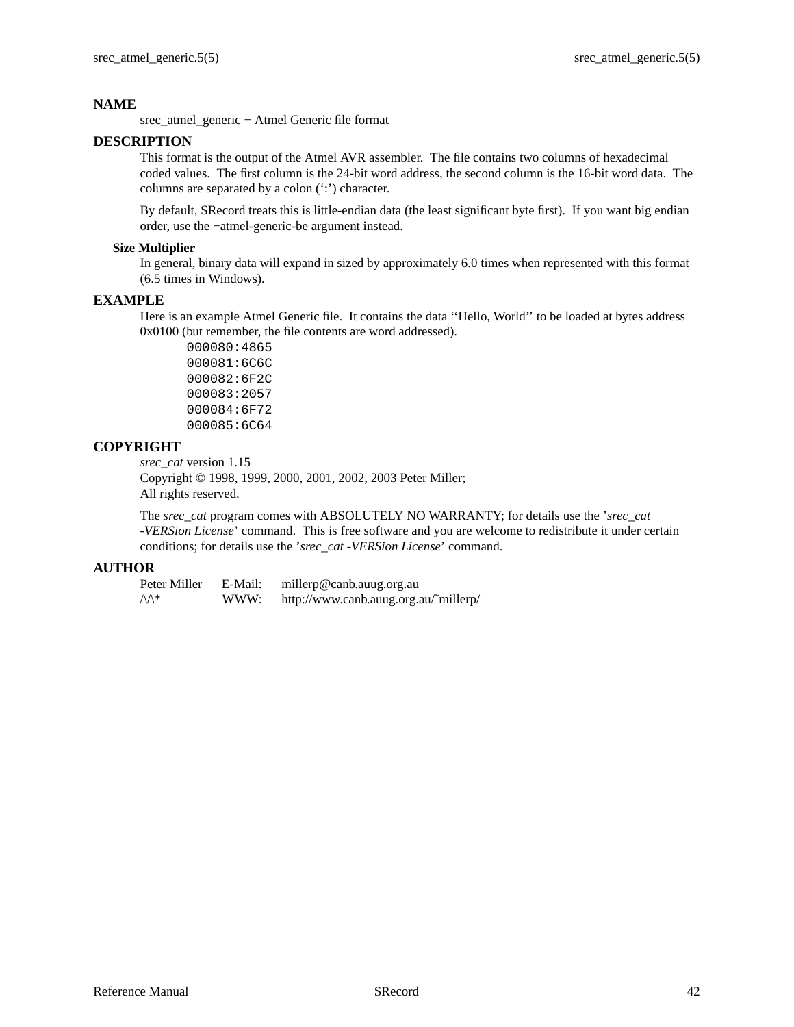## NAME

srec_atmel_generic − Atmel Generic file format

## DESCRIPTION

This format is the output of the Atmel AVR assembler. The file contains two columns of hexadecimal coded values. The first column is the 24-bit word address, the second column is the 16-bit word data. The columns are separated by a colon (':') character.

By default, SRecord treats this is little-endian data (the least significant byte first). If you want big endian order, use the −atmel-generic-be argument instead.

### Size Multiplier

In general, binary data will expand in sized by approximately 6.0 times when represented with this format (6.5 times in Windows).

## EXAMPLE

Here is an example Atmel Generic file. It contains the data ''Hello, World'' to be loaded at bytes address 0x0100 (but remember, the file contents are word addressed).

```
000080:4865
000081:6C6C
000082:6F2C
000083:2057
000084:6F72
000085:6C64
```

## COPYRIGHT

*srec_cat* version 1.15
Copyright © 1998, 1999, 2000, 2001, 2002, 2003 Peter Miller;
All rights reserved.

The *srec_cat* program comes with ABSOLUTELY NO WARRANTY; for details use the '*srec_cat -VERSion License*' command. This is free software and you are welcome to redistribute it under certain conditions; for details use the '*srec_cat -VERSion License*' command.

## AUTHOR

| | | |
|---|---|---|
| Peter Miller | E-Mail: | millerp@canb.auug.org.au |
| /\/\* | WWW: | http://www.canb.auug.org.au/~millerp/ |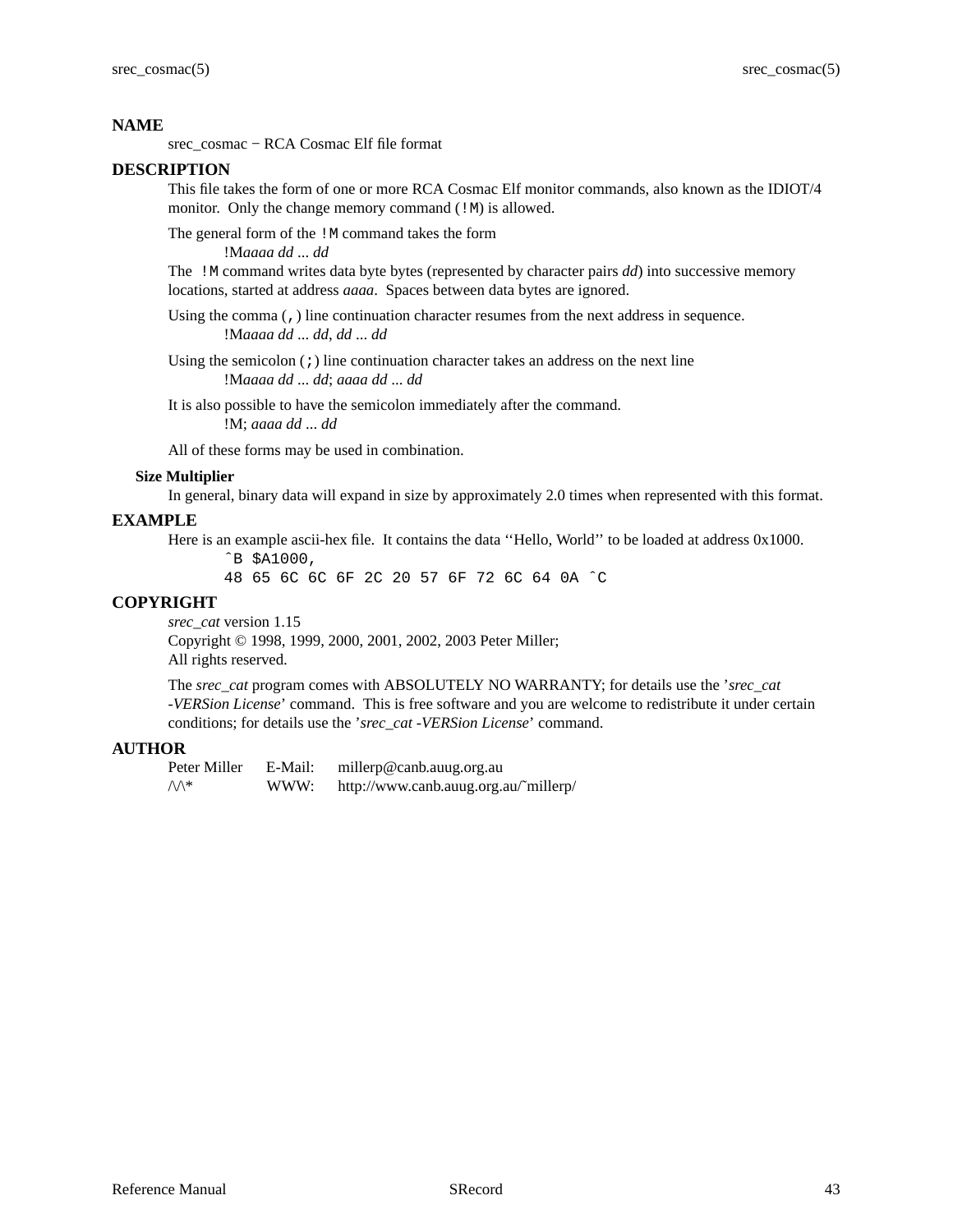## NAME

srec_cosmac − RCA Cosmac Elf file format

## DESCRIPTION

This file takes the form of one or more RCA Cosmac Elf monitor commands, also known as the IDIOT/4 monitor. Only the change memory command (`!M`) is allowed.

The general form of the `!M` command takes the form

    !M*aaaa dd ... dd*

The `!M` command writes data byte bytes (represented by character pairs *dd*) into successive memory locations, started at address *aaaa*. Spaces between data bytes are ignored.

Using the comma (`,`) line continuation character resumes from the next address in sequence.

    !M*aaaa dd ... dd*, *dd ... dd*

Using the semicolon (`;`) line continuation character takes an address on the next line

    !M*aaaa dd ... dd*; *aaaa dd ... dd*

It is also possible to have the semicolon immediately after the command.

    !M; *aaaa dd ... dd*

All of these forms may be used in combination.

### Size Multiplier

In general, binary data will expand in size by approximately 2.0 times when represented with this format.

## EXAMPLE

Here is an example ascii-hex file. It contains the data ‘‘Hello, World’’ to be loaded at address 0x1000.

```
^B $A1000,
48 65 6C 6C 6F 2C 20 57 6F 72 6C 64 0A ^C
```

## COPYRIGHT

*srec_cat* version 1.15
Copyright © 1998, 1999, 2000, 2001, 2002, 2003 Peter Miller;
All rights reserved.

The *srec_cat* program comes with ABSOLUTELY NO WARRANTY; for details use the ’*srec_cat -VERSion License*’ command. This is free software and you are welcome to redistribute it under certain conditions; for details use the ’*srec_cat -VERSion License*’ command.

## AUTHOR

| | | |
|---|---|---|
| Peter Miller | E-Mail: | millerp@canb.auug.org.au |
| /\/\* | WWW: | http://www.canb.auug.org.au/~millerp/ |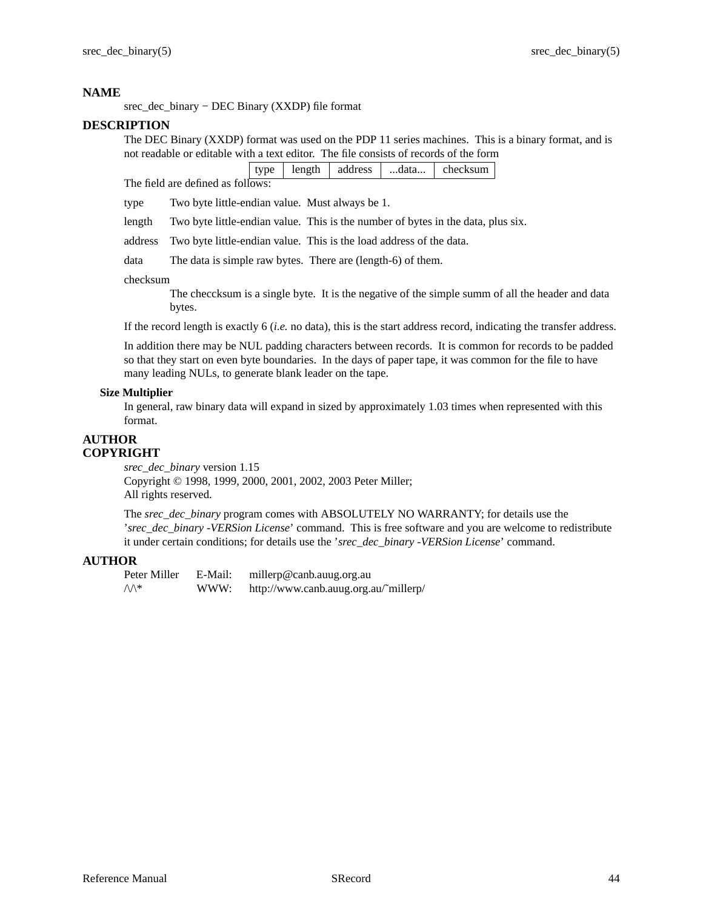## NAME

srec_dec_binary − DEC Binary (XXDP) file format

## DESCRIPTION

The DEC Binary (XXDP) format was used on the PDP 11 series machines. This is a binary format, and is not readable or editable with a text editor. The file consists of records of the form

| type | length | address | ...data... | checksum |
|---|---|---|---|---|

The field are defined as follows:

type
: Two byte little-endian value. Must always be 1.

length
: Two byte little-endian value. This is the number of bytes in the data, plus six.

address
: Two byte little-endian value. This is the load address of the data.

data
: The data is simple raw bytes. There are (length-6) of them.

checksum
: The checcksum is a single byte. It is the negative of the simple summ of all the header and data bytes.

If the record length is exactly 6 (*i.e.* no data), this is the start address record, indicating the transfer address.

In addition there may be NUL padding characters between records. It is common for records to be padded so that they start on even byte boundaries. In the days of paper tape, it was common for the file to have many leading NULs, to generate blank leader on the tape.

### Size Multiplier

In general, raw binary data will expand in sized by approximately 1.03 times when represented with this format.

## AUTHOR

## COPYRIGHT

*srec_dec_binary* version 1.15
Copyright © 1998, 1999, 2000, 2001, 2002, 2003 Peter Miller;
All rights reserved.

The *srec_dec_binary* program comes with ABSOLUTELY NO WARRANTY; for details use the '*srec_dec_binary -VERSion License*' command. This is free software and you are welcome to redistribute it under certain conditions; for details use the '*srec_dec_binary -VERSion License*' command.

## AUTHOR

| | | |
|---|---|---|
| Peter Miller | E-Mail: | millerp@canb.auug.org.au |
| /\/\* | WWW: | http://www.canb.auug.org.au/~millerp/ |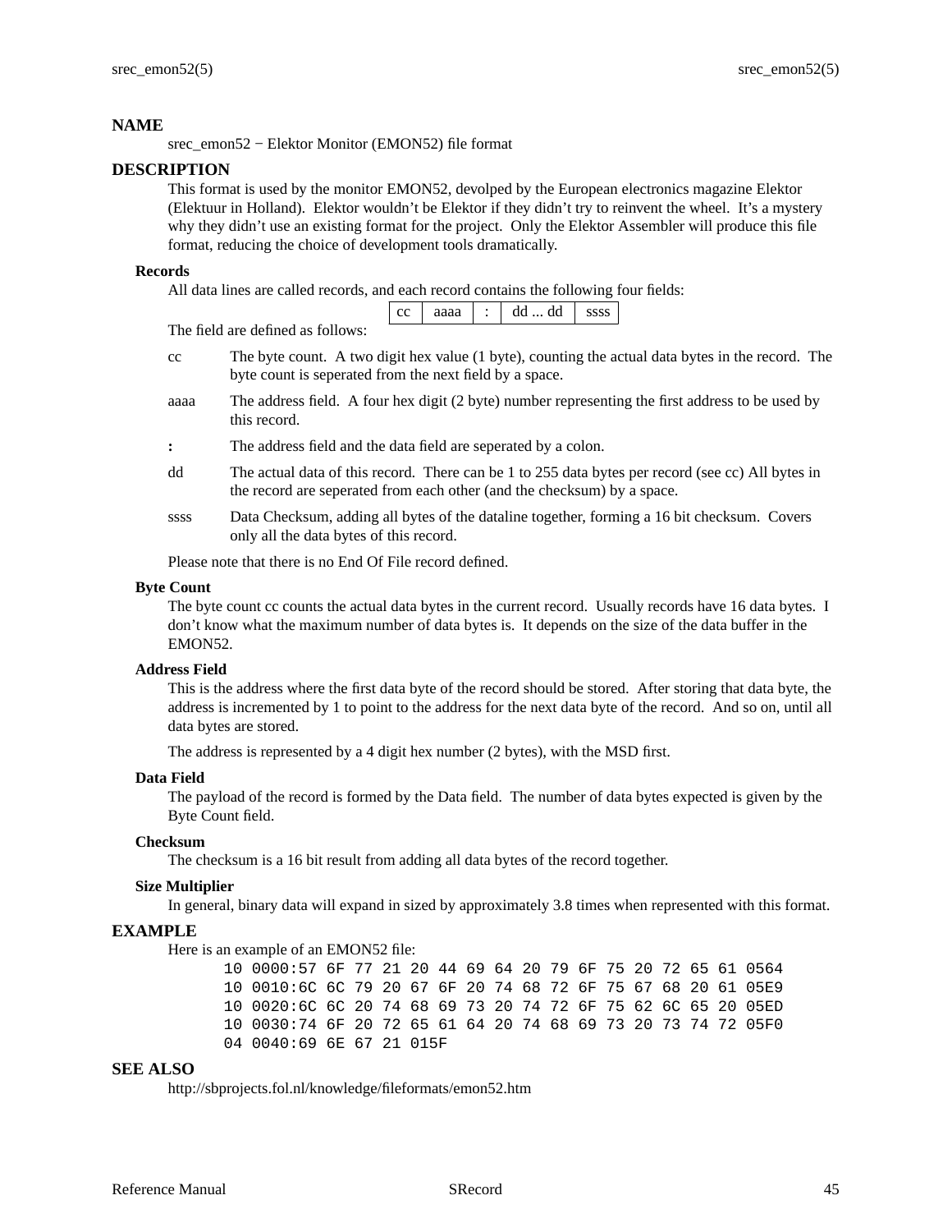## NAME

srec_emon52 − Elektor Monitor (EMON52) file format

## DESCRIPTION

This format is used by the monitor EMON52, devolped by the European electronics magazine Elektor (Elektuur in Holland). Elektor wouldn't be Elektor if they didn't try to reinvent the wheel. It's a mystery why they didn't use an existing format for the project. Only the Elektor Assembler will produce this file format, reducing the choice of development tools dramatically.

### Records

All data lines are called records, and each record contains the following four fields:

| cc | aaaa | : | dd ... dd | ssss |
|---|---|---|---|---|

The field are defined as follows:

cc
: The byte count. A two digit hex value (1 byte), counting the actual data bytes in the record. The byte count is seperated from the next field by a space.

aaaa
: The address field. A four hex digit (2 byte) number representing the first address to be used by this record.

**:**
: The address field and the data field are seperated by a colon.

dd
: The actual data of this record. There can be 1 to 255 data bytes per record (see cc) All bytes in the record are seperated from each other (and the checksum) by a space.

ssss
: Data Checksum, adding all bytes of the dataline together, forming a 16 bit checksum. Covers only all the data bytes of this record.

Please note that there is no End Of File record defined.

### Byte Count

The byte count cc counts the actual data bytes in the current record. Usually records have 16 data bytes. I don't know what the maximum number of data bytes is. It depends on the size of the data buffer in the EMON52.

### Address Field

This is the address where the first data byte of the record should be stored. After storing that data byte, the address is incremented by 1 to point to the address for the next data byte of the record. And so on, until all data bytes are stored.

The address is represented by a 4 digit hex number (2 bytes), with the MSD first.

### Data Field

The payload of the record is formed by the Data field. The number of data bytes expected is given by the Byte Count field.

### Checksum

The checksum is a 16 bit result from adding all data bytes of the record together.

### Size Multiplier

In general, binary data will expand in sized by approximately 3.8 times when represented with this format.

## EXAMPLE

Here is an example of an EMON52 file:

```
10 0000:57 6F 77 21 20 44 69 64 20 79 6F 75 20 72 65 61 0564
10 0010:6C 6C 79 20 67 6F 20 74 68 72 6F 75 67 68 20 61 05E9
10 0020:6C 6C 20 74 68 69 73 20 74 72 6F 75 62 6C 65 20 05ED
10 0030:74 6F 20 72 65 61 64 20 74 68 69 73 20 73 74 72 05F0
04 0040:69 6E 67 21 015F
```

## SEE ALSO

http://sbprojects.fol.nl/knowledge/fileformats/emon52.htm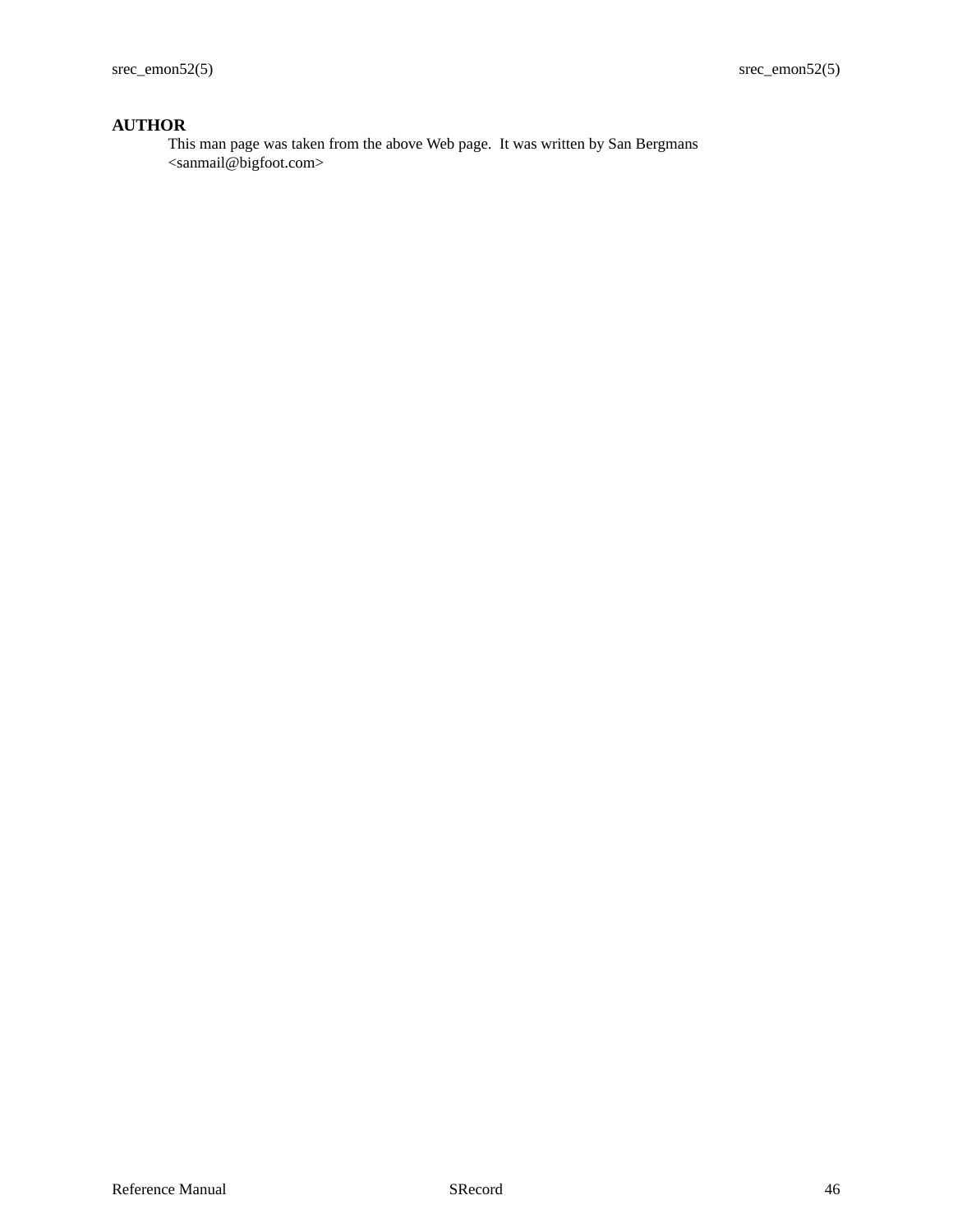## AUTHOR

This man page was taken from the above Web page. It was written by San Bergmans <sanmail@bigfoot.com>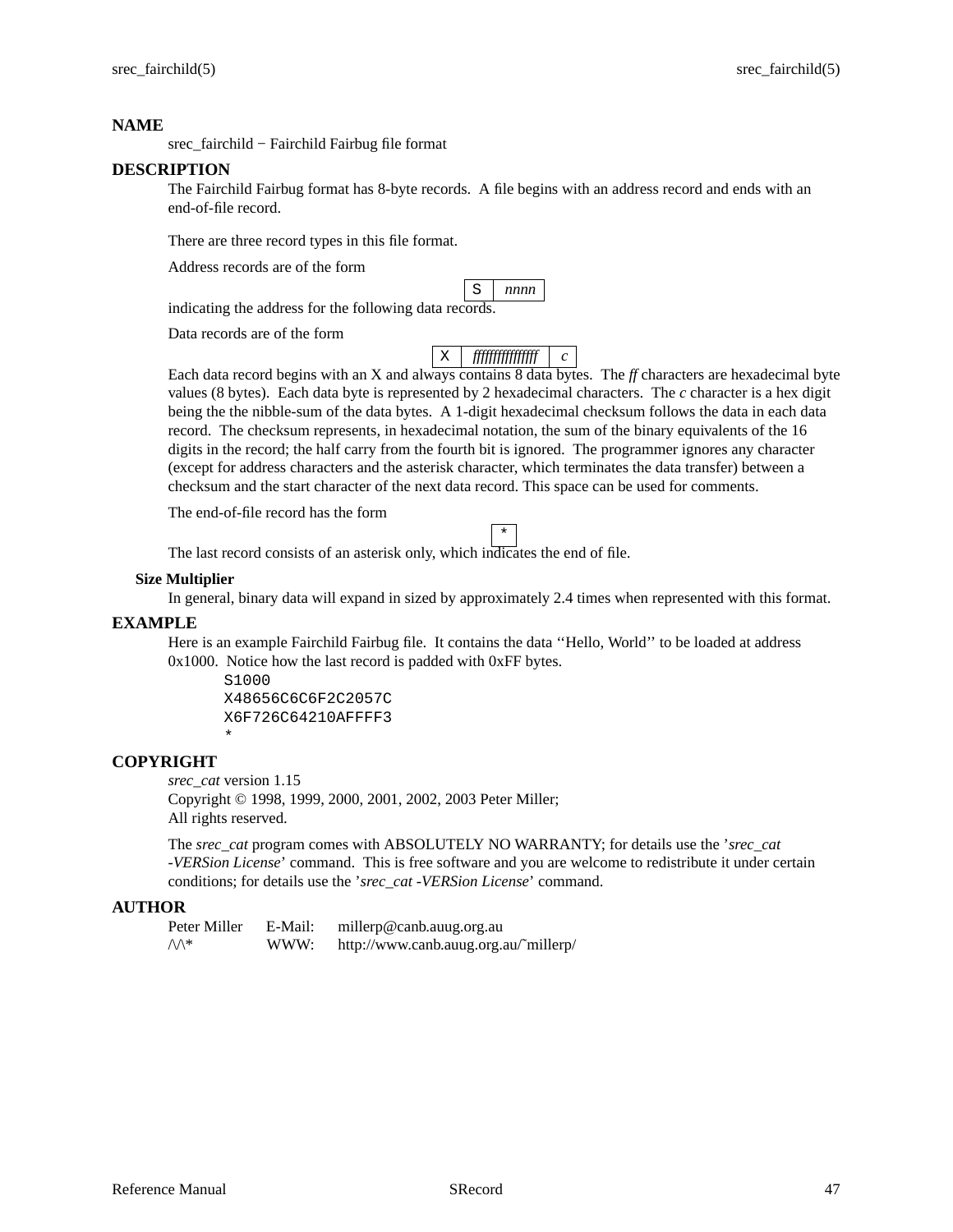# NAME

srec_fairchild − Fairchild Fairbug file format

# DESCRIPTION

The Fairchild Fairbug format has 8-byte records. A file begins with an address record and ends with an end-of-file record.

There are three record types in this file format.

Address records are of the form

| S | *nnnn* |
|---|---|

indicating the address for the following data records.

Data records are of the form

| X | *ffffffffffffffff* | *c* |
|---|---|---|

Each data record begins with an X and always contains 8 data bytes. The *ff* characters are hexadecimal byte values (8 bytes). Each data byte is represented by 2 hexadecimal characters. The *c* character is a hex digit being the the nibble-sum of the data bytes. A 1-digit hexadecimal checksum follows the data in each data record. The checksum represents, in hexadecimal notation, the sum of the binary equivalents of the 16 digits in the record; the half carry from the fourth bit is ignored. The programmer ignores any character (except for address characters and the asterisk character, which terminates the data transfer) between a checksum and the start character of the next data record. This space can be used for comments.

The end-of-file record has the form

| * |
|---|

The last record consists of an asterisk only, which indicates the end of file.

## Size Multiplier

In general, binary data will expand in sized by approximately 2.4 times when represented with this format.

# EXAMPLE

Here is an example Fairchild Fairbug file. It contains the data ‘‘Hello, World’’ to be loaded at address 0x1000. Notice how the last record is padded with 0xFF bytes.

```
S1000
X48656C6C6F2C2057C
X6F726C64210AFFFF3
*
```

# COPYRIGHT

*srec_cat* version 1.15
Copyright © 1998, 1999, 2000, 2001, 2002, 2003 Peter Miller;
All rights reserved.

The *srec_cat* program comes with ABSOLUTELY NO WARRANTY; for details use the ’*srec_cat -VERSion License*’ command. This is free software and you are welcome to redistribute it under certain conditions; for details use the ’*srec_cat -VERSion License*’ command.

# AUTHOR

| | | |
|---|---|---|
| Peter Miller | E-Mail: | millerp@canb.auug.org.au |
| /\/\* | WWW: | http://www.canb.auug.org.au/˜millerp/ |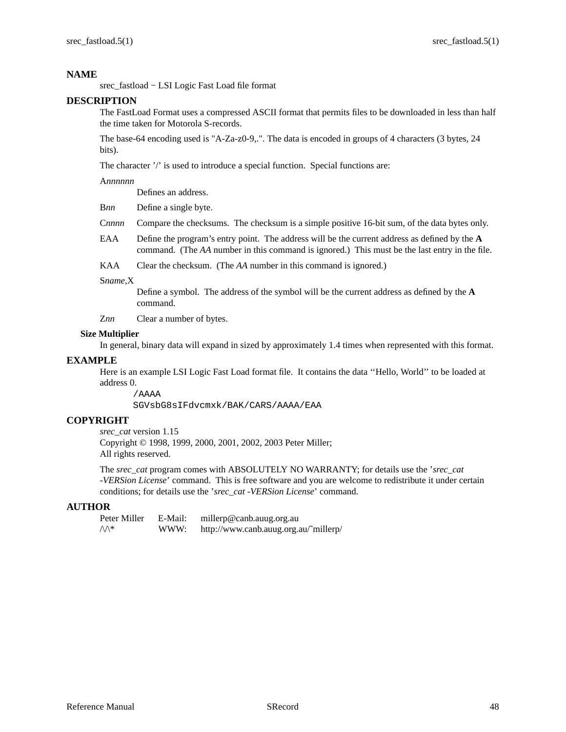## NAME

srec_fastload − LSI Logic Fast Load file format

## DESCRIPTION

The FastLoad Format uses a compressed ASCII format that permits files to be downloaded in less than half the time taken for Motorola S-records.

The base-64 encoding used is "A-Za-z0-9,.". The data is encoded in groups of 4 characters (3 bytes, 24 bits).

The character '/' is used to introduce a special function. Special functions are:

A*nnnnnn*
: Defines an address.

B*nn*
: Define a single byte.

C*nnnn*
: Compare the checksums. The checksum is a simple positive 16-bit sum, of the data bytes only.

EAA
: Define the program's entry point. The address will be the current address as defined by the **A** command. (The *AA* number in this command is ignored.) This must be the last entry in the file.

KAA
: Clear the checksum. (The *AA* number in this command is ignored.)

S*name*,X
: Define a symbol. The address of the symbol will be the current address as defined by the **A** command.

Z*nn*
: Clear a number of bytes.

### Size Multiplier

In general, binary data will expand in sized by approximately 1.4 times when represented with this format.

## EXAMPLE

Here is an example LSI Logic Fast Load format file. It contains the data ''Hello, World'' to be loaded at address 0.

```
/AAAA
SGVsbG8sIFdvcmxk/BAK/CARS/AAAA/EAA
```

## COPYRIGHT

*srec_cat* version 1.15
Copyright © 1998, 1999, 2000, 2001, 2002, 2003 Peter Miller;
All rights reserved.

The *srec_cat* program comes with ABSOLUTELY NO WARRANTY; for details use the '*srec_cat -VERSion License*' command. This is free software and you are welcome to redistribute it under certain conditions; for details use the '*srec_cat -VERSion License*' command.

## AUTHOR

| | | |
|---|---|---|
| Peter Miller | E-Mail: | millerp@canb.auug.org.au |
| /\/\* | WWW: | http://www.canb.auug.org.au/~millerp/ |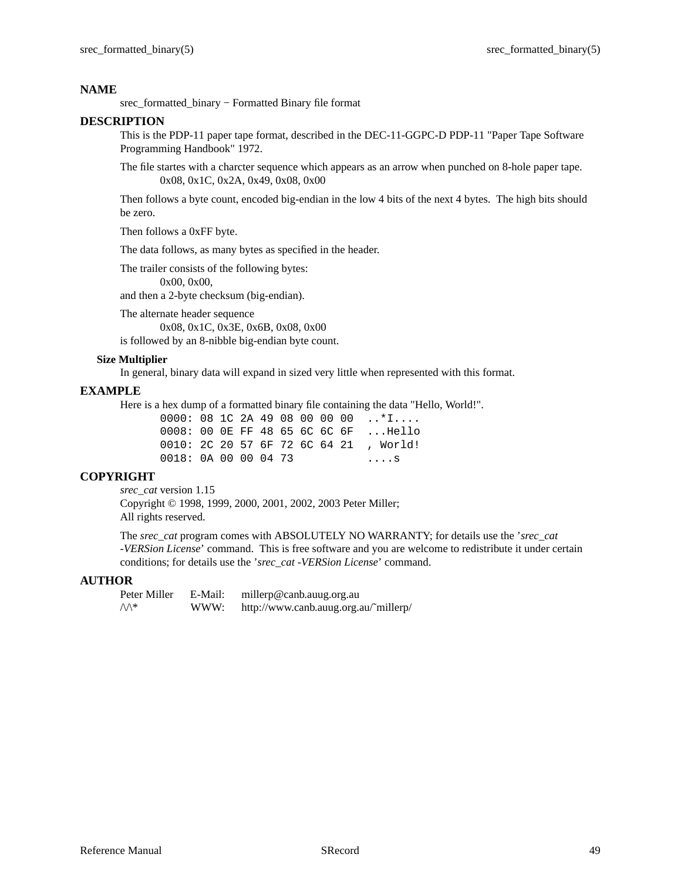## NAME

srec_formatted_binary − Formatted Binary file format

## DESCRIPTION

This is the PDP-11 paper tape format, described in the DEC-11-GGPC-D PDP-11 "Paper Tape Software Programming Handbook" 1972.

The file startes with a charcter sequence which appears as an arrow when punched on 8-hole paper tape.

> 0x08, 0x1C, 0x2A, 0x49, 0x08, 0x00

Then follows a byte count, encoded big-endian in the low 4 bits of the next 4 bytes. The high bits should be zero.

Then follows a 0xFF byte.

The data follows, as many bytes as specified in the header.

The trailer consists of the following bytes:

> 0x00, 0x00,

and then a 2-byte checksum (big-endian).

The alternate header sequence

> 0x08, 0x1C, 0x3E, 0x6B, 0x08, 0x00

is followed by an 8-nibble big-endian byte count.

### Size Multiplier

In general, binary data will expand in sized very little when represented with this format.

## EXAMPLE

Here is a hex dump of a formatted binary file containing the data "Hello, World!".

```
0000: 08 1C 2A 49 08 00 00 00  ..*I....
0008: 00 0E FF 48 65 6C 6C 6F  ...Hello
0010: 2C 20 57 6F 72 6C 64 21  , World!
0018: 0A 00 00 04 73           ....s
```

## COPYRIGHT

*srec_cat* version 1.15
Copyright © 1998, 1999, 2000, 2001, 2002, 2003 Peter Miller;
All rights reserved.

The *srec_cat* program comes with ABSOLUTELY NO WARRANTY; for details use the '*srec_cat -VERSion License*' command. This is free software and you are welcome to redistribute it under certain conditions; for details use the '*srec_cat -VERSion License*' command.

## AUTHOR

| | | |
|---|---|---|
| Peter Miller | E-Mail: | millerp@canb.auug.org.au |
| /\/\* | WWW: | http://www.canb.auug.org.au/~millerp/ |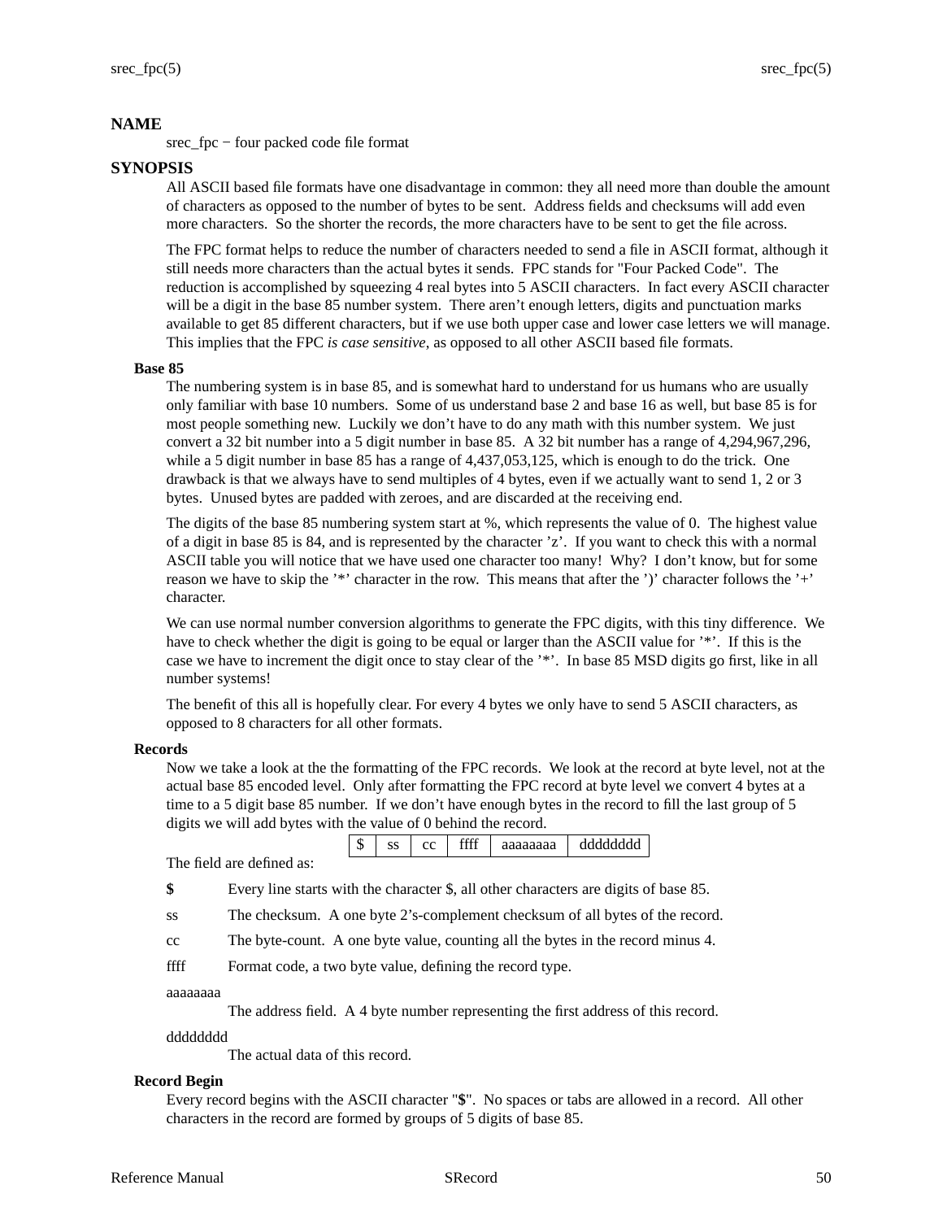## NAME

srec_fpc − four packed code file format

## SYNOPSIS

All ASCII based file formats have one disadvantage in common: they all need more than double the amount of characters as opposed to the number of bytes to be sent. Address fields and checksums will add even more characters. So the shorter the records, the more characters have to be sent to get the file across.

The FPC format helps to reduce the number of characters needed to send a file in ASCII format, although it still needs more characters than the actual bytes it sends. FPC stands for "Four Packed Code". The reduction is accomplished by squeezing 4 real bytes into 5 ASCII characters. In fact every ASCII character will be a digit in the base 85 number system. There aren't enough letters, digits and punctuation marks available to get 85 different characters, but if we use both upper case and lower case letters we will manage. This implies that the FPC *is case sensitive*, as opposed to all other ASCII based file formats.

### Base 85

The numbering system is in base 85, and is somewhat hard to understand for us humans who are usually only familiar with base 10 numbers. Some of us understand base 2 and base 16 as well, but base 85 is for most people something new. Luckily we don't have to do any math with this number system. We just convert a 32 bit number into a 5 digit number in base 85. A 32 bit number has a range of 4,294,967,296, while a 5 digit number in base 85 has a range of 4,437,053,125, which is enough to do the trick. One drawback is that we always have to send multiples of 4 bytes, even if we actually want to send 1, 2 or 3 bytes. Unused bytes are padded with zeroes, and are discarded at the receiving end.

The digits of the base 85 numbering system start at %, which represents the value of 0. The highest value of a digit in base 85 is 84, and is represented by the character 'z'. If you want to check this with a normal ASCII table you will notice that we have used one character too many! Why? I don't know, but for some reason we have to skip the '*' character in the row. This means that after the ')' character follows the '+' character.

We can use normal number conversion algorithms to generate the FPC digits, with this tiny difference. We have to check whether the digit is going to be equal or larger than the ASCII value for '*'. If this is the case we have to increment the digit once to stay clear of the '*'. In base 85 MSD digits go first, like in all number systems!

The benefit of this all is hopefully clear. For every 4 bytes we only have to send 5 ASCII characters, as opposed to 8 characters for all other formats.

### Records

Now we take a look at the the formatting of the FPC records. We look at the record at byte level, not at the actual base 85 encoded level. Only after formatting the FPC record at byte level we convert 4 bytes at a time to a 5 digit base 85 number. If we don't have enough bytes in the record to fill the last group of 5 digits we will add bytes with the value of 0 behind the record.

| $ | ss | cc | ffff | aaaaaaaa | dddddddd |
|---|---|---|---|---|---|

The field are defined as:

**$** Every line starts with the character $, all other characters are digits of base 85.

ss The checksum. A one byte 2's-complement checksum of all bytes of the record.

cc The byte-count. A one byte value, counting all the bytes in the record minus 4.

ffff Format code, a two byte value, defining the record type.

aaaaaaaa
The address field. A 4 byte number representing the first address of this record.

dddddddd
The actual data of this record.

### Record Begin

Every record begins with the ASCII character "**$**". No spaces or tabs are allowed in a record. All other characters in the record are formed by groups of 5 digits of base 85.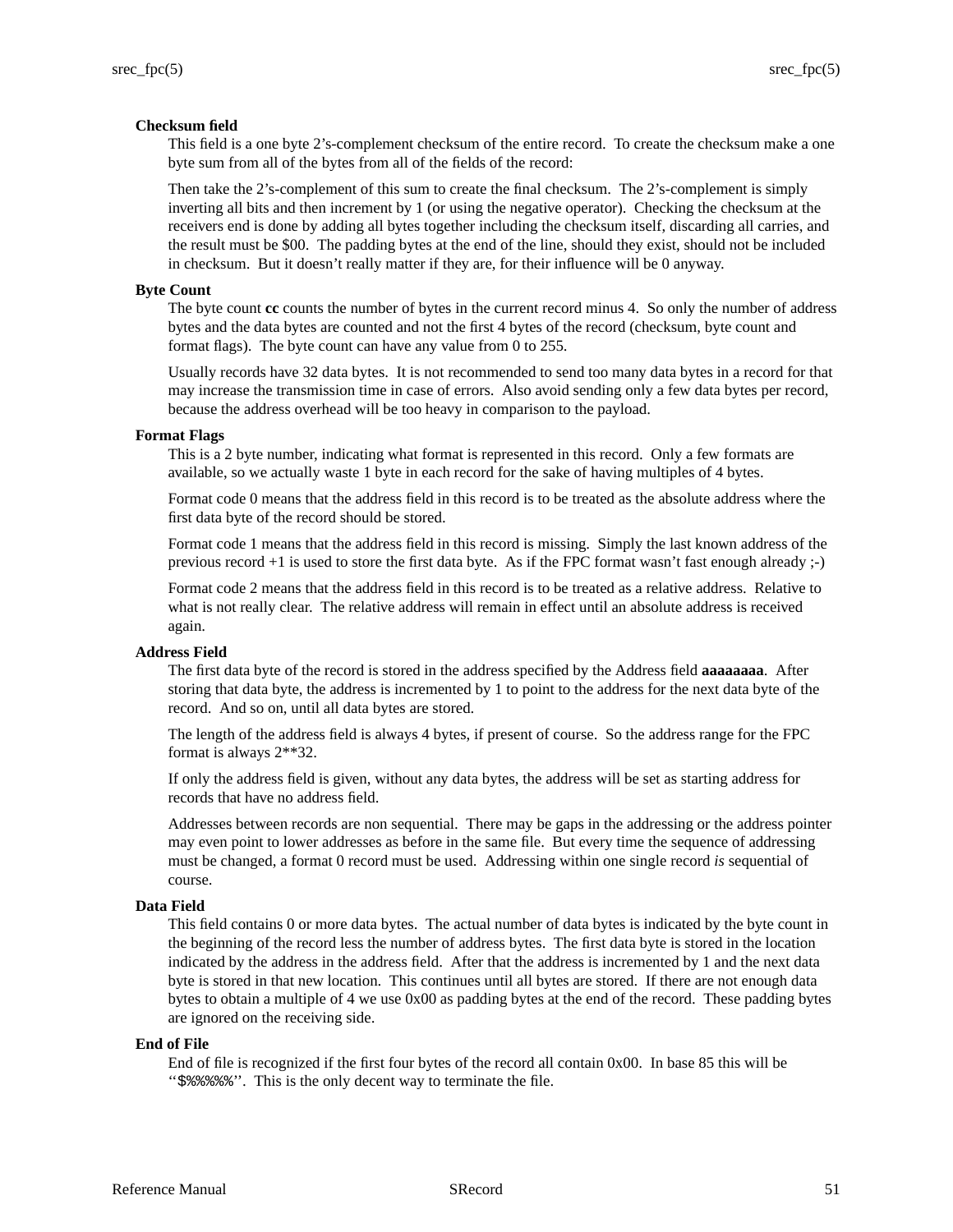**Checksum field**

This field is a one byte 2's-complement checksum of the entire record. To create the checksum make a one byte sum from all of the bytes from all of the fields of the record:

Then take the 2's-complement of this sum to create the final checksum. The 2's-complement is simply inverting all bits and then increment by 1 (or using the negative operator). Checking the checksum at the receivers end is done by adding all bytes together including the checksum itself, discarding all carries, and the result must be $00. The padding bytes at the end of the line, should they exist, should not be included in checksum. But it doesn't really matter if they are, for their influence will be 0 anyway.

**Byte Count**

The byte count **cc** counts the number of bytes in the current record minus 4. So only the number of address bytes and the data bytes are counted and not the first 4 bytes of the record (checksum, byte count and format flags). The byte count can have any value from 0 to 255.

Usually records have 32 data bytes. It is not recommended to send too many data bytes in a record for that may increase the transmission time in case of errors. Also avoid sending only a few data bytes per record, because the address overhead will be too heavy in comparison to the payload.

**Format Flags**

This is a 2 byte number, indicating what format is represented in this record. Only a few formats are available, so we actually waste 1 byte in each record for the sake of having multiples of 4 bytes.

Format code 0 means that the address field in this record is to be treated as the absolute address where the first data byte of the record should be stored.

Format code 1 means that the address field in this record is missing. Simply the last known address of the previous record +1 is used to store the first data byte. As if the FPC format wasn't fast enough already ;-)

Format code 2 means that the address field in this record is to be treated as a relative address. Relative to what is not really clear. The relative address will remain in effect until an absolute address is received again.

**Address Field**

The first data byte of the record is stored in the address specified by the Address field **aaaaaaaa**. After storing that data byte, the address is incremented by 1 to point to the address for the next data byte of the record. And so on, until all data bytes are stored.

The length of the address field is always 4 bytes, if present of course. So the address range for the FPC format is always 2**32.

If only the address field is given, without any data bytes, the address will be set as starting address for records that have no address field.

Addresses between records are non sequential. There may be gaps in the addressing or the address pointer may even point to lower addresses as before in the same file. But every time the sequence of addressing must be changed, a format 0 record must be used. Addressing within one single record *is* sequential of course.

**Data Field**

This field contains 0 or more data bytes. The actual number of data bytes is indicated by the byte count in the beginning of the record less the number of address bytes. The first data byte is stored in the location indicated by the address in the address field. After that the address is incremented by 1 and the next data byte is stored in that new location. This continues until all bytes are stored. If there are not enough data bytes to obtain a multiple of 4 we use 0x00 as padding bytes at the end of the record. These padding bytes are ignored on the receiving side.

**End of File**

End of file is recognized if the first four bytes of the record all contain 0x00. In base 85 this will be ''$%%%%%''. This is the only decent way to terminate the file.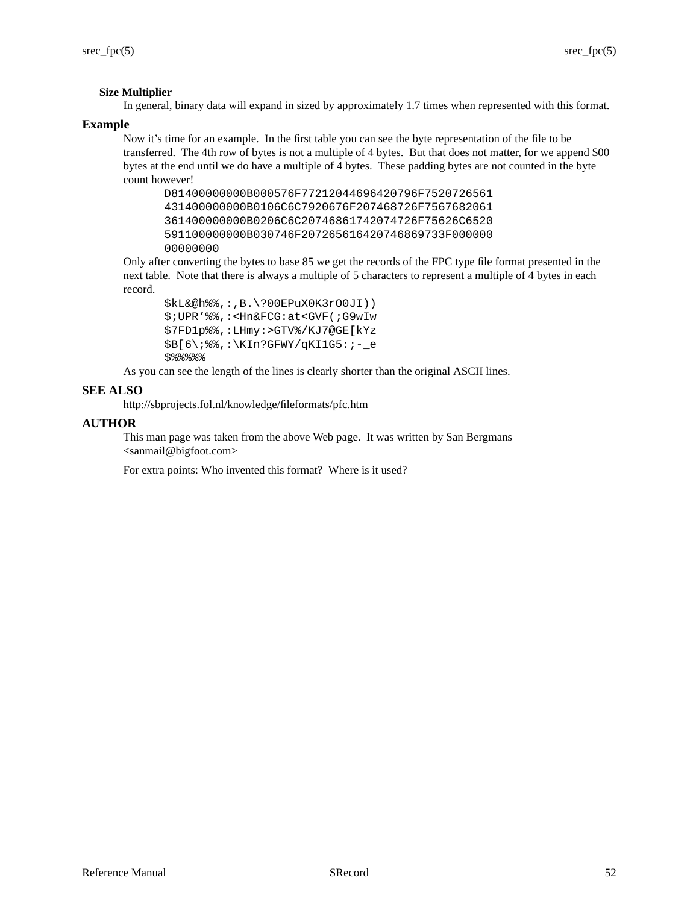### Size Multiplier

In general, binary data will expand in sized by approximately 1.7 times when represented with this format.

## Example

Now it's time for an example. In the first table you can see the byte representation of the file to be transferred. The 4th row of bytes is not a multiple of 4 bytes. But that does not matter, for we append $00 bytes at the end until we do have a multiple of 4 bytes. These padding bytes are not counted in the byte count however!

```
D81400000000B000576F77212044696420796F7520726561
431400000000B0106C6C7920676F207468726F7567682061
361400000000B0206C6C20746861742074726F75626C6520
591100000000B030746F20726561642074686973F000000
00000000
```

Only after converting the bytes to base 85 we get the records of the FPC type file format presented in the next table. Note that there is always a multiple of 5 characters to represent a multiple of 4 bytes in each record.

```
$kL&@h%%,:,B.\?00EPuX0K3rO0JI))
$;UPR'%%,:<Hn&FCG:at<GVF(;G9wIw
$7FD1p%%,:LHmy:>GTV%/KJ7@GE[kYz
$B[6\;%%,:\KIn?GFWY/qKI1G5:;-_e
$%%%%%
```

As you can see the length of the lines is clearly shorter than the original ASCII lines.

## SEE ALSO

http://sbprojects.fol.nl/knowledge/fileformats/pfc.htm

## AUTHOR

This man page was taken from the above Web page. It was written by San Bergmans <sanmail@bigfoot.com>

For extra points: Who invented this format? Where is it used?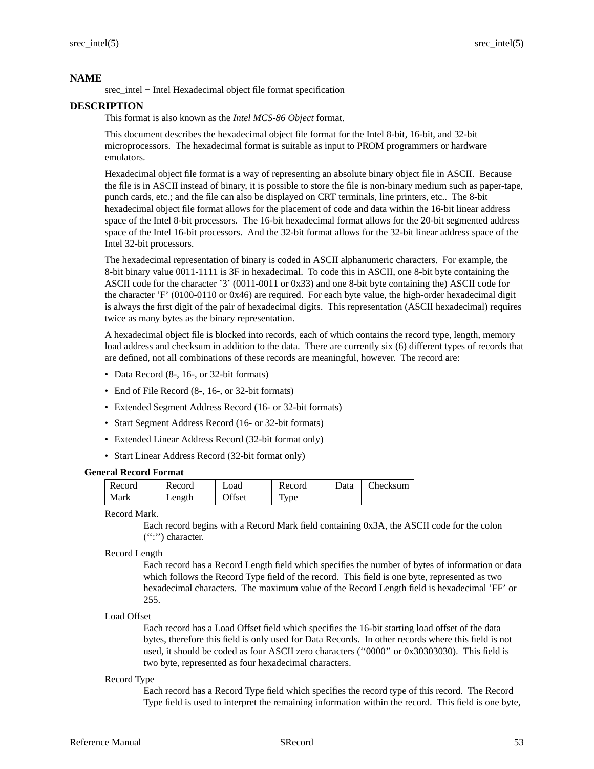## NAME

srec_intel − Intel Hexadecimal object file format specification

## DESCRIPTION

This format is also known as the *Intel MCS-86 Object* format.

This document describes the hexadecimal object file format for the Intel 8-bit, 16-bit, and 32-bit microprocessors. The hexadecimal format is suitable as input to PROM programmers or hardware emulators.

Hexadecimal object file format is a way of representing an absolute binary object file in ASCII. Because the file is in ASCII instead of binary, it is possible to store the file is non-binary medium such as paper-tape, punch cards, etc.; and the file can also be displayed on CRT terminals, line printers, etc.. The 8-bit hexadecimal object file format allows for the placement of code and data within the 16-bit linear address space of the Intel 8-bit processors. The 16-bit hexadecimal format allows for the 20-bit segmented address space of the Intel 16-bit processors. And the 32-bit format allows for the 32-bit linear address space of the Intel 32-bit processors.

The hexadecimal representation of binary is coded in ASCII alphanumeric characters. For example, the 8-bit binary value 0011-1111 is 3F in hexadecimal. To code this in ASCII, one 8-bit byte containing the ASCII code for the character '3' (0011-0011 or 0x33) and one 8-bit byte containing the) ASCII code for the character 'F' (0100-0110 or 0x46) are required. For each byte value, the high-order hexadecimal digit is always the first digit of the pair of hexadecimal digits. This representation (ASCII hexadecimal) requires twice as many bytes as the binary representation.

A hexadecimal object file is blocked into records, each of which contains the record type, length, memory load address and checksum in addition to the data. There are currently six (6) different types of records that are defined, not all combinations of these records are meaningful, however. The record are:

- Data Record (8-, 16-, or 32-bit formats)
- End of File Record (8-, 16-, or 32-bit formats)
- Extended Segment Address Record (16- or 32-bit formats)
- Start Segment Address Record (16- or 32-bit formats)
- Extended Linear Address Record (32-bit format only)
- Start Linear Address Record (32-bit format only)

### General Record Format

| Record Mark | Record Length | Load Offset | Record Type | Data | Checksum |
|---|---|---|---|---|---|

Record Mark.

Each record begins with a Record Mark field containing 0x3A, the ASCII code for the colon (‘‘:’’) character.

Record Length

Each record has a Record Length field which specifies the number of bytes of information or data which follows the Record Type field of the record. This field is one byte, represented as two hexadecimal characters. The maximum value of the Record Length field is hexadecimal 'FF' or 255.

Load Offset

Each record has a Load Offset field which specifies the 16-bit starting load offset of the data bytes, therefore this field is only used for Data Records. In other records where this field is not used, it should be coded as four ASCII zero characters (‘‘0000’’ or 0x30303030). This field is two byte, represented as four hexadecimal characters.

Record Type

Each record has a Record Type field which specifies the record type of this record. The Record Type field is used to interpret the remaining information within the record. This field is one byte,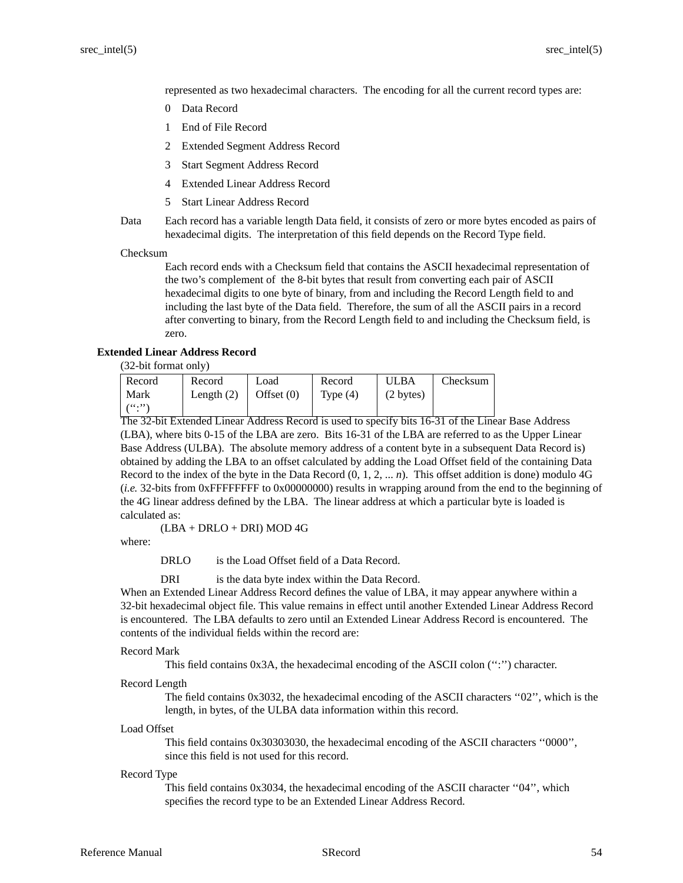represented as two hexadecimal characters. The encoding for all the current record types are:

0 Data Record

1 End of File Record

2 Extended Segment Address Record

3 Start Segment Address Record

4 Extended Linear Address Record

5 Start Linear Address Record

Data
: Each record has a variable length Data field, it consists of zero or more bytes encoded as pairs of hexadecimal digits. The interpretation of this field depends on the Record Type field.

Checksum
: Each record ends with a Checksum field that contains the ASCII hexadecimal representation of the two's complement of the 8-bit bytes that result from converting each pair of ASCII hexadecimal digits to one byte of binary, from and including the Record Length field to and including the last byte of the Data field. Therefore, the sum of all the ASCII pairs in a record after converting to binary, from the Record Length field to and including the Checksum field, is zero.

**Extended Linear Address Record**

(32-bit format only)

| Record Mark (":") | Record Length (2) | Load Offset (0) | Record Type (4) | ULBA (2 bytes) | Checksum |
|---|---|---|---|---|---|

The 32-bit Extended Linear Address Record is used to specify bits 16-31 of the Linear Base Address (LBA), where bits 0-15 of the LBA are zero. Bits 16-31 of the LBA are referred to as the Upper Linear Base Address (ULBA). The absolute memory address of a content byte in a subsequent Data Record is) obtained by adding the LBA to an offset calculated by adding the Load Offset field of the containing Data Record to the index of the byte in the Data Record (0, 1, 2, ... *n*). This offset addition is done) modulo 4G (*i.e.* 32-bits from 0xFFFFFFFF to 0x00000000) results in wrapping around from the end to the beginning of the 4G linear address defined by the LBA. The linear address at which a particular byte is loaded is calculated as:

(LBA + DRLO + DRI) MOD 4G

where:

DRLO
: is the Load Offset field of a Data Record.

DRI
: is the data byte index within the Data Record.

When an Extended Linear Address Record defines the value of LBA, it may appear anywhere within a 32-bit hexadecimal object file. This value remains in effect until another Extended Linear Address Record is encountered. The LBA defaults to zero until an Extended Linear Address Record is encountered. The contents of the individual fields within the record are:

Record Mark
: This field contains 0x3A, the hexadecimal encoding of the ASCII colon (":") character.

Record Length
: The field contains 0x3032, the hexadecimal encoding of the ASCII characters "02", which is the length, in bytes, of the ULBA data information within this record.

Load Offset
: This field contains 0x30303030, the hexadecimal encoding of the ASCII characters "0000", since this field is not used for this record.

Record Type
: This field contains 0x3034, the hexadecimal encoding of the ASCII character "04", which specifies the record type to be an Extended Linear Address Record.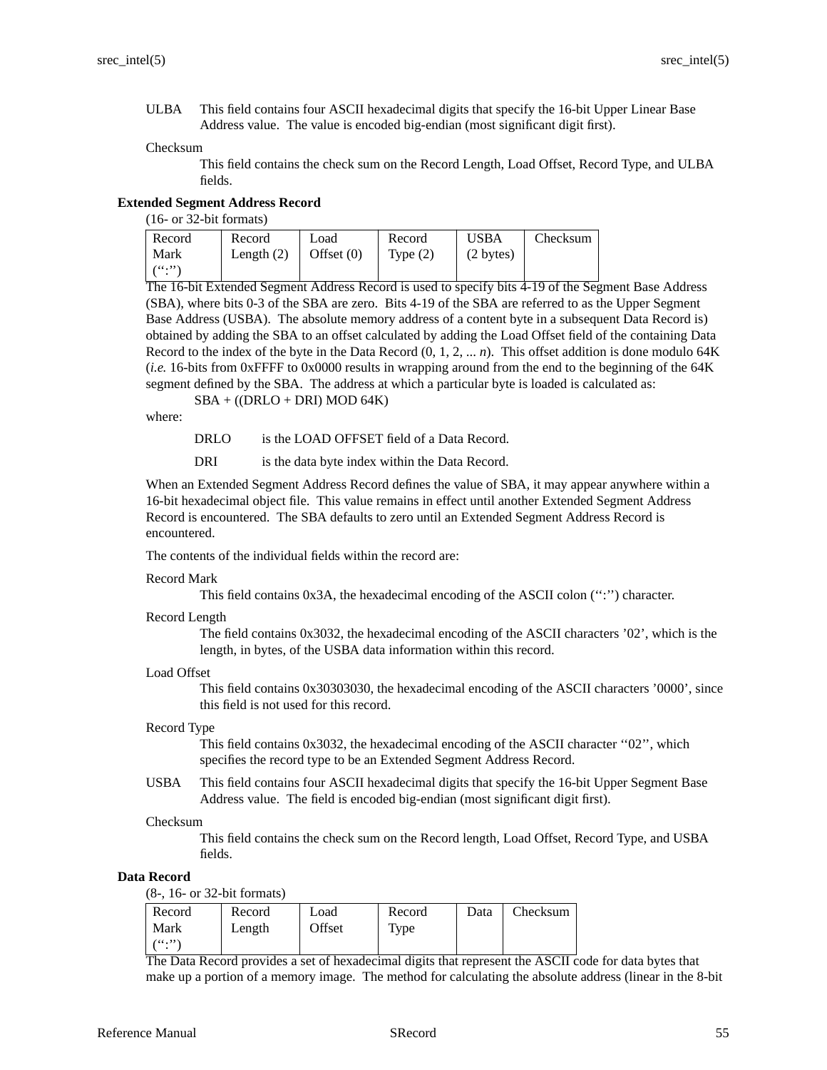ULBA This field contains four ASCII hexadecimal digits that specify the 16-bit Upper Linear Base Address value. The value is encoded big-endian (most significant digit first).

Checksum
This field contains the check sum on the Record Length, Load Offset, Record Type, and ULBA fields.

### Extended Segment Address Record

(16- or 32-bit formats)

| Record Mark (‘‘:’’) | Record Length (2) | Load Offset (0) | Record Type (2) | USBA (2 bytes) | Checksum |
|---|---|---|---|---|---|

The 16-bit Extended Segment Address Record is used to specify bits 4-19 of the Segment Base Address (SBA), where bits 0-3 of the SBA are zero. Bits 4-19 of the SBA are referred to as the Upper Segment Base Address (USBA). The absolute memory address of a content byte in a subsequent Data Record is) obtained by adding the SBA to an offset calculated by adding the Load Offset field of the containing Data Record to the index of the byte in the Data Record (0, 1, 2, ... *n*). This offset addition is done modulo 64K (*i.e.* 16-bits from 0xFFFF to 0x0000 results in wrapping around from the end to the beginning of the 64K segment defined by the SBA. The address at which a particular byte is loaded is calculated as:

SBA + ((DRLO + DRI) MOD 64K)

where:

DRLO is the LOAD OFFSET field of a Data Record.

DRI is the data byte index within the Data Record.

When an Extended Segment Address Record defines the value of SBA, it may appear anywhere within a 16-bit hexadecimal object file. This value remains in effect until another Extended Segment Address Record is encountered. The SBA defaults to zero until an Extended Segment Address Record is encountered.

The contents of the individual fields within the record are:

Record Mark
This field contains 0x3A, the hexadecimal encoding of the ASCII colon (‘‘:’’) character.

Record Length
The field contains 0x3032, the hexadecimal encoding of the ASCII characters ’02’, which is the length, in bytes, of the USBA data information within this record.

Load Offset
This field contains 0x30303030, the hexadecimal encoding of the ASCII characters ’0000’, since this field is not used for this record.

Record Type
This field contains 0x3032, the hexadecimal encoding of the ASCII character ‘‘02’’, which specifies the record type to be an Extended Segment Address Record.

USBA This field contains four ASCII hexadecimal digits that specify the 16-bit Upper Segment Base Address value. The field is encoded big-endian (most significant digit first).

Checksum
This field contains the check sum on the Record length, Load Offset, Record Type, and USBA fields.

### Data Record

(8-, 16- or 32-bit formats)

| Record Mark (‘‘:’’) | Record Length | Load Offset | Record Type | Data | Checksum |
|---|---|---|---|---|---|

The Data Record provides a set of hexadecimal digits that represent the ASCII code for data bytes that make up a portion of a memory image. The method for calculating the absolute address (linear in the 8-bit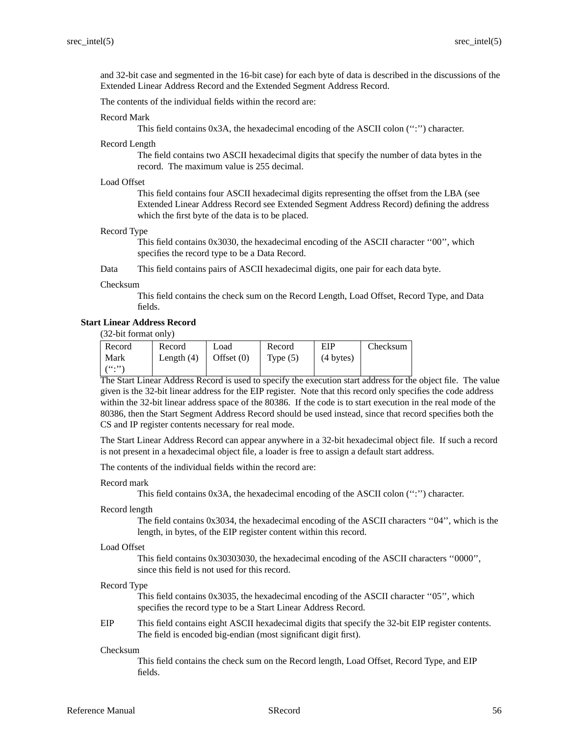and 32-bit case and segmented in the 16-bit case) for each byte of data is described in the discussions of the Extended Linear Address Record and the Extended Segment Address Record.

The contents of the individual fields within the record are:

Record Mark
: This field contains 0x3A, the hexadecimal encoding of the ASCII colon (‘‘:’’) character.

Record Length
: The field contains two ASCII hexadecimal digits that specify the number of data bytes in the record. The maximum value is 255 decimal.

Load Offset
: This field contains four ASCII hexadecimal digits representing the offset from the LBA (see Extended Linear Address Record see Extended Segment Address Record) defining the address which the first byte of the data is to be placed.

Record Type
: This field contains 0x3030, the hexadecimal encoding of the ASCII character ‘‘00’’, which specifies the record type to be a Data Record.

Data
: This field contains pairs of ASCII hexadecimal digits, one pair for each data byte.

Checksum
: This field contains the check sum on the Record Length, Load Offset, Record Type, and Data fields.

### Start Linear Address Record

(32-bit format only)

| Record Mark (‘‘:’’) | Record Length (4) | Load Offset (0) | Record Type (5) | EIP (4 bytes) | Checksum |
|---|---|---|---|---|---|

The Start Linear Address Record is used to specify the execution start address for the object file. The value given is the 32-bit linear address for the EIP register. Note that this record only specifies the code address within the 32-bit linear address space of the 80386. If the code is to start execution in the real mode of the 80386, then the Start Segment Address Record should be used instead, since that record specifies both the CS and IP register contents necessary for real mode.

The Start Linear Address Record can appear anywhere in a 32-bit hexadecimal object file. If such a record is not present in a hexadecimal object file, a loader is free to assign a default start address.

The contents of the individual fields within the record are:

Record mark
: This field contains 0x3A, the hexadecimal encoding of the ASCII colon (‘‘:’’) character.

Record length
: The field contains 0x3034, the hexadecimal encoding of the ASCII characters ‘‘04’’, which is the length, in bytes, of the EIP register content within this record.

Load Offset
: This field contains 0x30303030, the hexadecimal encoding of the ASCII characters ‘‘0000’’, since this field is not used for this record.

Record Type
: This field contains 0x3035, the hexadecimal encoding of the ASCII character ‘‘05’’, which specifies the record type to be a Start Linear Address Record.

EIP
: This field contains eight ASCII hexadecimal digits that specify the 32-bit EIP register contents. The field is encoded big-endian (most significant digit first).

Checksum
: This field contains the check sum on the Record length, Load Offset, Record Type, and EIP fields.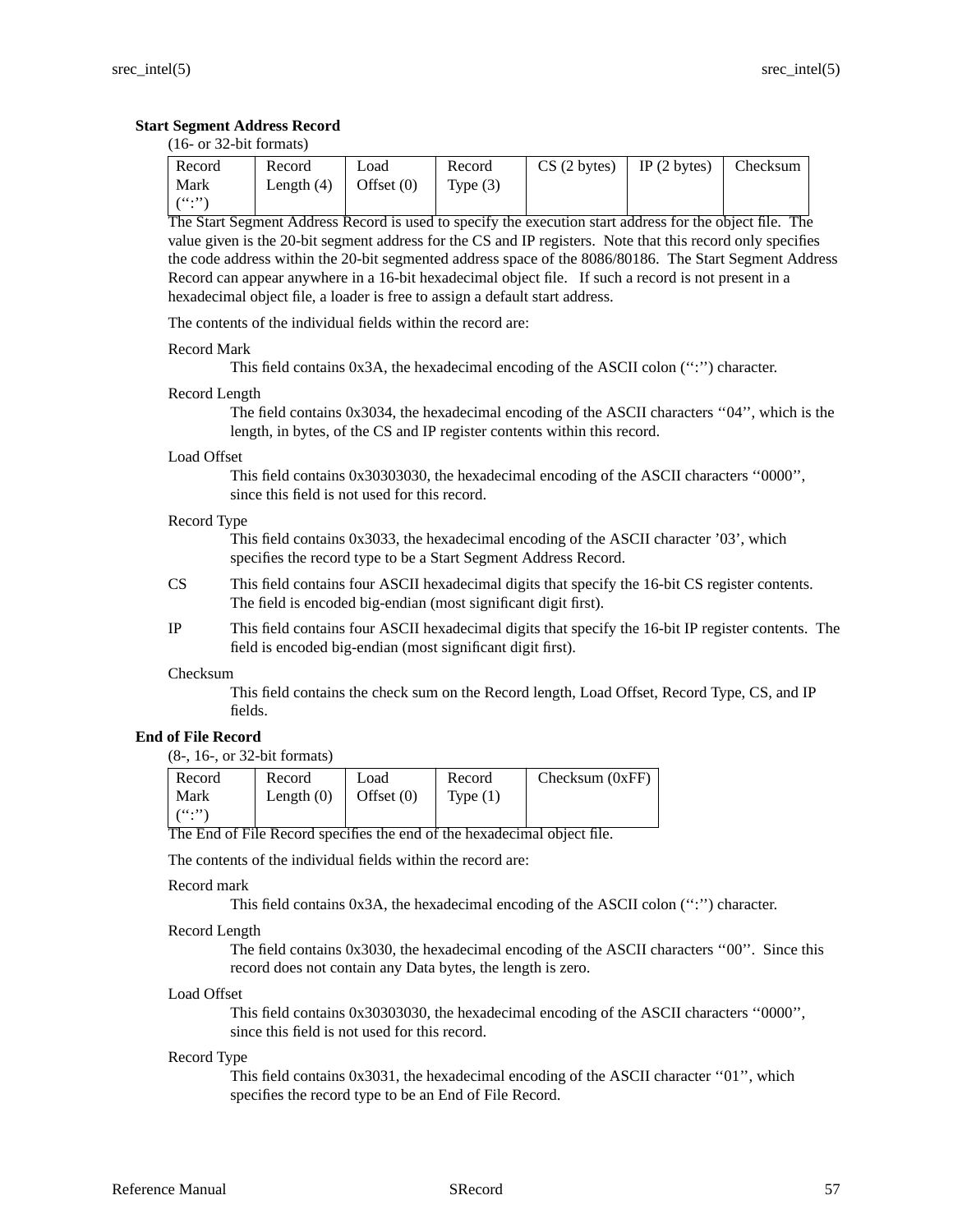### Start Segment Address Record

(16- or 32-bit formats)

| Record Mark (‘‘:’’) | Record Length (4) | Load Offset (0) | Record Type (3) | CS (2 bytes) | IP (2 bytes) | Checksum |
|---|---|---|---|---|---|---|

The Start Segment Address Record is used to specify the execution start address for the object file. The value given is the 20-bit segment address for the CS and IP registers. Note that this record only specifies the code address within the 20-bit segmented address space of the 8086/80186. The Start Segment Address Record can appear anywhere in a 16-bit hexadecimal object file. If such a record is not present in a hexadecimal object file, a loader is free to assign a default start address.

The contents of the individual fields within the record are:

Record Mark
: This field contains 0x3A, the hexadecimal encoding of the ASCII colon (‘‘:’’) character.

Record Length
: The field contains 0x3034, the hexadecimal encoding of the ASCII characters ‘‘04’’, which is the length, in bytes, of the CS and IP register contents within this record.

Load Offset
: This field contains 0x30303030, the hexadecimal encoding of the ASCII characters ‘‘0000’’, since this field is not used for this record.

Record Type
: This field contains 0x3033, the hexadecimal encoding of the ASCII character ’03’, which specifies the record type to be a Start Segment Address Record.

CS
: This field contains four ASCII hexadecimal digits that specify the 16-bit CS register contents. The field is encoded big-endian (most significant digit first).

IP
: This field contains four ASCII hexadecimal digits that specify the 16-bit IP register contents. The field is encoded big-endian (most significant digit first).

Checksum
: This field contains the check sum on the Record length, Load Offset, Record Type, CS, and IP fields.

### End of File Record

(8-, 16-, or 32-bit formats)

| Record Mark (‘‘:’’) | Record Length (0) | Load Offset (0) | Record Type (1) | Checksum (0xFF) |
|---|---|---|---|---|

The End of File Record specifies the end of the hexadecimal object file.

The contents of the individual fields within the record are:

Record mark
: This field contains 0x3A, the hexadecimal encoding of the ASCII colon (‘‘:’’) character.

Record Length
: The field contains 0x3030, the hexadecimal encoding of the ASCII characters ‘‘00’’. Since this record does not contain any Data bytes, the length is zero.

Load Offset
: This field contains 0x30303030, the hexadecimal encoding of the ASCII characters ‘‘0000’’, since this field is not used for this record.

Record Type
: This field contains 0x3031, the hexadecimal encoding of the ASCII character ‘‘01’’, which specifies the record type to be an End of File Record.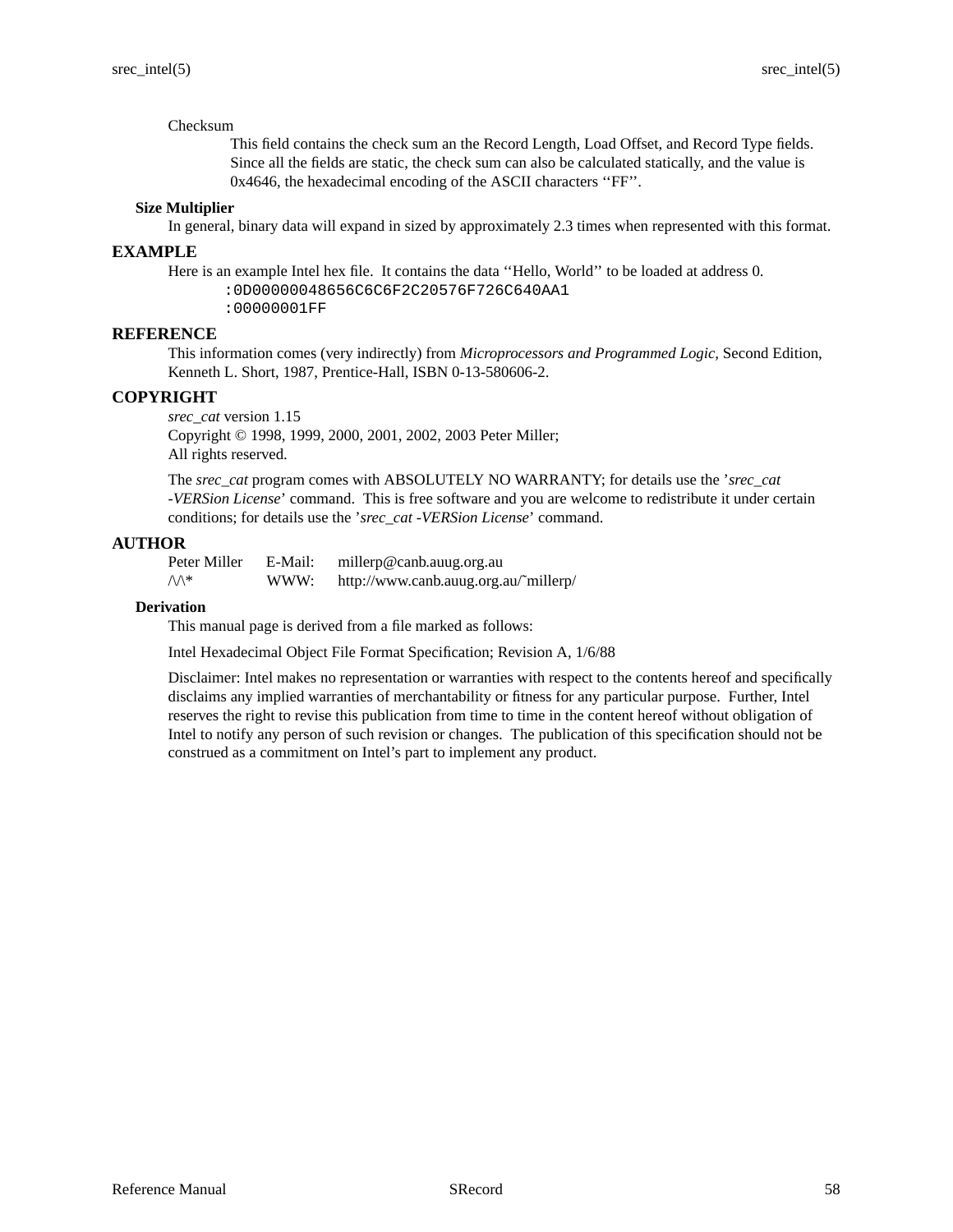Checksum

This field contains the check sum an the Record Length, Load Offset, and Record Type fields. Since all the fields are static, the check sum can also be calculated statically, and the value is 0x4646, the hexadecimal encoding of the ASCII characters ''FF''.

### Size Multiplier

In general, binary data will expand in sized by approximately 2.3 times when represented with this format.

## EXAMPLE

Here is an example Intel hex file. It contains the data ''Hello, World'' to be loaded at address 0.

```
:0D00000048656C6C6F2C20576F726C640AA1
:00000001FF
```

## REFERENCE

This information comes (very indirectly) from *Microprocessors and Programmed Logic*, Second Edition, Kenneth L. Short, 1987, Prentice-Hall, ISBN 0-13-580606-2.

## COPYRIGHT

*srec_cat* version 1.15
Copyright © 1998, 1999, 2000, 2001, 2002, 2003 Peter Miller;
All rights reserved.

The *srec_cat* program comes with ABSOLUTELY NO WARRANTY; for details use the '*srec_cat -VERSion License*' command. This is free software and you are welcome to redistribute it under certain conditions; for details use the '*srec_cat -VERSion License*' command.

## AUTHOR

| | | |
|---|---|---|
| Peter Miller | E-Mail: | millerp@canb.auug.org.au |
| /\/\* | WWW: | http://www.canb.auug.org.au/~millerp/ |

### Derivation

This manual page is derived from a file marked as follows:

Intel Hexadecimal Object File Format Specification; Revision A, 1/6/88

Disclaimer: Intel makes no representation or warranties with respect to the contents hereof and specifically disclaims any implied warranties of merchantability or fitness for any particular purpose. Further, Intel reserves the right to revise this publication from time to time in the content hereof without obligation of Intel to notify any person of such revision or changes. The publication of this specification should not be construed as a commitment on Intel's part to implement any product.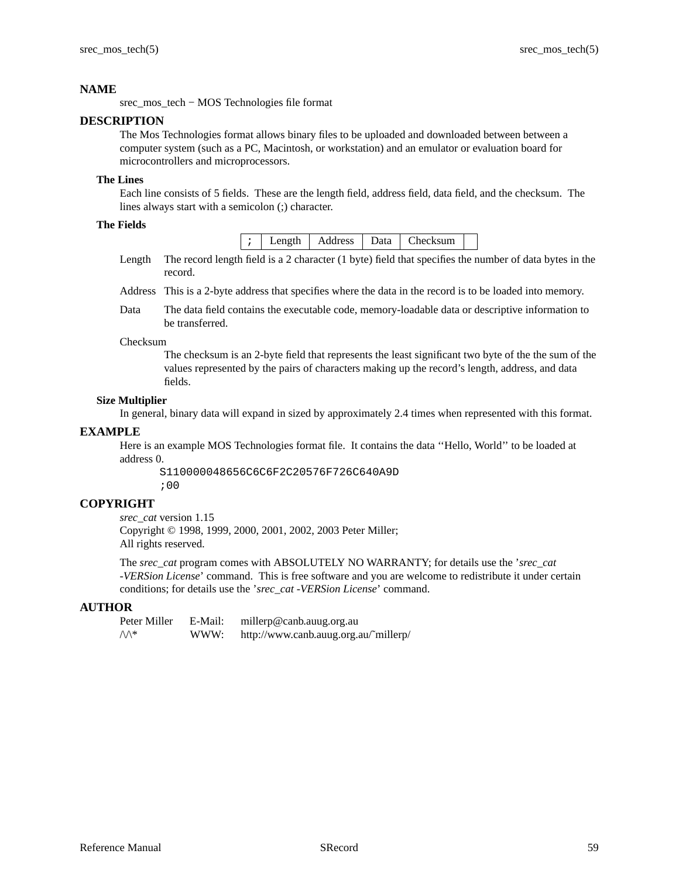## NAME

srec_mos_tech − MOS Technologies file format

## DESCRIPTION

The Mos Technologies format allows binary files to be uploaded and downloaded between between a computer system (such as a PC, Macintosh, or workstation) and an emulator or evaluation board for microcontrollers and microprocessors.

### The Lines

Each line consists of 5 fields. These are the length field, address field, data field, and the checksum. The lines always start with a semicolon (;) character.

### The Fields

| ; | Length | Address | Data | Checksum | |
|---|---|---|---|---|---|

**Length** The record length field is a 2 character (1 byte) field that specifies the number of data bytes in the record.

**Address** This is a 2-byte address that specifies where the data in the record is to be loaded into memory.

**Data** The data field contains the executable code, memory-loadable data or descriptive information to be transferred.

**Checksum**
The checksum is an 2-byte field that represents the least significant two byte of the the sum of the values represented by the pairs of characters making up the record's length, address, and data fields.

### Size Multiplier

In general, binary data will expand in sized by approximately 2.4 times when represented with this format.

## EXAMPLE

Here is an example MOS Technologies format file. It contains the data ''Hello, World'' to be loaded at address 0.

```
S110000048656C6C6F2C20576F726C640A9D
;00
```

## COPYRIGHT

*srec_cat* version 1.15
Copyright © 1998, 1999, 2000, 2001, 2002, 2003 Peter Miller;
All rights reserved.

The *srec_cat* program comes with ABSOLUTELY NO WARRANTY; for details use the '*srec_cat -VERSion License*' command. This is free software and you are welcome to redistribute it under certain conditions; for details use the '*srec_cat -VERSion License*' command.

## AUTHOR

| | | |
|---|---|---|
| Peter Miller | E-Mail: | millerp@canb.auug.org.au |
| /\/\* | WWW: | http://www.canb.auug.org.au/~millerp/ |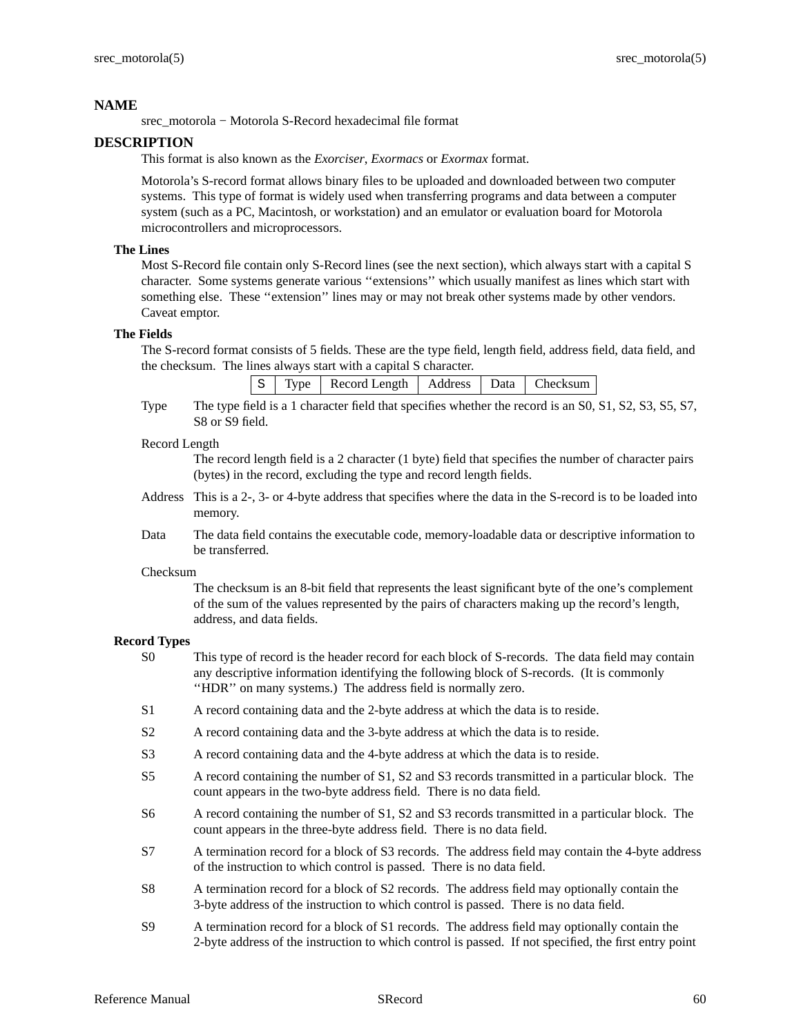## NAME

srec_motorola − Motorola S-Record hexadecimal file format

## DESCRIPTION

This format is also known as the *Exorciser*, *Exormacs* or *Exormax* format.

Motorola's S-record format allows binary files to be uploaded and downloaded between two computer systems. This type of format is widely used when transferring programs and data between a computer system (such as a PC, Macintosh, or workstation) and an emulator or evaluation board for Motorola microcontrollers and microprocessors.

### The Lines

Most S-Record file contain only S-Record lines (see the next section), which always start with a capital S character. Some systems generate various ''extensions'' which usually manifest as lines which start with something else. These ''extension'' lines may or may not break other systems made by other vendors. Caveat emptor.

### The Fields

The S-record format consists of 5 fields. These are the type field, length field, address field, data field, and the checksum. The lines always start with a capital S character.

| S | Type | Record Length | Address | Data | Checksum |
|---|---|---|---|---|---|

Type
: The type field is a 1 character field that specifies whether the record is an S0, S1, S2, S3, S5, S7, S8 or S9 field.

Record Length
: The record length field is a 2 character (1 byte) field that specifies the number of character pairs (bytes) in the record, excluding the type and record length fields.

Address
: This is a 2-, 3- or 4-byte address that specifies where the data in the S-record is to be loaded into memory.

Data
: The data field contains the executable code, memory-loadable data or descriptive information to be transferred.

Checksum
: The checksum is an 8-bit field that represents the least significant byte of the one's complement of the sum of the values represented by the pairs of characters making up the record's length, address, and data fields.

### Record Types

S0
: This type of record is the header record for each block of S-records. The data field may contain any descriptive information identifying the following block of S-records. (It is commonly ''HDR'' on many systems.) The address field is normally zero.

S1
: A record containing data and the 2-byte address at which the data is to reside.

S2
: A record containing data and the 3-byte address at which the data is to reside.

S3
: A record containing data and the 4-byte address at which the data is to reside.

S5
: A record containing the number of S1, S2 and S3 records transmitted in a particular block. The count appears in the two-byte address field. There is no data field.

S6
: A record containing the number of S1, S2 and S3 records transmitted in a particular block. The count appears in the three-byte address field. There is no data field.

S7
: A termination record for a block of S3 records. The address field may contain the 4-byte address of the instruction to which control is passed. There is no data field.

S8
: A termination record for a block of S2 records. The address field may optionally contain the 3-byte address of the instruction to which control is passed. There is no data field.

S9
: A termination record for a block of S1 records. The address field may optionally contain the 2-byte address of the instruction to which control is passed. If not specified, the first entry point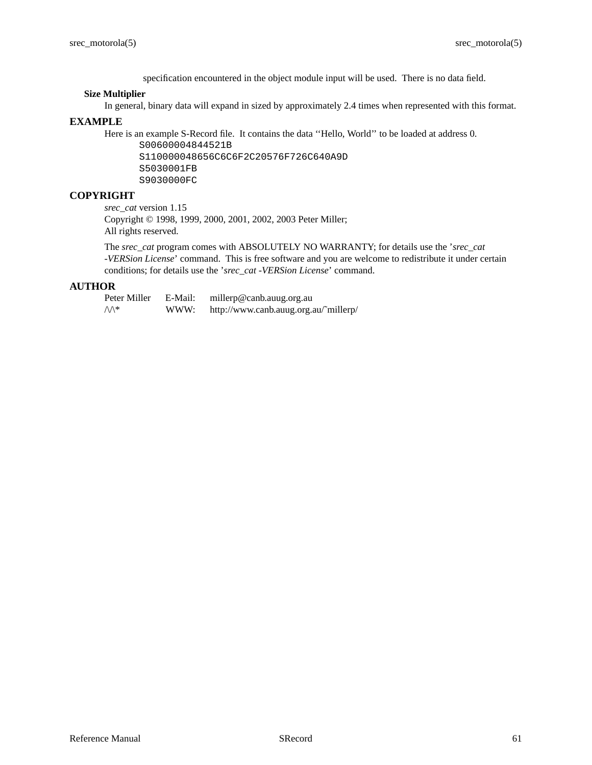specification encountered in the object module input will be used. There is no data field.

### Size Multiplier

In general, binary data will expand in sized by approximately 2.4 times when represented with this format.

## EXAMPLE

Here is an example S-Record file. It contains the data ‘‘Hello, World’’ to be loaded at address 0.

```
S00600004844521B
S110000048656C6C6F2C20576F726C640A9D
S5030001FB
S9030000FC
```

## COPYRIGHT

*srec_cat* version 1.15
Copyright © 1998, 1999, 2000, 2001, 2002, 2003 Peter Miller;
All rights reserved.

The *srec_cat* program comes with ABSOLUTELY NO WARRANTY; for details use the ’*srec_cat -VERSion License*’ command. This is free software and you are welcome to redistribute it under certain conditions; for details use the ’*srec_cat -VERSion License*’ command.

## AUTHOR

| | | |
|---|---|---|
| Peter Miller | E-Mail: | millerp@canb.auug.org.au |
| /\/\* | WWW: | http://www.canb.auug.org.au/~millerp/ |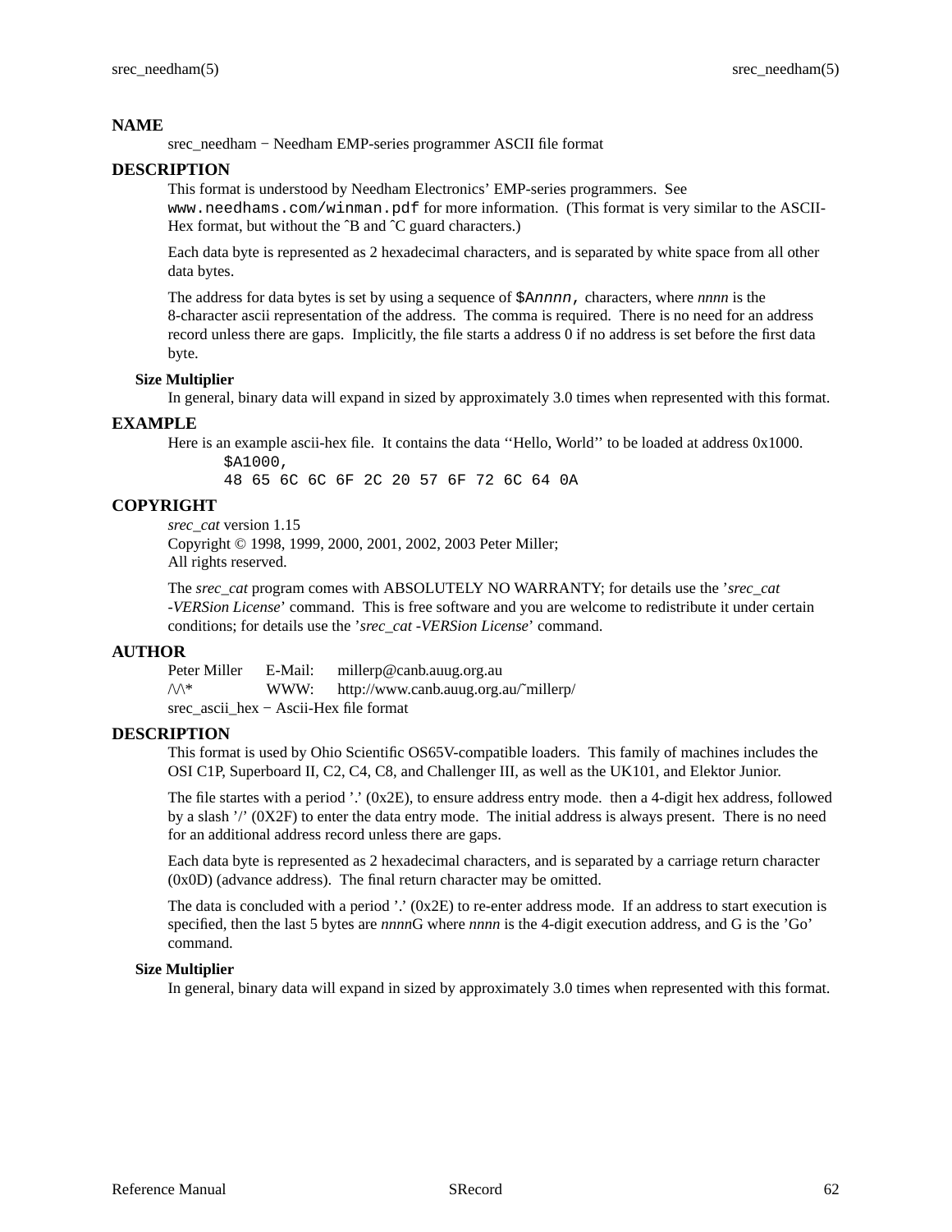## NAME

srec_needham − Needham EMP-series programmer ASCII file format

## DESCRIPTION

This format is understood by Needham Electronics' EMP-series programmers. See `www.needhams.com/winman.pdf` for more information. (This format is very similar to the ASCII-Hex format, but without the ˆB and ˆC guard characters.)

Each data byte is represented as 2 hexadecimal characters, and is separated by white space from all other data bytes.

The address for data bytes is set by using a sequence of `$Annnn,` characters, where *nnnn* is the 8-character ascii representation of the address. The comma is required. There is no need for an address record unless there are gaps. Implicitly, the file starts a address 0 if no address is set before the first data byte.

### Size Multiplier

In general, binary data will expand in sized by approximately 3.0 times when represented with this format.

## EXAMPLE

Here is an example ascii-hex file. It contains the data ''Hello, World'' to be loaded at address 0x1000.

```
$A1000,
48 65 6C 6C 6F 2C 20 57 6F 72 6C 64 0A
```

## COPYRIGHT

*srec_cat* version 1.15
Copyright © 1998, 1999, 2000, 2001, 2002, 2003 Peter Miller;
All rights reserved.

The *srec_cat* program comes with ABSOLUTELY NO WARRANTY; for details use the '*srec_cat -VERSion License*' command. This is free software and you are welcome to redistribute it under certain conditions; for details use the '*srec_cat -VERSion License*' command.

## AUTHOR

| | | |
|---|---|---|
| Peter Miller | E-Mail: | millerp@canb.auug.org.au |
| /\/\* | WWW: | http://www.canb.auug.org.au/˜millerp/ |

srec_ascii_hex − Ascii-Hex file format

## DESCRIPTION

This format is used by Ohio Scientific OS65V-compatible loaders. This family of machines includes the OSI C1P, Superboard II, C2, C4, C8, and Challenger III, as well as the UK101, and Elektor Junior.

The file startes with a period '.' (0x2E), to ensure address entry mode. then a 4-digit hex address, followed by a slash '/' (0X2F) to enter the data entry mode. The initial address is always present. There is no need for an additional address record unless there are gaps.

Each data byte is represented as 2 hexadecimal characters, and is separated by a carriage return character (0x0D) (advance address). The final return character may be omitted.

The data is concluded with a period '.' (0x2E) to re-enter address mode. If an address to start execution is specified, then the last 5 bytes are *nnnn*G where *nnnn* is the 4-digit execution address, and G is the 'Go' command.

### Size Multiplier

In general, binary data will expand in sized by approximately 3.0 times when represented with this format.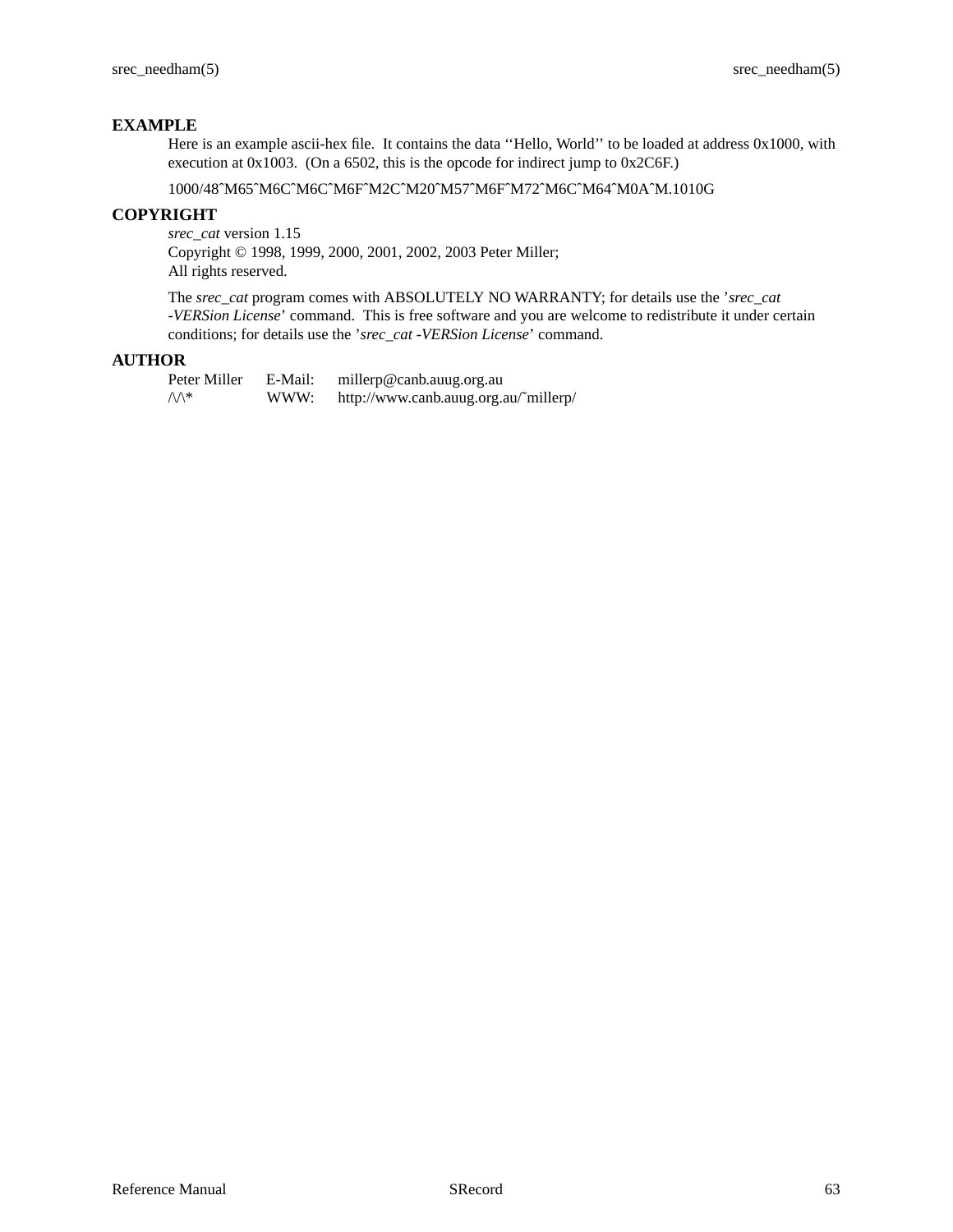## EXAMPLE

Here is an example ascii-hex file. It contains the data ''Hello, World'' to be loaded at address 0x1000, with execution at 0x1003. (On a 6502, this is the opcode for indirect jump to 0x2C6F.)

```
1000/48^M65^M6C^M6C^M6F^M2C^M20^M57^M6F^M72^M6C^M64^M0A^M.1010G
```

## COPYRIGHT

*srec_cat* version 1.15
Copyright © 1998, 1999, 2000, 2001, 2002, 2003 Peter Miller;
All rights reserved.

The *srec_cat* program comes with ABSOLUTELY NO WARRANTY; for details use the '*srec_cat -VERSion License*' command. This is free software and you are welcome to redistribute it under certain conditions; for details use the '*srec_cat -VERSion License*' command.

## AUTHOR

| | | |
|---|---|---|
| Peter Miller | E-Mail: | millerp@canb.auug.org.au |
| /\/\* | WWW: | http://www.canb.auug.org.au/~millerp/ |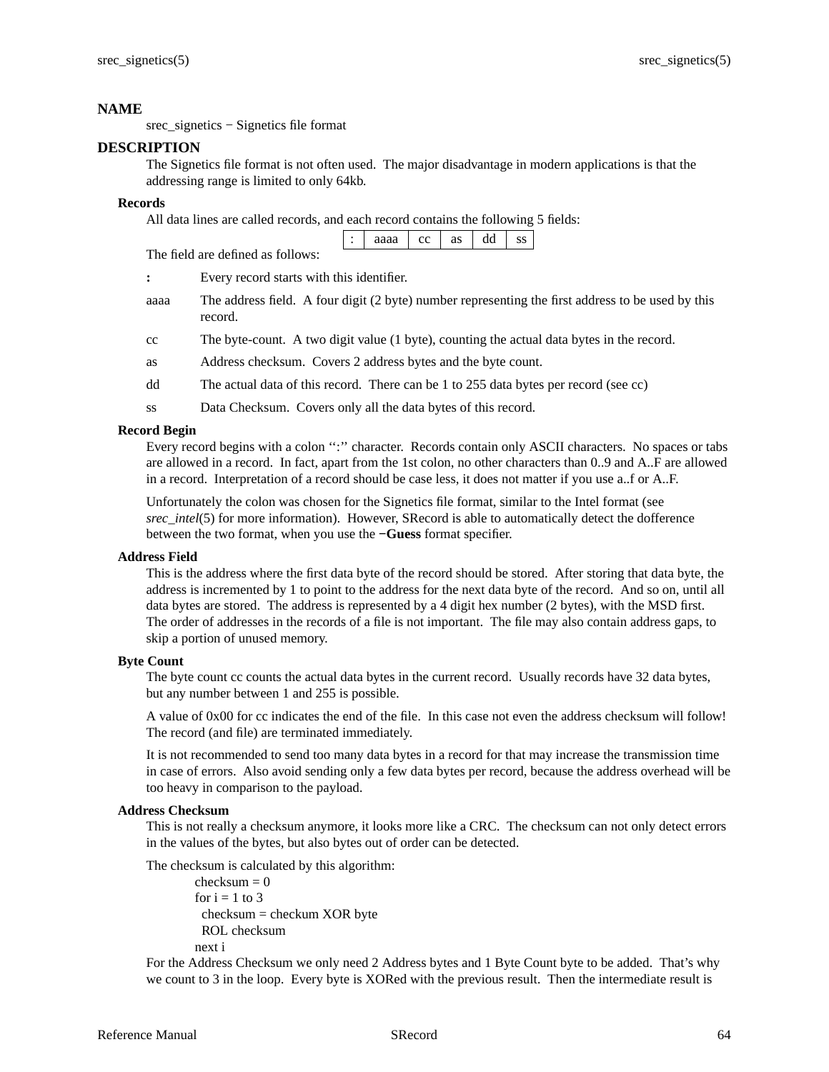## NAME

srec_signetics − Signetics file format

## DESCRIPTION

The Signetics file format is not often used. The major disadvantage in modern applications is that the addressing range is limited to only 64kb.

### Records

All data lines are called records, and each record contains the following 5 fields:

| : | aaaa | cc | as | dd | ss |
|---|---|---|---|---|---|

The field are defined as follows:

**:** Every record starts with this identifier.

aaaa The address field. A four digit (2 byte) number representing the first address to be used by this record.

cc The byte-count. A two digit value (1 byte), counting the actual data bytes in the record.

as Address checksum. Covers 2 address bytes and the byte count.

dd The actual data of this record. There can be 1 to 255 data bytes per record (see cc)

ss Data Checksum. Covers only all the data bytes of this record.

### Record Begin

Every record begins with a colon ‘‘:’’ character. Records contain only ASCII characters. No spaces or tabs are allowed in a record. In fact, apart from the 1st colon, no other characters than 0..9 and A..F are allowed in a record. Interpretation of a record should be case less, it does not matter if you use a..f or A..F.

Unfortunately the colon was chosen for the Signetics file format, similar to the Intel format (see *srec_intel*(5) for more information). However, SRecord is able to automatically detect the dofference between the two format, when you use the **−Guess** format specifier.

### Address Field

This is the address where the first data byte of the record should be stored. After storing that data byte, the address is incremented by 1 to point to the address for the next data byte of the record. And so on, until all data bytes are stored. The address is represented by a 4 digit hex number (2 bytes), with the MSD first. The order of addresses in the records of a file is not important. The file may also contain address gaps, to skip a portion of unused memory.

### Byte Count

The byte count cc counts the actual data bytes in the current record. Usually records have 32 data bytes, but any number between 1 and 255 is possible.

A value of 0x00 for cc indicates the end of the file. In this case not even the address checksum will follow! The record (and file) are terminated immediately.

It is not recommended to send too many data bytes in a record for that may increase the transmission time in case of errors. Also avoid sending only a few data bytes per record, because the address overhead will be too heavy in comparison to the payload.

### Address Checksum

This is not really a checksum anymore, it looks more like a CRC. The checksum can not only detect errors in the values of the bytes, but also bytes out of order can be detected.

The checksum is calculated by this algorithm:

```
checksum = 0
for i = 1 to 3
  checksum = checkum XOR byte
  ROL checksum
next i
```

For the Address Checksum we only need 2 Address bytes and 1 Byte Count byte to be added. That’s why we count to 3 in the loop. Every byte is XORed with the previous result. Then the intermediate result is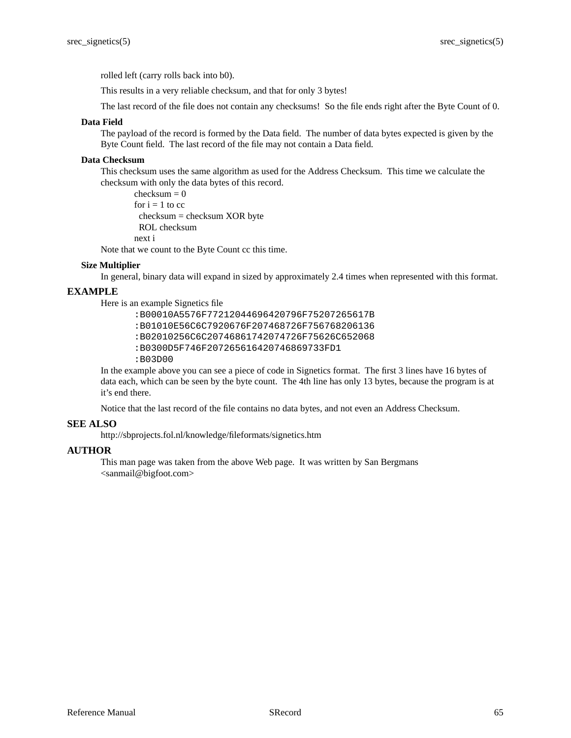rolled left (carry rolls back into b0).

This results in a very reliable checksum, and that for only 3 bytes!

The last record of the file does not contain any checksums! So the file ends right after the Byte Count of 0.

### Data Field

The payload of the record is formed by the Data field. The number of data bytes expected is given by the Byte Count field. The last record of the file may not contain a Data field.

### Data Checksum

This checksum uses the same algorithm as used for the Address Checksum. This time we calculate the checksum with only the data bytes of this record.

```
checksum = 0
for i = 1 to cc
  checksum = checksum XOR byte
  ROL checksum
next i
```

Note that we count to the Byte Count cc this time.

### Size Multiplier

In general, binary data will expand in sized by approximately 2.4 times when represented with this format.

## EXAMPLE

Here is an example Signetics file

```
:B00010A5576F77212044696420796F75207265617B
:B01010E56C6C7920676F207468726F756768206136
:B02010256C6C20746861742074726F75626C652068
:B0300D5F746F20726561642074686973FD1
:B03D00
```

In the example above you can see a piece of code in Signetics format. The first 3 lines have 16 bytes of data each, which can be seen by the byte count. The 4th line has only 13 bytes, because the program is at it's end there.

Notice that the last record of the file contains no data bytes, and not even an Address Checksum.

## SEE ALSO

http://sbprojects.fol.nl/knowledge/fileformats/signetics.htm

## AUTHOR

This man page was taken from the above Web page. It was written by San Bergmans <sanmail@bigfoot.com>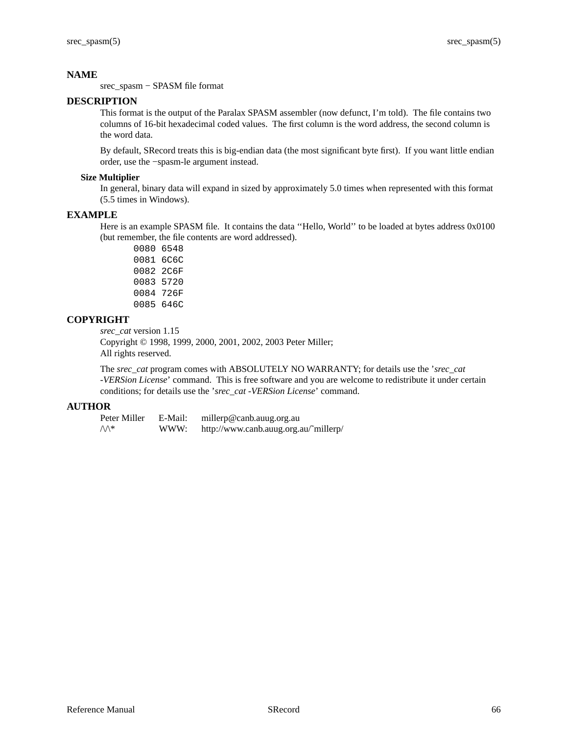## NAME

srec_spasm − SPASM file format

## DESCRIPTION

This format is the output of the Paralax SPASM assembler (now defunct, I'm told). The file contains two columns of 16-bit hexadecimal coded values. The first column is the word address, the second column is the word data.

By default, SRecord treats this is big-endian data (the most significant byte first). If you want little endian order, use the −spasm-le argument instead.

### Size Multiplier

In general, binary data will expand in sized by approximately 5.0 times when represented with this format (5.5 times in Windows).

## EXAMPLE

Here is an example SPASM file. It contains the data ''Hello, World'' to be loaded at bytes address 0x0100 (but remember, the file contents are word addressed).

```
0080 6548
0081 6C6C
0082 2C6F
0083 5720
0084 726F
0085 646C
```

## COPYRIGHT

*srec_cat* version 1.15
Copyright © 1998, 1999, 2000, 2001, 2002, 2003 Peter Miller;
All rights reserved.

The *srec_cat* program comes with ABSOLUTELY NO WARRANTY; for details use the '*srec_cat -VERSion License*' command. This is free software and you are welcome to redistribute it under certain conditions; for details use the '*srec_cat -VERSion License*' command.

## AUTHOR

| | | |
|---|---|---|
| Peter Miller | E-Mail: | millerp@canb.auug.org.au |
| /\/\* | WWW: | http://www.canb.auug.org.au/~millerp/ |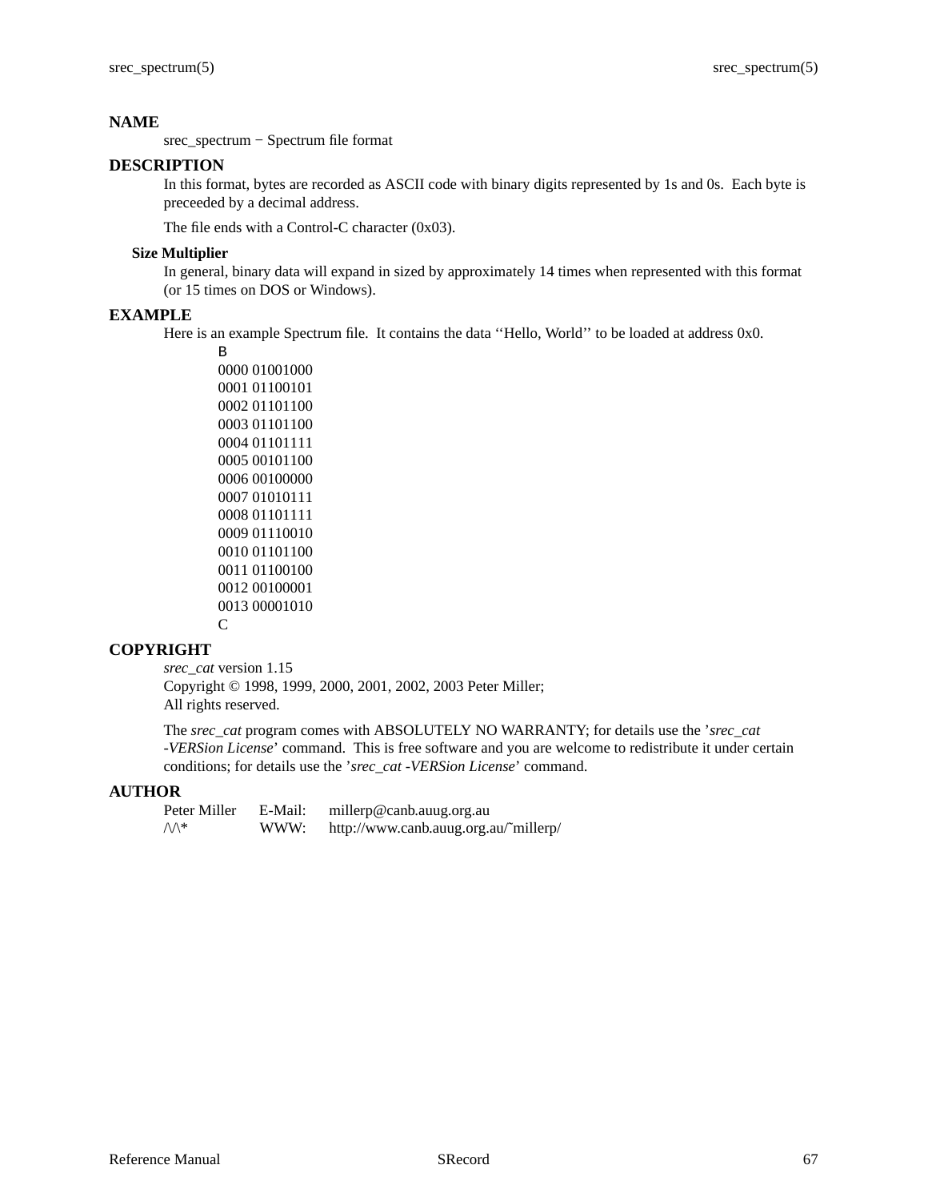## NAME

srec_spectrum − Spectrum file format

## DESCRIPTION

In this format, bytes are recorded as ASCII code with binary digits represented by 1s and 0s. Each byte is preceeded by a decimal address.

The file ends with a Control-C character (0x03).

### Size Multiplier

In general, binary data will expand in sized by approximately 14 times when represented with this format (or 15 times on DOS or Windows).

## EXAMPLE

Here is an example Spectrum file. It contains the data ''Hello, World'' to be loaded at address 0x0.

```
B
0000 01001000
0001 01100101
0002 01101100
0003 01101100
0004 01101111
0005 00101100
0006 00100000
0007 01010111
0008 01101111
0009 01110010
0010 01101100
0011 01100100
0012 00100001
0013 00001010
C
```

## COPYRIGHT

*srec_cat* version 1.15
Copyright © 1998, 1999, 2000, 2001, 2002, 2003 Peter Miller;
All rights reserved.

The *srec_cat* program comes with ABSOLUTELY NO WARRANTY; for details use the '*srec_cat -VERSion License*' command. This is free software and you are welcome to redistribute it under certain conditions; for details use the '*srec_cat -VERSion License*' command.

## AUTHOR

| | | |
|---|---|---|
| Peter Miller | E-Mail: | millerp@canb.auug.org.au |
| /\/\* | WWW: | http://www.canb.auug.org.au/~millerp/ |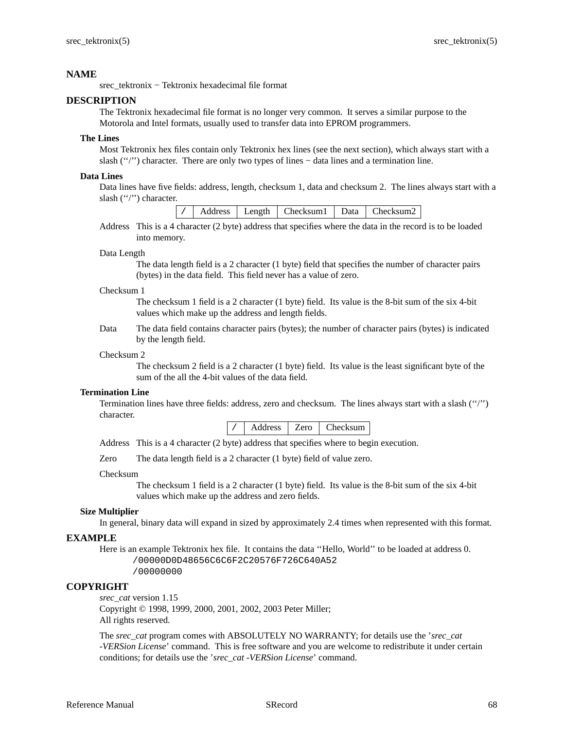## NAME

srec_tektronix − Tektronix hexadecimal file format

## DESCRIPTION

The Tektronix hexadecimal file format is no longer very common. It serves a similar purpose to the Motorola and Intel formats, usually used to transfer data into EPROM programmers.

### The Lines

Most Tektronix hex files contain only Tektronix hex lines (see the next section), which always start with a slash (‘‘/’’) character. There are only two types of lines − data lines and a termination line.

### Data Lines

Data lines have five fields: address, length, checksum 1, data and checksum 2. The lines always start with a slash (‘‘/’’) character.

| / | Address | Length | Checksum1 | Data | Checksum2 |
|---|---|---|---|---|---|

Address
: This is a 4 character (2 byte) address that specifies where the data in the record is to be loaded into memory.

Data Length
: The data length field is a 2 character (1 byte) field that specifies the number of character pairs (bytes) in the data field. This field never has a value of zero.

Checksum 1
: The checksum 1 field is a 2 character (1 byte) field. Its value is the 8-bit sum of the six 4-bit values which make up the address and length fields.

Data
: The data field contains character pairs (bytes); the number of character pairs (bytes) is indicated by the length field.

Checksum 2
: The checksum 2 field is a 2 character (1 byte) field. Its value is the least significant byte of the sum of the all the 4-bit values of the data field.

### Termination Line

Termination lines have three fields: address, zero and checksum. The lines always start with a slash (‘‘/’’) character.

| / | Address | Zero | Checksum |
|---|---|---|---|

Address
: This is a 4 character (2 byte) address that specifies where to begin execution.

Zero
: The data length field is a 2 character (1 byte) field of value zero.

Checksum
: The checksum 1 field is a 2 character (1 byte) field. Its value is the 8-bit sum of the six 4-bit values which make up the address and zero fields.

### Size Multiplier

In general, binary data will expand in sized by approximately 2.4 times when represented with this format.

## EXAMPLE

Here is an example Tektronix hex file. It contains the data ‘‘Hello, World’’ to be loaded at address 0.

```
/00000D0D48656C6C6F2C20576F726C640A52
/00000000
```

## COPYRIGHT

*srec_cat* version 1.15
Copyright © 1998, 1999, 2000, 2001, 2002, 2003 Peter Miller;
All rights reserved.

The *srec_cat* program comes with ABSOLUTELY NO WARRANTY; for details use the ’*srec_cat -VERSion License*’ command. This is free software and you are welcome to redistribute it under certain conditions; for details use the ’*srec_cat -VERSion License*’ command.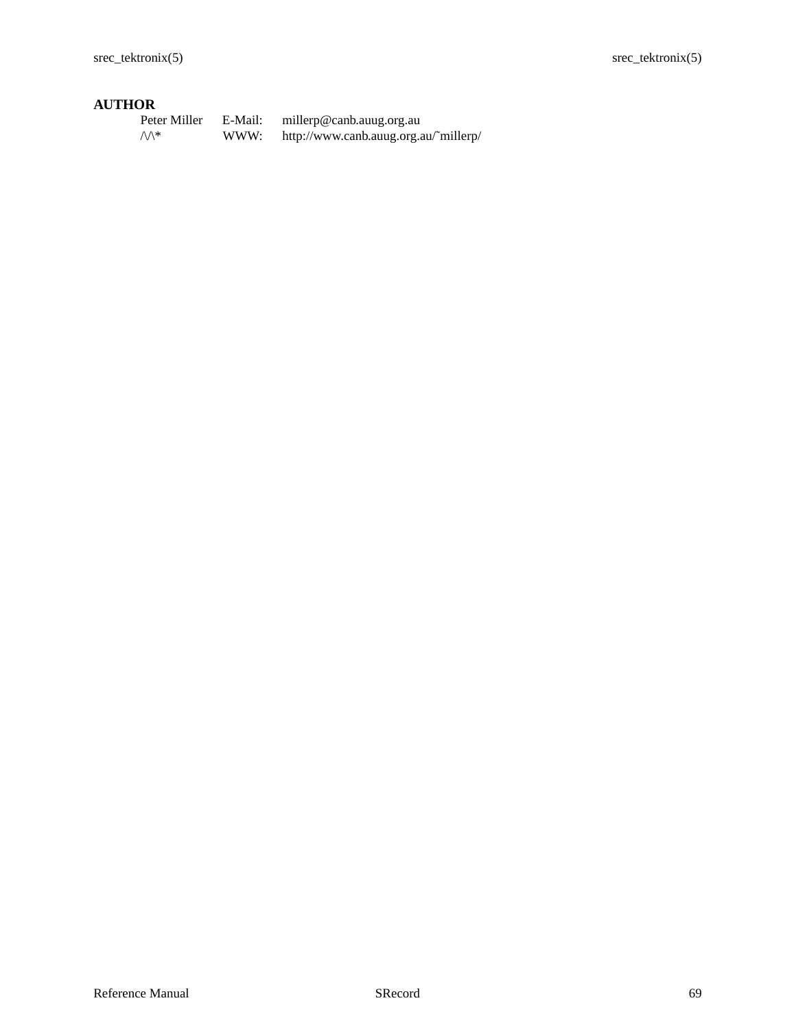## AUTHOR

| | | |
|---|---|---|
| Peter Miller | E-Mail: | millerp@canb.auug.org.au |
| /\/\* | WWW: | http://www.canb.auug.org.au/~millerp/ |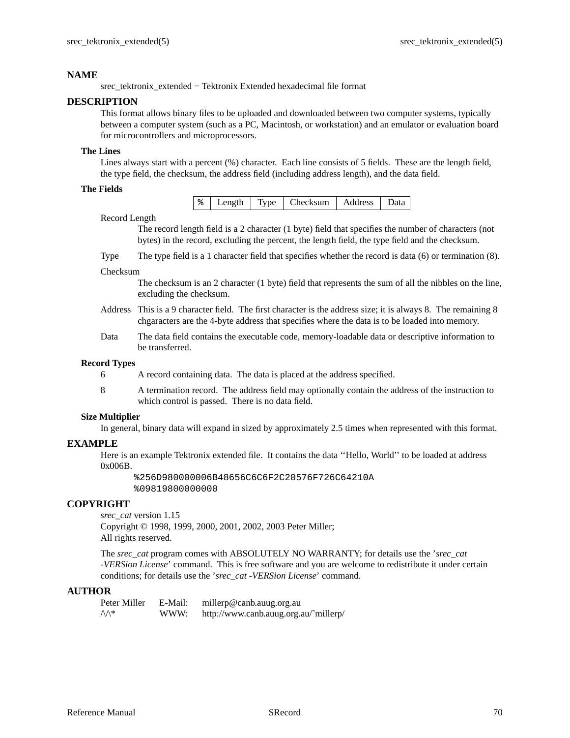## NAME

srec_tektronix_extended − Tektronix Extended hexadecimal file format

## DESCRIPTION

This format allows binary files to be uploaded and downloaded between two computer systems, typically between a computer system (such as a PC, Macintosh, or workstation) and an emulator or evaluation board for microcontrollers and microprocessors.

### The Lines

Lines always start with a percent (%) character. Each line consists of 5 fields. These are the length field, the type field, the checksum, the address field (including address length), and the data field.

### The Fields

| % | Length | Type | Checksum | Address | Data |
|---|---|---|---|---|---|

Record Length
: The record length field is a 2 character (1 byte) field that specifies the number of characters (not bytes) in the record, excluding the percent, the length field, the type field and the checksum.

Type
: The type field is a 1 character field that specifies whether the record is data (6) or termination (8).

Checksum
: The checksum is an 2 character (1 byte) field that represents the sum of all the nibbles on the line, excluding the checksum.

Address
: This is a 9 character field. The first character is the address size; it is always 8. The remaining 8 chgaracters are the 4-byte address that specifies where the data is to be loaded into memory.

Data
: The data field contains the executable code, memory-loadable data or descriptive information to be transferred.

### Record Types

6
: A record containing data. The data is placed at the address specified.

8
: A termination record. The address field may optionally contain the address of the instruction to which control is passed. There is no data field.

### Size Multiplier

In general, binary data will expand in sized by approximately 2.5 times when represented with this format.

## EXAMPLE

Here is an example Tektronix extended file. It contains the data ‘‘Hello, World’’ to be loaded at address 0x006B.

```
%256D980000006B48656C6C6F2C20576F726C64210A
%09819800000000
```

## COPYRIGHT

*srec_cat* version 1.15
Copyright © 1998, 1999, 2000, 2001, 2002, 2003 Peter Miller;
All rights reserved.

The *srec_cat* program comes with ABSOLUTELY NO WARRANTY; for details use the '*srec_cat -VERSion License*' command. This is free software and you are welcome to redistribute it under certain conditions; for details use the '*srec_cat -VERSion License*' command.

## AUTHOR

| | | |
|---|---|---|
| Peter Miller | E-Mail: | millerp@canb.auug.org.au |
| /\/\* | WWW: | http://www.canb.auug.org.au/~millerp/ |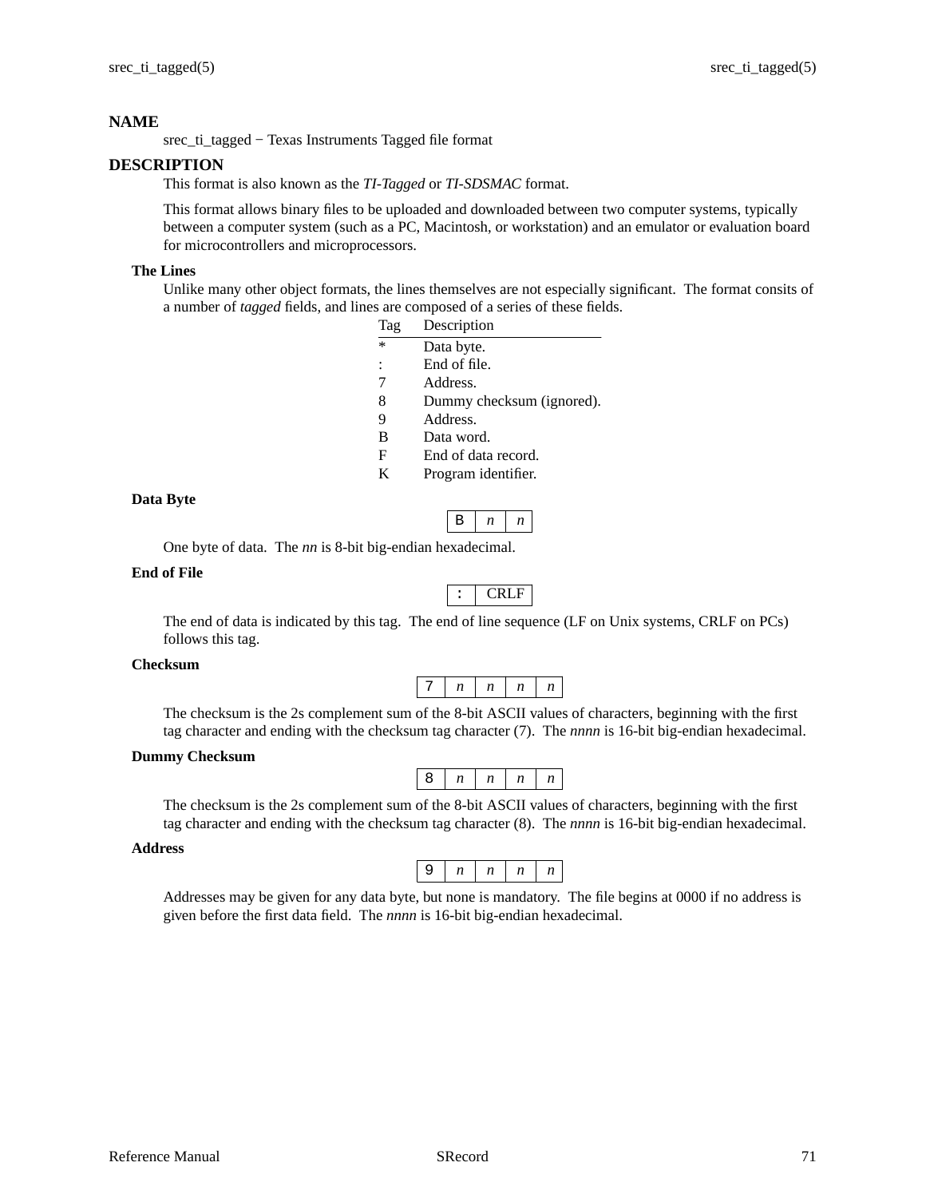# NAME

srec_ti_tagged − Texas Instruments Tagged file format

# DESCRIPTION

This format is also known as the *TI-Tagged* or *TI-SDSMAC* format.

This format allows binary files to be uploaded and downloaded between two computer systems, typically between a computer system (such as a PC, Macintosh, or workstation) and an emulator or evaluation board for microcontrollers and microprocessors.

## The Lines

Unlike many other object formats, the lines themselves are not especially significant. The format consits of a number of *tagged* fields, and lines are composed of a series of these fields.

| Tag | Description |
|---|---|
| * | Data byte. |
| : | End of file. |
| 7 | Address. |
| 8 | Dummy checksum (ignored). |
| 9 | Address. |
| B | Data word. |
| F | End of data record. |
| K | Program identifier. |

## Data Byte

| B | *n* | *n* |
|---|---|---|

One byte of data. The *nn* is 8-bit big-endian hexadecimal.

## End of File

| : | CRLF |
|---|---|

The end of data is indicated by this tag. The end of line sequence (LF on Unix systems, CRLF on PCs) follows this tag.

## Checksum

| 7 | *n* | *n* | *n* | *n* |
|---|---|---|---|---|

The checksum is the 2s complement sum of the 8-bit ASCII values of characters, beginning with the first tag character and ending with the checksum tag character (7). The *nnnn* is 16-bit big-endian hexadecimal.

## Dummy Checksum

| 8 | *n* | *n* | *n* | *n* |
|---|---|---|---|---|

The checksum is the 2s complement sum of the 8-bit ASCII values of characters, beginning with the first tag character and ending with the checksum tag character (8). The *nnnn* is 16-bit big-endian hexadecimal.

## Address

| 9 | *n* | *n* | *n* | *n* |
|---|---|---|---|---|

Addresses may be given for any data byte, but none is mandatory. The file begins at 0000 if no address is given before the first data field. The *nnnn* is 16-bit big-endian hexadecimal.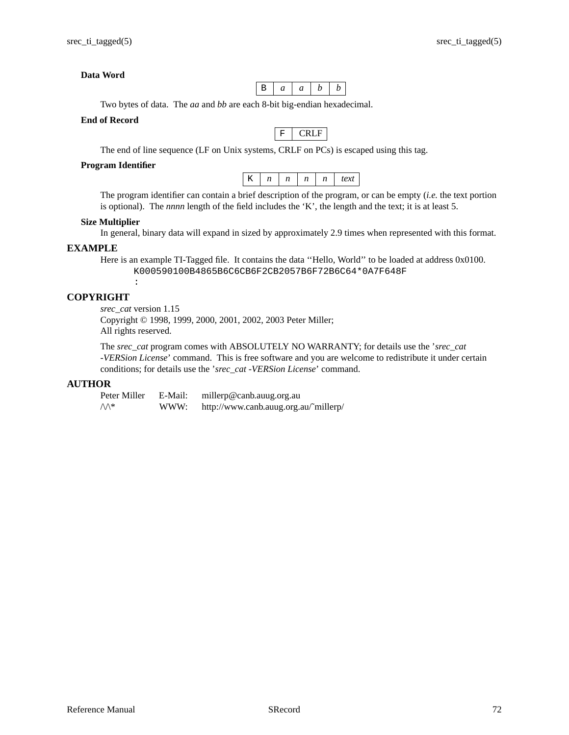**Data Word**

| B | *a* | *a* | *b* | *b* |
|---|---|---|---|---|

Two bytes of data. The *aa* and *bb* are each 8-bit big-endian hexadecimal.

**End of Record**

| F | CRLF |
|---|---|

The end of line sequence (LF on Unix systems, CRLF on PCs) is escaped using this tag.

**Program Identifier**

| K | *n* | *n* | *n* | *n* | *text* |
|---|---|---|---|---|---|

The program identifier can contain a brief description of the program, or can be empty (*i.e.* the text portion is optional). The *nnnn* length of the field includes the 'K', the length and the text; it is at least 5.

**Size Multiplier**

In general, binary data will expand in sized by approximately 2.9 times when represented with this format.

## EXAMPLE

Here is an example TI-Tagged file. It contains the data ''Hello, World'' to be loaded at address 0x0100.

```
K000590100B4865B6C6CB6F2CB2057B6F72B6C64*0A7F648F
:
```

## COPYRIGHT

*srec_cat* version 1.15
Copyright © 1998, 1999, 2000, 2001, 2002, 2003 Peter Miller;
All rights reserved.

The *srec_cat* program comes with ABSOLUTELY NO WARRANTY; for details use the '*srec_cat -VERSion License*' command. This is free software and you are welcome to redistribute it under certain conditions; for details use the '*srec_cat -VERSion License*' command.

## AUTHOR

| | | |
|---|---|---|
| Peter Miller | E-Mail: | millerp@canb.auug.org.au |
| /\/\* | WWW: | http://www.canb.auug.org.au/~millerp/ |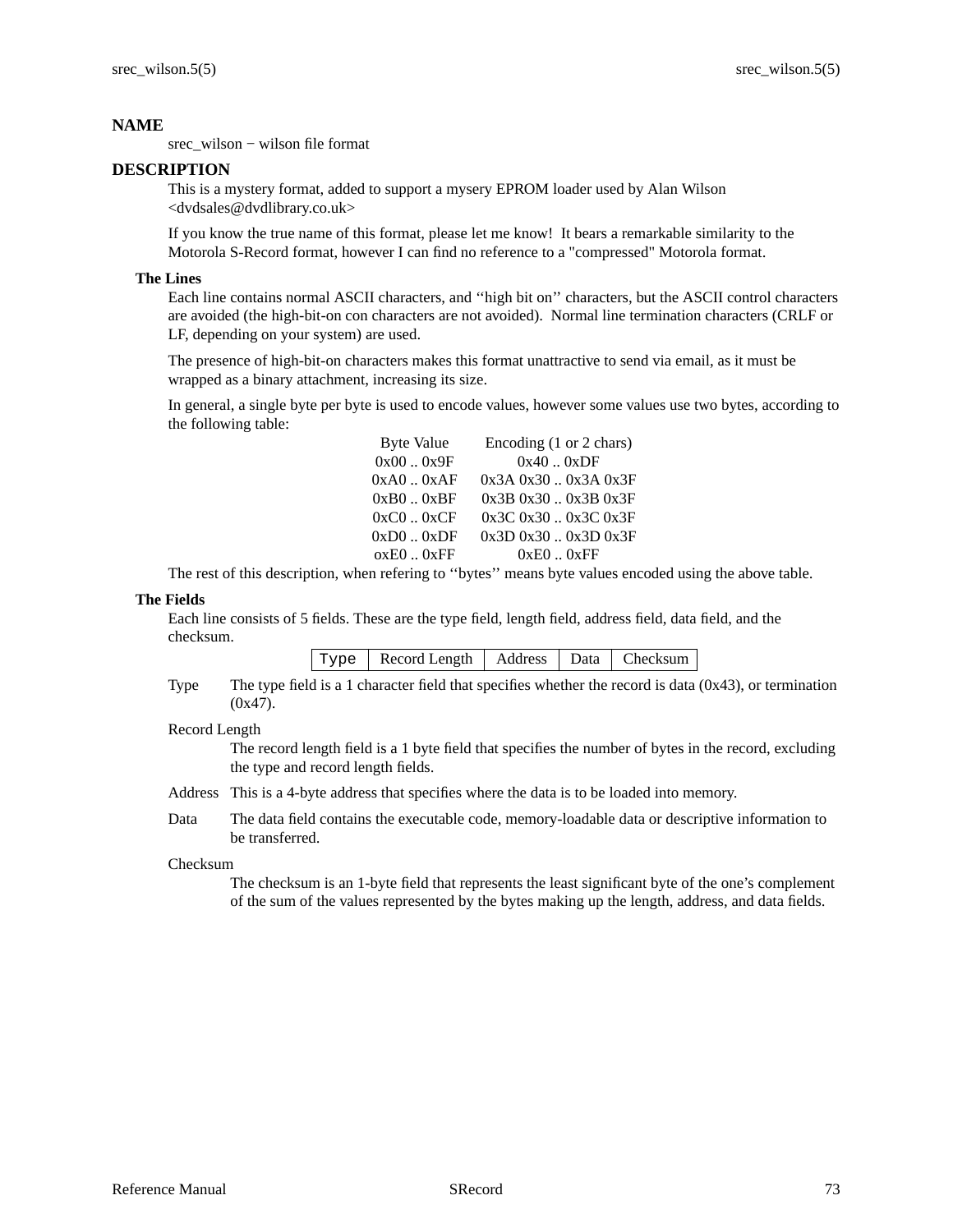## NAME

srec_wilson − wilson file format

## DESCRIPTION

This is a mystery format, added to support a mysery EPROM loader used by Alan Wilson <dvdsales@dvdlibrary.co.uk>

If you know the true name of this format, please let me know! It bears a remarkable similarity to the Motorola S-Record format, however I can find no reference to a "compressed" Motorola format.

### The Lines

Each line contains normal ASCII characters, and ‘‘high bit on’’ characters, but the ASCII control characters are avoided (the high-bit-on con characters are not avoided). Normal line termination characters (CRLF or LF, depending on your system) are used.

The presence of high-bit-on characters makes this format unattractive to send via email, as it must be wrapped as a binary attachment, increasing its size.

In general, a single byte per byte is used to encode values, however some values use two bytes, according to the following table:

| Byte Value | Encoding (1 or 2 chars) |
|---|---|
| 0x00 .. 0x9F | 0x40 .. 0xDF |
| 0xA0 .. 0xAF | 0x3A 0x30 .. 0x3A 0x3F |
| 0xB0 .. 0xBF | 0x3B 0x30 .. 0x3B 0x3F |
| 0xC0 .. 0xCF | 0x3C 0x30 .. 0x3C 0x3F |
| 0xD0 .. 0xDF | 0x3D 0x30 .. 0x3D 0x3F |
| oxE0 .. 0xFF | 0xE0 .. 0xFF |

The rest of this description, when refering to ‘‘bytes’’ means byte values encoded using the above table.

### The Fields

Each line consists of 5 fields. These are the type field, length field, address field, data field, and the checksum.

| Type | Record Length | Address | Data | Checksum |
|---|---|---|---|---|

Type
: The type field is a 1 character field that specifies whether the record is data (0x43), or termination (0x47).

Record Length
: The record length field is a 1 byte field that specifies the number of bytes in the record, excluding the type and record length fields.

Address
: This is a 4-byte address that specifies where the data is to be loaded into memory.

Data
: The data field contains the executable code, memory-loadable data or descriptive information to be transferred.

Checksum
: The checksum is an 1-byte field that represents the least significant byte of the one’s complement of the sum of the values represented by the bytes making up the length, address, and data fields.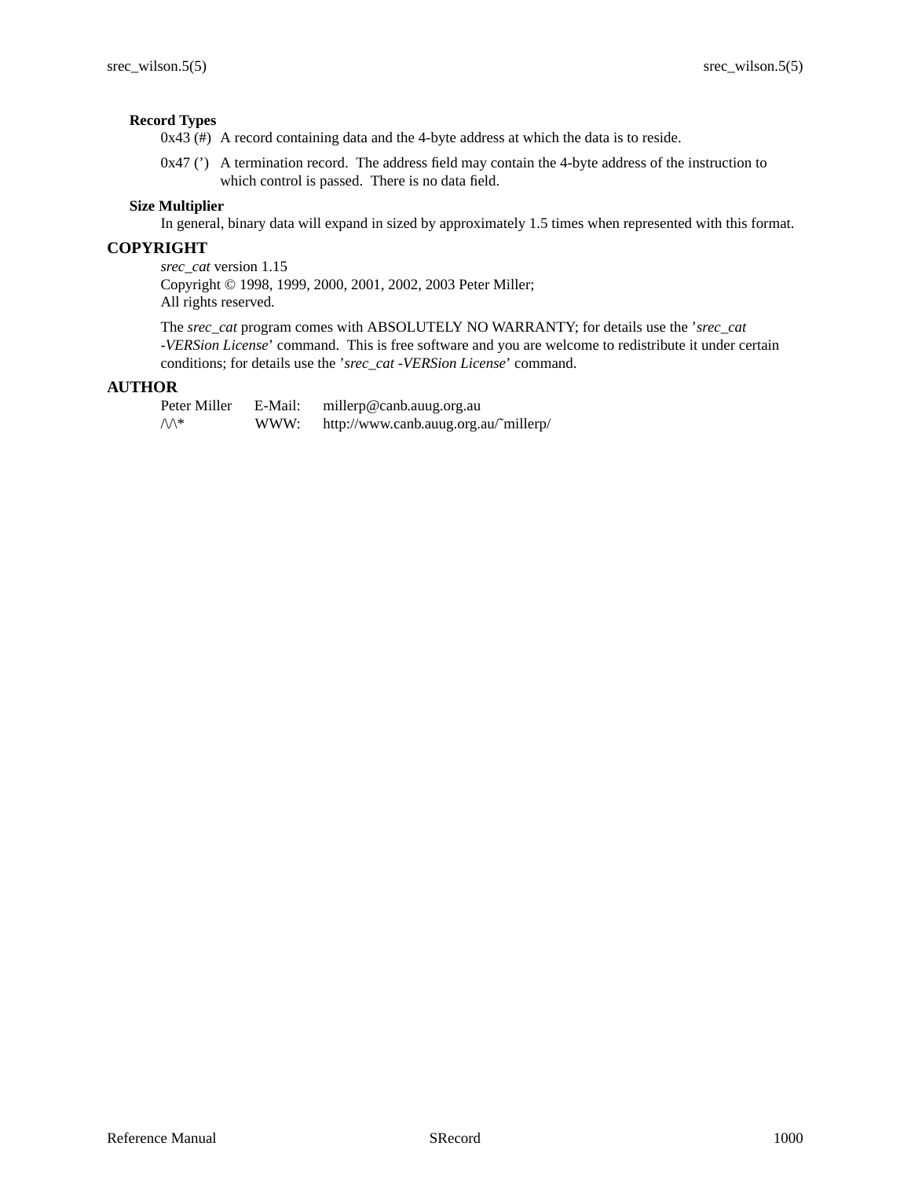### Record Types

0x43 (#) A record containing data and the 4-byte address at which the data is to reside.

0x47 (') A termination record. The address field may contain the 4-byte address of the instruction to which control is passed. There is no data field.

### Size Multiplier

In general, binary data will expand in sized by approximately 1.5 times when represented with this format.

## COPYRIGHT

*srec_cat* version 1.15
Copyright © 1998, 1999, 2000, 2001, 2002, 2003 Peter Miller;
All rights reserved.

The *srec_cat* program comes with ABSOLUTELY NO WARRANTY; for details use the '*srec_cat -VERSion License*' command. This is free software and you are welcome to redistribute it under certain conditions; for details use the '*srec_cat -VERSion License*' command.

## AUTHOR

| | | |
|---|---|---|
| Peter Miller | E-Mail: | millerp@canb.auug.org.au |
| /\/\* | WWW: | http://www.canb.auug.org.au/~millerp/ |